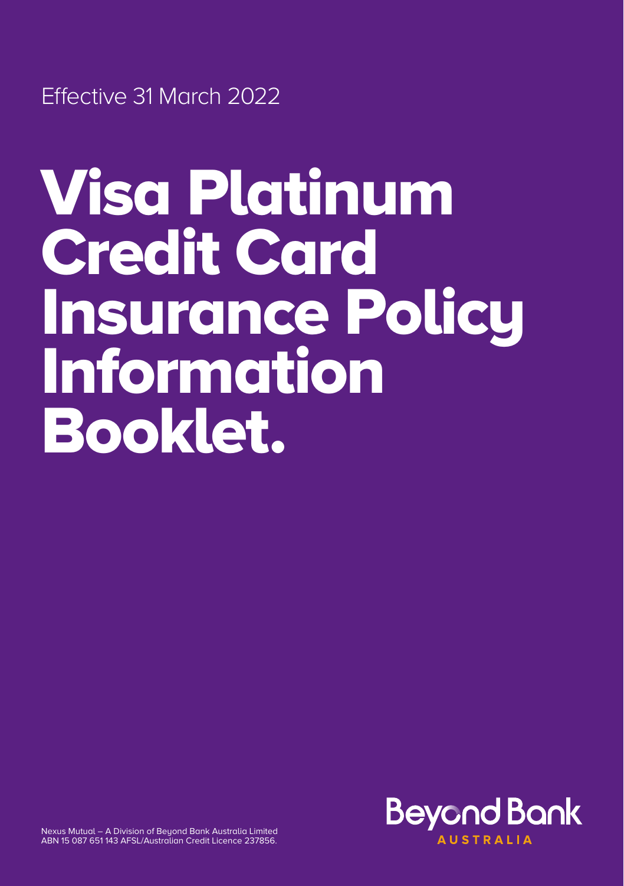Effective 31 March 2022

# Visa Platinum Credit Card Insurance Policy Information Booklet.

Beyond Bank AUSTRALIA

Nexus Mutual – A Division of Beyond Bank Australia Limited
ABN 15 087 651 143 AFSL/Australian Credit Licence 237856.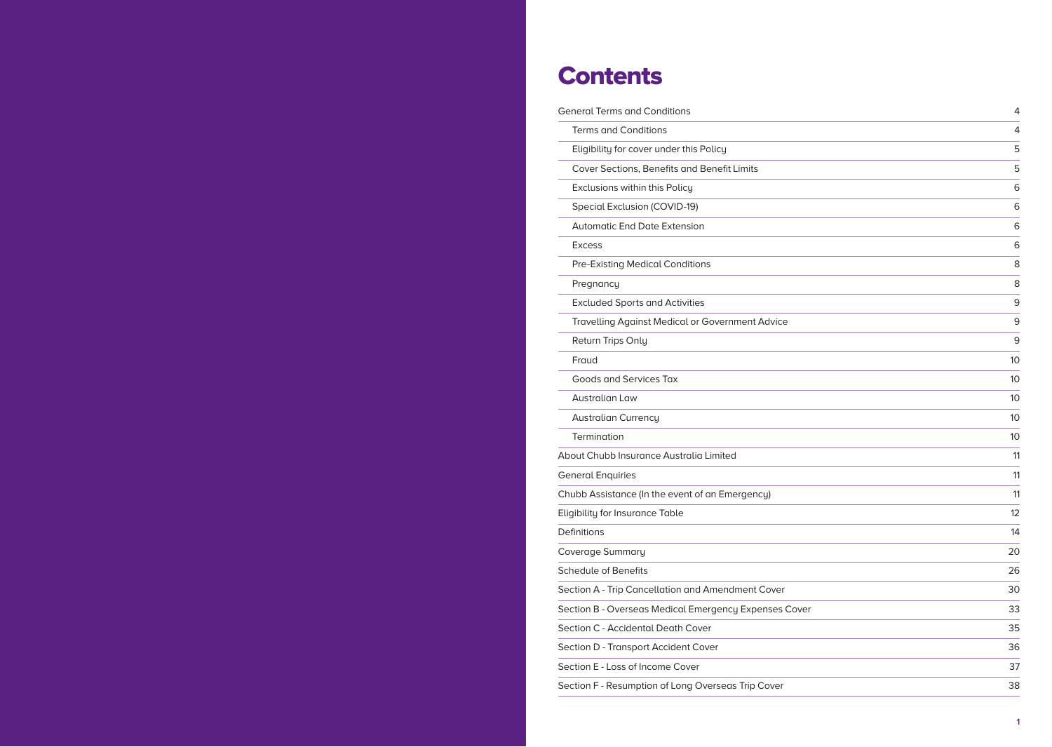# Contents

| | |
|---|---|
| General Terms and Conditions | 4 |
| Terms and Conditions | 4 |
| Eligibility for cover under this Policy | 5 |
| Cover Sections, Benefits and Benefit Limits | 5 |
| Exclusions within this Policy | 6 |
| Special Exclusion (COVID-19) | 6 |
| Automatic End Date Extension | 6 |
| Excess | 6 |
| Pre-Existing Medical Conditions | 8 |
| Pregnancy | 8 |
| Excluded Sports and Activities | 9 |
| Travelling Against Medical or Government Advice | 9 |
| Return Trips Only | 9 |
| Fraud | 10 |
| Goods and Services Tax | 10 |
| Australian Law | 10 |
| Australian Currency | 10 |
| Termination | 10 |
| About Chubb Insurance Australia Limited | 11 |
| General Enquiries | 11 |
| Chubb Assistance (In the event of an Emergency) | 11 |
| Eligibility for Insurance Table | 12 |
| Definitions | 14 |
| Coverage Summary | 20 |
| Schedule of Benefits | 26 |
| Section A - Trip Cancellation and Amendment Cover | 30 |
| Section B - Overseas Medical Emergency Expenses Cover | 33 |
| Section C - Accidental Death Cover | 35 |
| Section D - Transport Accident Cover | 36 |
| Section E - Loss of Income Cover | 37 |
| Section F - Resumption of Long Overseas Trip Cover | 38 |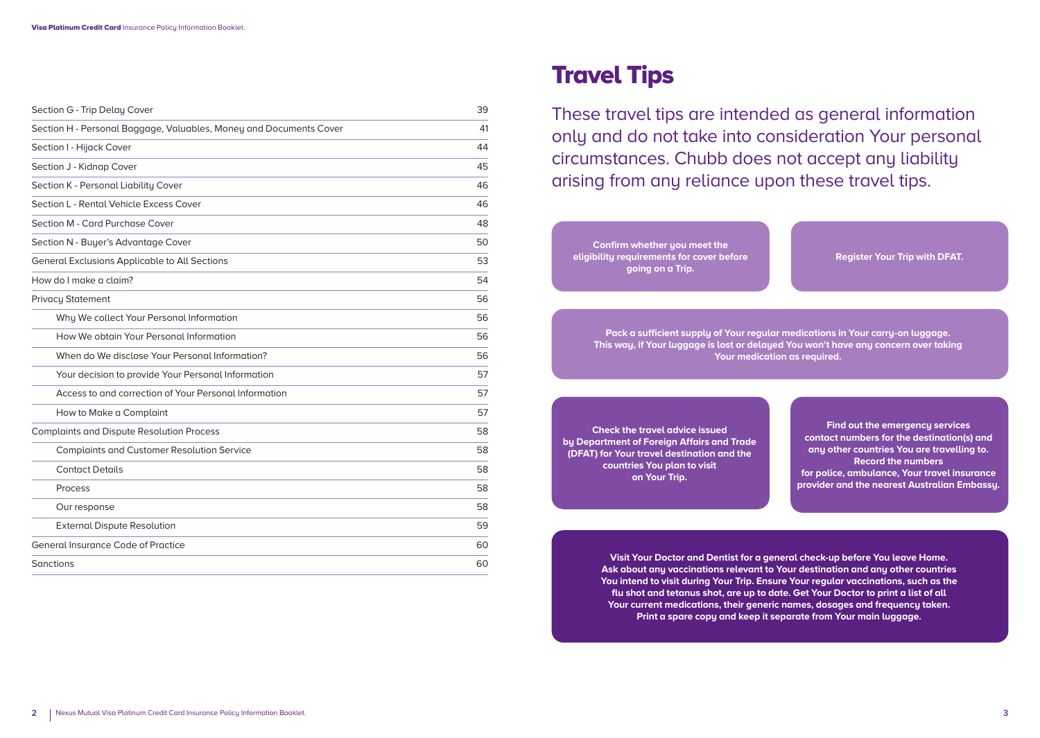| | |
|---|---|
| Section G - Trip Delay Cover | 39 |
| Section H - Personal Baggage, Valuables, Money and Documents Cover | 41 |
| Section I - Hijack Cover | 44 |
| Section J - Kidnap Cover | 45 |
| Section K - Personal Liability Cover | 46 |
| Section L - Rental Vehicle Excess Cover | 46 |
| Section M - Card Purchase Cover | 48 |
| Section N - Buyer's Advantage Cover | 50 |
| General Exclusions Applicable to All Sections | 53 |
| How do I make a claim? | 54 |
| Privacy Statement | 56 |
| Why We collect Your Personal Information | 56 |
| How We obtain Your Personal Information | 56 |
| When do We disclose Your Personal Information? | 56 |
| Your decision to provide Your Personal Information | 57 |
| Access to and correction of Your Personal Information | 57 |
| How to Make a Complaint | 57 |
| Complaints and Dispute Resolution Process | 58 |
| Complaints and Customer Resolution Service | 58 |
| Contact Details | 58 |
| Process | 58 |
| Our response | 58 |
| External Dispute Resolution | 59 |
| General Insurance Code of Practice | 60 |
| Sanctions | 60 |

# Travel Tips

These travel tips are intended as general information only and do not take into consideration Your personal circumstances. Chubb does not accept any liability arising from any reliance upon these travel tips.

**Confirm whether you meet the eligibility requirements for cover before going on a Trip.**

**Register Your Trip with DFAT.**

**Pack a sufficient supply of Your regular medications in Your carry-on luggage. This way, if Your luggage is lost or delayed You won't have any concern over taking Your medication as required.**

**Check the travel advice issued by Department of Foreign Affairs and Trade (DFAT) for Your travel destination and the countries You plan to visit on Your Trip.**

**Find out the emergency services contact numbers for the destination(s) and any other countries You are travelling to. Record the numbers for police, ambulance, Your travel insurance provider and the nearest Australian Embassy.**

**Visit Your Doctor and Dentist for a general check-up before You leave Home. Ask about any vaccinations relevant to Your destination and any other countries You intend to visit during Your Trip. Ensure Your regular vaccinations, such as the flu shot and tetanus shot, are up to date. Get Your Doctor to print a list of all Your current medications, their generic names, dosages and frequency taken. Print a spare copy and keep it separate from Your main luggage.**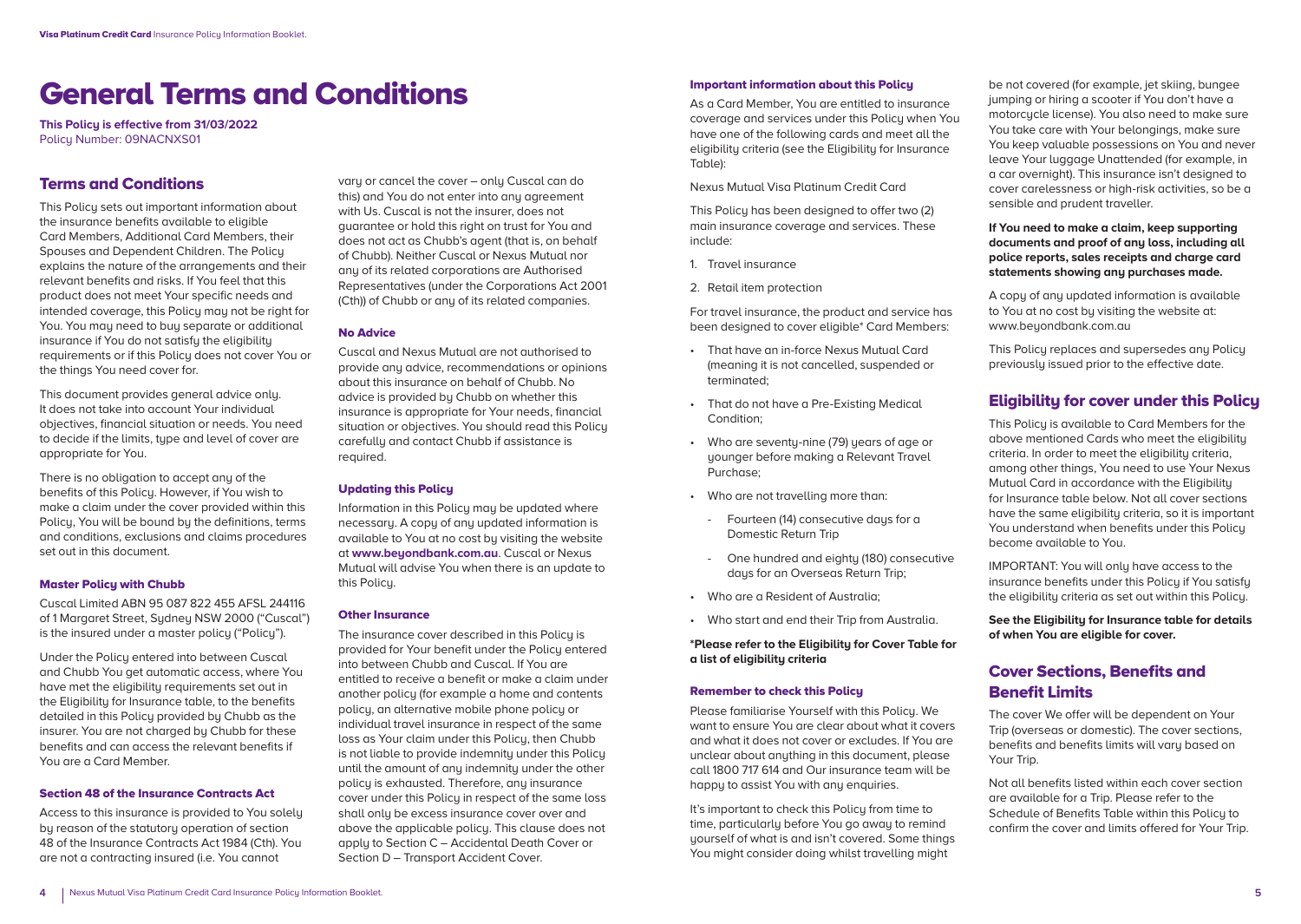# General Terms and Conditions

**This Policy is effective from 31/03/2022**
Policy Number: 09NACNXS01

## Terms and Conditions

This Policy sets out important information about the insurance benefits available to eligible Card Members, Additional Card Members, their Spouses and Dependent Children. The Policy explains the nature of the arrangements and their relevant benefits and risks. If You feel that this product does not meet Your specific needs and intended coverage, this Policy may not be right for You. You may need to buy separate or additional insurance if You do not satisfy the eligibility requirements or if this Policy does not cover You or the things You need cover for.

This document provides general advice only. It does not take into account Your individual objectives, financial situation or needs. You need to decide if the limits, type and level of cover are appropriate for You.

There is no obligation to accept any of the benefits of this Policy. However, if You wish to make a claim under the cover provided within this Policy, You will be bound by the definitions, terms and conditions, exclusions and claims procedures set out in this document.

### Master Policy with Chubb

Cuscal Limited ABN 95 087 822 455 AFSL 244116 of 1 Margaret Street, Sydney NSW 2000 ("Cuscal") is the insured under a master policy ("Policy").

Under the Policy entered into between Cuscal and Chubb You get automatic access, where You have met the eligibility requirements set out in the Eligibility for Insurance table, to the benefits detailed in this Policy provided by Chubb as the insurer. You are not charged by Chubb for these benefits and can access the relevant benefits if You are a Card Member.

### Section 48 of the Insurance Contracts Act

Access to this insurance is provided to You solely by reason of the statutory operation of section 48 of the Insurance Contracts Act 1984 (Cth). You are not a contracting insured (i.e. You cannot vary or cancel the cover – only Cuscal can do this) and You do not enter into any agreement with Us. Cuscal is not the insurer, does not guarantee or hold this right on trust for You and does not act as Chubb's agent (that is, on behalf of Chubb). Neither Cuscal or Nexus Mutual nor any of its related corporations are Authorised Representatives (under the Corporations Act 2001 (Cth)) of Chubb or any of its related companies.

### No Advice

Cuscal and Nexus Mutual are not authorised to provide any advice, recommendations or opinions about this insurance on behalf of Chubb. No advice is provided by Chubb on whether this insurance is appropriate for Your needs, financial situation or objectives. You should read this Policy carefully and contact Chubb if assistance is required.

### Updating this Policy

Information in this Policy may be updated where necessary. A copy of any updated information is available to You at no cost by visiting the website at **www.beyondbank.com.au**. Cuscal or Nexus Mutual will advise You when there is an update to this Policy.

### Other Insurance

The insurance cover described in this Policy is provided for Your benefit under the Policy entered into between Chubb and Cuscal. If You are entitled to receive a benefit or make a claim under another policy (for example a home and contents policy, an alternative mobile phone policy or individual travel insurance in respect of the same loss as Your claim under this Policy, then Chubb is not liable to provide indemnity under this Policy until the amount of any indemnity under the other policy is exhausted. Therefore, any insurance cover under this Policy in respect of the same loss shall only be excess insurance cover over and above the applicable policy. This clause does not apply to Section C – Accidental Death Cover or Section D – Transport Accident Cover.

### Important information about this Policy

As a Card Member, You are entitled to insurance coverage and services under this Policy when You have one of the following cards and meet all the eligibility criteria (see the Eligibility for Insurance Table):

Nexus Mutual Visa Platinum Credit Card

This Policy has been designed to offer two (2) main insurance coverage and services. These include:

1. Travel insurance
2. Retail item protection

For travel insurance, the product and service has been designed to cover eligible* Card Members:

- That have an in-force Nexus Mutual Card (meaning it is not cancelled, suspended or terminated;
- That do not have a Pre-Existing Medical Condition;
- Who are seventy-nine (79) years of age or younger before making a Relevant Travel Purchase;
- Who are not travelling more than:
  - Fourteen (14) consecutive days for a Domestic Return Trip
  - One hundred and eighty (180) consecutive days for an Overseas Return Trip;
- Who are a Resident of Australia;
- Who start and end their Trip from Australia.

**\*Please refer to the Eligibility for Cover Table for a list of eligibility criteria**

### Remember to check this Policy

Please familiarise Yourself with this Policy. We want to ensure You are clear about what it covers and what it does not cover or excludes. If You are unclear about anything in this document, please call 1800 717 614 and Our insurance team will be happy to assist You with any enquiries.

It's important to check this Policy from time to time, particularly before You go away to remind yourself of what is and isn't covered. Some things You might consider doing whilst travelling might be not covered (for example, jet skiing, bungee jumping or hiring a scooter if You don't have a motorcycle license). You also need to make sure You take care with Your belongings, make sure You keep valuable possessions on You and never leave Your luggage Unattended (for example, in a car overnight). This insurance isn't designed to cover carelessness or high-risk activities, so be a sensible and prudent traveller.

**If You need to make a claim, keep supporting documents and proof of any loss, including all police reports, sales receipts and charge card statements showing any purchases made.**

A copy of any updated information is available to You at no cost by visiting the website at: www.beyondbank.com.au

This Policy replaces and supersedes any Policy previously issued prior to the effective date.

## Eligibility for cover under this Policy

This Policy is available to Card Members for the above mentioned Cards who meet the eligibility criteria. In order to meet the eligibility criteria, among other things, You need to use Your Nexus Mutual Card in accordance with the Eligibility for Insurance table below. Not all cover sections have the same eligibility criteria, so it is important You understand when benefits under this Policy become available to You.

IMPORTANT: You will only have access to the insurance benefits under this Policy if You satisfy the eligibility criteria as set out within this Policy.

**See the Eligibility for Insurance table for details of when You are eligible for cover.**

## Cover Sections, Benefits and Benefit Limits

The cover We offer will be dependent on Your Trip (overseas or domestic). The cover sections, benefits and benefits limits will vary based on Your Trip.

Not all benefits listed within each cover section are available for a Trip. Please refer to the Schedule of Benefits Table within this Policy to confirm the cover and limits offered for Your Trip.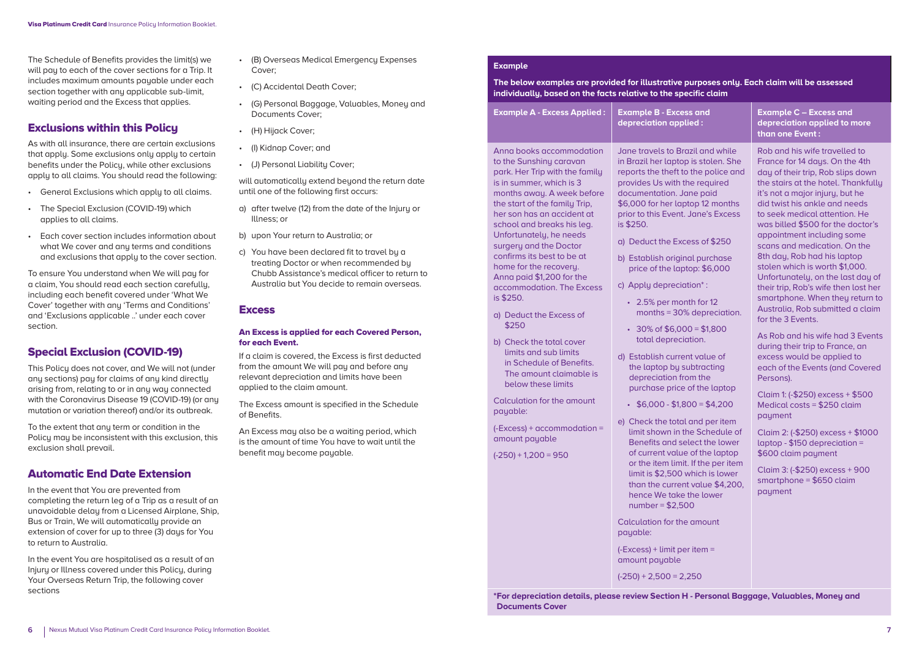The Schedule of Benefits provides the limit(s) we will pay to each of the cover sections for a Trip. It includes maximum amounts payable under each section together with any applicable sub-limit, waiting period and the Excess that applies.

## Exclusions within this Policy

As with all insurance, there are certain exclusions that apply. Some exclusions only apply to certain benefits under the Policy, while other exclusions apply to all claims. You should read the following:

- General Exclusions which apply to all claims.
- The Special Exclusion (COVID-19) which applies to all claims.
- Each cover section includes information about what We cover and any terms and conditions and exclusions that apply to the cover section.

To ensure You understand when We will pay for a claim, You should read each section carefully, including each benefit covered under 'What We Cover' together with any 'Terms and Conditions' and 'Exclusions applicable ..' under each cover section.

## Special Exclusion (COVID-19)

This Policy does not cover, and We will not (under any sections) pay for claims of any kind directly arising from, relating to or in any way connected with the Coronavirus Disease 19 (COVID-19) (or any mutation or variation thereof) and/or its outbreak.

To the extent that any term or condition in the Policy may be inconsistent with this exclusion, this exclusion shall prevail.

## Automatic End Date Extension

In the event that You are prevented from completing the return leg of a Trip as a result of an unavoidable delay from a Licensed Airplane, Ship, Bus or Train, We will automatically provide an extension of cover for up to three (3) days for You to return to Australia.

In the event You are hospitalised as a result of an Injury or Illness covered under this Policy, during Your Overseas Return Trip, the following cover sections

- (B) Overseas Medical Emergency Expenses Cover;
- (C) Accidental Death Cover;
- (G) Personal Baggage, Valuables, Money and Documents Cover;
- (H) Hijack Cover;
- (I) Kidnap Cover; and
- (J) Personal Liability Cover;

will automatically extend beyond the return date until one of the following first occurs:

a) after twelve (12) from the date of the Injury or Illness; or

b) upon Your return to Australia; or

c) You have been declared fit to travel by a treating Doctor or when recommended by Chubb Assistance's medical officer to return to Australia but You decide to remain overseas.

## Excess

### An Excess is applied for each Covered Person, for each Event.

If a claim is covered, the Excess is first deducted from the amount We will pay and before any relevant depreciation and limits have been applied to the claim amount.

The Excess amount is specified in the Schedule of Benefits.

An Excess may also be a waiting period, which is the amount of time You have to wait until the benefit may become payable.

**Example**

**The below examples are provided for illustrative purposes only. Each claim will be assessed individually, based on the facts relative to the specific claim**

**Example A - Excess Applied :**

Anna books accommodation to the Sunshiny caravan park. Her Trip with the family is in summer, which is 3 months away. A week before the start of the family Trip, her son has an accident at school and breaks his leg. Unfortunately, he needs surgery and the Doctor confirms its best to be at home for the recovery. Anna paid $1,200 for the accommodation. The Excess is $250.

a) Deduct the Excess of $250

b) Check the total cover limits and sub limits in Schedule of Benefits. The amount claimable is below these limits

Calculation for the amount payable:

(-Excess) + accommodation = amount payable

(-250) + 1,200 = 950

**Example B - Excess and depreciation applied :**

Jane travels to Brazil and while in Brazil her laptop is stolen. She reports the theft to the police and provides Us with the required documentation. Jane paid $6,000 for her laptop 12 months prior to this Event. Jane's Excess is $250.

a) Deduct the Excess of $250

b) Establish original purchase price of the laptop: $6,000

c) Apply depreciation* :
   - 2.5% per month for 12 months = 30% depreciation.
   - 30% of $6,000 = $1,800 total depreciation.

d) Establish current value of the laptop by subtracting depreciation from the purchase price of the laptop
   - $6,000 - $1,800 = $4,200

e) Check the total and per item limit shown in the Schedule of Benefits and select the lower of current value of the laptop or the item limit. If the per item limit is $2,500 which is lower than the current value $4,200, hence We take the lower number = $2,500

Calculation for the amount payable:

(-Excess) + limit per item = amount payable

(-250) + 2,500 = 2,250

**Example C – Excess and depreciation applied to more than one Event :**

Rob and his wife travelled to France for 14 days. On the 4th day of their trip, Rob slips down the stairs at the hotel. Thankfully it's not a major injury, but he did twist his ankle and needs to seek medical attention. He was billed $500 for the doctor's appointment including some scans and medication. On the 8th day, Rob had his laptop stolen which is worth $1,000. Unfortunately, on the last day of their trip, Rob's wife then lost her smartphone. When they return to Australia, Rob submitted a claim for the 3 Events.

As Rob and his wife had 3 Events during their trip to France, an excess would be applied to each of the Events (and Covered Persons).

Claim 1: (-$250) excess + $500 Medical costs = $250 claim payment

Claim 2: (-$250) excess + $1000 laptop - $150 depreciation = $600 claim payment

Claim 3: (-$250) excess + 900 smartphone = $650 claim payment

**\*For depreciation details, please review Section H - Personal Baggage, Valuables, Money and Documents Cover**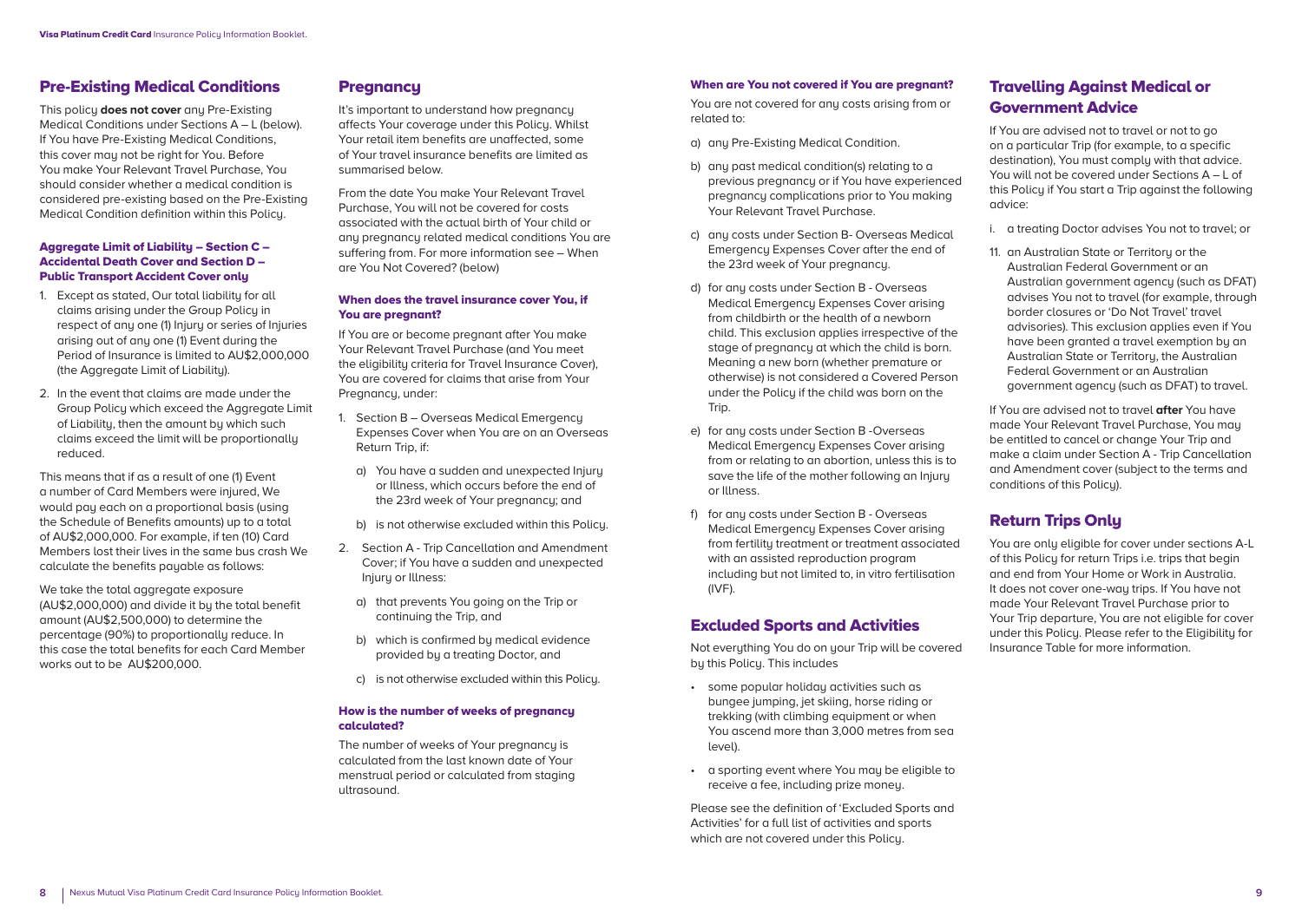## Pre-Existing Medical Conditions

This policy **does not cover** any Pre-Existing Medical Conditions under Sections A – L (below). If You have Pre-Existing Medical Conditions, this cover may not be right for You. Before You make Your Relevant Travel Purchase, You should consider whether a medical condition is considered pre-existing based on the Pre-Existing Medical Condition definition within this Policy.

#### Aggregate Limit of Liability – Section C – Accidental Death Cover and Section D – Public Transport Accident Cover only

1. Except as stated, Our total liability for all claims arising under the Group Policy in respect of any one (1) Injury or series of Injuries arising out of any one (1) Event during the Period of Insurance is limited to AU$2,000,000 (the Aggregate Limit of Liability).
2. In the event that claims are made under the Group Policy which exceed the Aggregate Limit of Liability, then the amount by which such claims exceed the limit will be proportionally reduced.

This means that if as a result of one (1) Event a number of Card Members were injured, We would pay each on a proportional basis (using the Schedule of Benefits amounts) up to a total of AU$2,000,000. For example, if ten (10) Card Members lost their lives in the same bus crash We calculate the benefits payable as follows:

We take the total aggregate exposure (AU$2,000,000) and divide it by the total benefit amount (AU$2,500,000) to determine the percentage (90%) to proportionally reduce. In this case the total benefits for each Card Member works out to be AU$200,000.

## Pregnancy

It's important to understand how pregnancy affects Your coverage under this Policy. Whilst Your retail item benefits are unaffected, some of Your travel insurance benefits are limited as summarised below.

From the date You make Your Relevant Travel Purchase, You will not be covered for costs associated with the actual birth of Your child or any pregnancy related medical conditions You are suffering from. For more information see – When are You Not Covered? (below)

#### When does the travel insurance cover You, if You are pregnant?

If You are or become pregnant after You make Your Relevant Travel Purchase (and You meet the eligibility criteria for Travel Insurance Cover), You are covered for claims that arise from Your Pregnancy, under:

1. Section B – Overseas Medical Emergency Expenses Cover when You are on an Overseas Return Trip, if:
   a) You have a sudden and unexpected Injury or Illness, which occurs before the end of the 23rd week of Your pregnancy; and
   b) is not otherwise excluded within this Policy.
2. Section A - Trip Cancellation and Amendment Cover; if You have a sudden and unexpected Injury or Illness:
   a) that prevents You going on the Trip or continuing the Trip, and
   b) which is confirmed by medical evidence provided by a treating Doctor, and
   c) is not otherwise excluded within this Policy.

#### How is the number of weeks of pregnancy calculated?

The number of weeks of Your pregnancy is calculated from the last known date of Your menstrual period or calculated from staging ultrasound.

#### When are You not covered if You are pregnant?

You are not covered for any costs arising from or related to:

a) any Pre-Existing Medical Condition.

b) any past medical condition(s) relating to a previous pregnancy or if You have experienced pregnancy complications prior to You making Your Relevant Travel Purchase.

c) any costs under Section B- Overseas Medical Emergency Expenses Cover after the end of the 23rd week of Your pregnancy.

d) for any costs under Section B - Overseas Medical Emergency Expenses Cover arising from childbirth or the health of a newborn child. This exclusion applies irrespective of the stage of pregnancy at which the child is born. Meaning a new born (whether premature or otherwise) is not considered a Covered Person under the Policy if the child was born on the Trip.

e) for any costs under Section B -Overseas Medical Emergency Expenses Cover arising from or relating to an abortion, unless this is to save the life of the mother following an Injury or Illness.

f) for any costs under Section B - Overseas Medical Emergency Expenses Cover arising from fertility treatment or treatment associated with an assisted reproduction program including but not limited to, in vitro fertilisation (IVF).

## Excluded Sports and Activities

Not everything You do on your Trip will be covered by this Policy. This includes

- some popular holiday activities such as bungee jumping, jet skiing, horse riding or trekking (with climbing equipment or when You ascend more than 3,000 metres from sea level).
- a sporting event where You may be eligible to receive a fee, including prize money.

Please see the definition of 'Excluded Sports and Activities' for a full list of activities and sports which are not covered under this Policy.

## Travelling Against Medical or Government Advice

If You are advised not to travel or not to go on a particular Trip (for example, to a specific destination), You must comply with that advice. You will not be covered under Sections A – L of this Policy if You start a Trip against the following advice:

i. a treating Doctor advises You not to travel; or

11. an Australian State or Territory or the Australian Federal Government or an Australian government agency (such as DFAT) advises You not to travel (for example, through border closures or 'Do Not Travel' travel advisories). This exclusion applies even if You have been granted a travel exemption by an Australian State or Territory, the Australian Federal Government or an Australian government agency (such as DFAT) to travel.

If You are advised not to travel **after** You have made Your Relevant Travel Purchase, You may be entitled to cancel or change Your Trip and make a claim under Section A - Trip Cancellation and Amendment cover (subject to the terms and conditions of this Policy).

## Return Trips Only

You are only eligible for cover under sections A-L of this Policy for return Trips i.e. trips that begin and end from Your Home or Work in Australia. It does not cover one-way trips. If You have not made Your Relevant Travel Purchase prior to Your Trip departure, You are not eligible for cover under this Policy. Please refer to the Eligibility for Insurance Table for more information.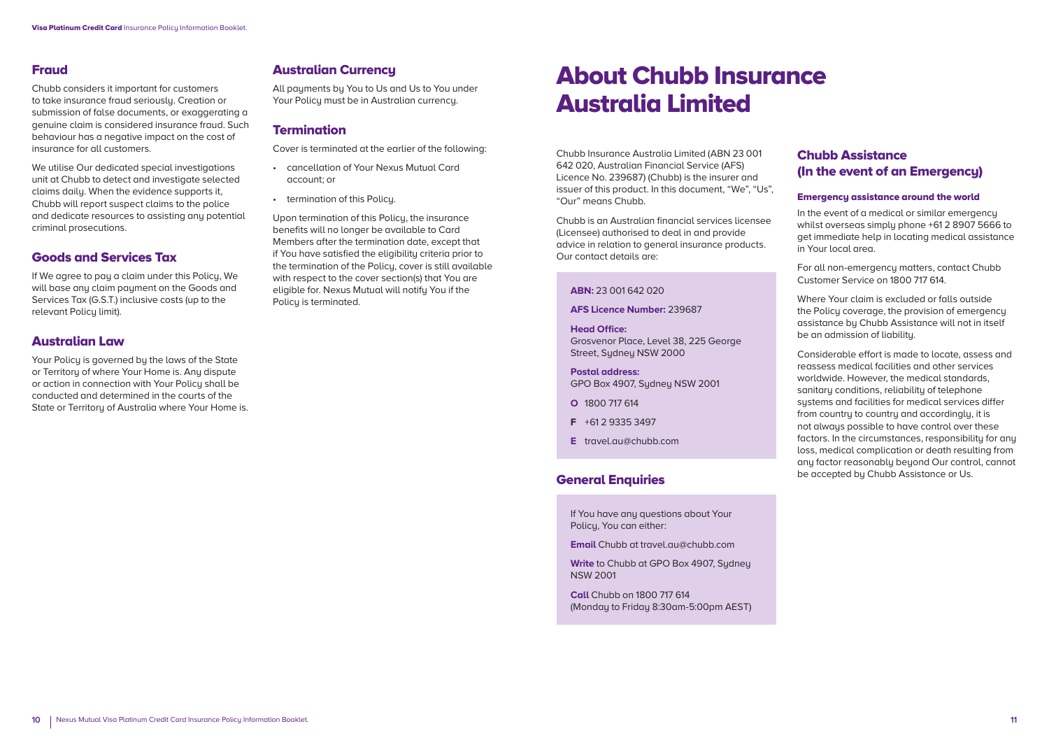## Fraud

Chubb considers it important for customers to take insurance fraud seriously. Creation or submission of false documents, or exaggerating a genuine claim is considered insurance fraud. Such behaviour has a negative impact on the cost of insurance for all customers.

We utilise Our dedicated special investigations unit at Chubb to detect and investigate selected claims daily. When the evidence supports it, Chubb will report suspect claims to the police and dedicate resources to assisting any potential criminal prosecutions.

## Goods and Services Tax

If We agree to pay a claim under this Policy, We will base any claim payment on the Goods and Services Tax (G.S.T.) inclusive costs (up to the relevant Policy limit).

## Australian Law

Your Policy is governed by the laws of the State or Territory of where Your Home is. Any dispute or action in connection with Your Policy shall be conducted and determined in the courts of the State or Territory of Australia where Your Home is.

## Australian Currency

All payments by You to Us and Us to You under Your Policy must be in Australian currency.

## Termination

Cover is terminated at the earlier of the following:

- cancellation of Your Nexus Mutual Card account; or
- termination of this Policy.

Upon termination of this Policy, the insurance benefits will no longer be available to Card Members after the termination date, except that if You have satisfied the eligibility criteria prior to the termination of the Policy, cover is still available with respect to the cover section(s) that You are eligible for. Nexus Mutual will notify You if the Policy is terminated.

# About Chubb Insurance Australia Limited

Chubb Insurance Australia Limited (ABN 23 001 642 020, Australian Financial Service (AFS) Licence No. 239687) (Chubb) is the insurer and issuer of this product. In this document, "We", "Us", "Our" means Chubb.

Chubb is an Australian financial services licensee (Licensee) authorised to deal in and provide advice in relation to general insurance products. Our contact details are:

**ABN:** 23 001 642 020

**AFS Licence Number:** 239687

**Head Office:**
Grosvenor Place, Level 38, 225 George Street, Sydney NSW 2000

**Postal address:**
GPO Box 4907, Sydney NSW 2001

**O** 1800 717 614

**F** +61 2 9335 3497

**E** travel.au@chubb.com

## General Enquiries

If You have any questions about Your Policy, You can either:

**Email** Chubb at travel.au@chubb.com

**Write** to Chubb at GPO Box 4907, Sydney NSW 2001

**Call** Chubb on 1800 717 614
(Monday to Friday 8:30am-5:00pm AEST)

## Chubb Assistance (In the event of an Emergency)

### Emergency assistance around the world

In the event of a medical or similar emergency whilst overseas simply phone +61 2 8907 5666 to get immediate help in locating medical assistance in Your local area.

For all non-emergency matters, contact Chubb Customer Service on 1800 717 614.

Where Your claim is excluded or falls outside the Policy coverage, the provision of emergency assistance by Chubb Assistance will not in itself be an admission of liability.

Considerable effort is made to locate, assess and reassess medical facilities and other services worldwide. However, the medical standards, sanitary conditions, reliability of telephone systems and facilities for medical services differ from country to country and accordingly, it is not always possible to have control over these factors. In the circumstances, responsibility for any loss, medical complication or death resulting from any factor reasonably beyond Our control, cannot be accepted by Chubb Assistance or Us.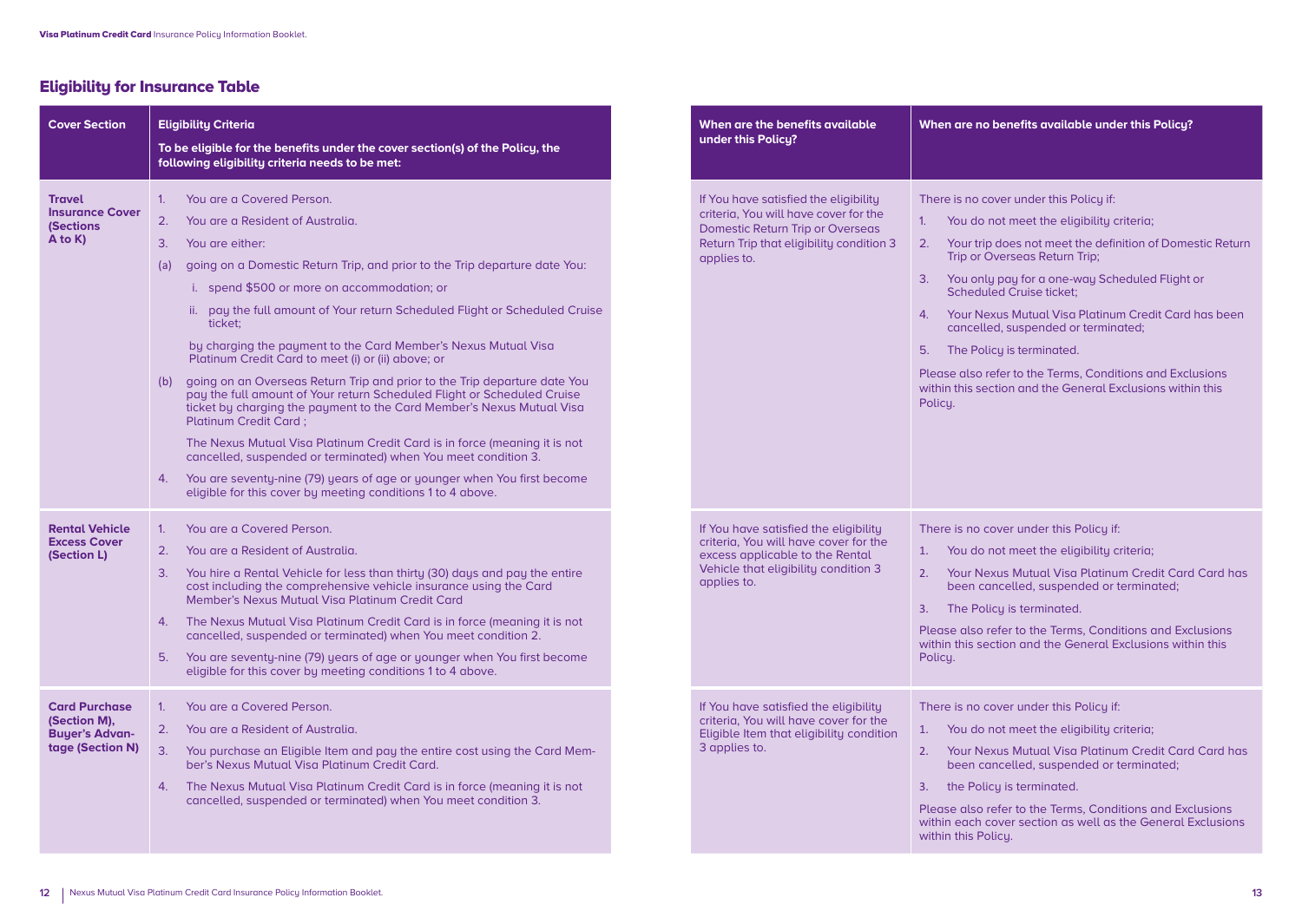## Eligibility for Insurance Table

| Cover Section | Eligibility Criteria<br>To be eligible for the benefits under the cover section(s) of the Policy, the following eligibility criteria needs to be met: | When are the benefits available under this Policy? | When are no benefits available under this Policy? |
|---|---|---|---|
| **Travel Insurance Cover (Sections A to K)** | 1. You are a Covered Person.<br>2. You are a Resident of Australia.<br>3. You are either:<br>(a) going on a Domestic Return Trip, and prior to the Trip departure date You:<br>i. spend $500 or more on accommodation; or<br>ii. pay the full amount of Your return Scheduled Flight or Scheduled Cruise ticket;<br>by charging the payment to the Card Member's Nexus Mutual Visa Platinum Credit Card to meet (i) or (ii) above; or<br>(b) going on an Overseas Return Trip and prior to the Trip departure date You pay the full amount of Your return Scheduled Flight or Scheduled Cruise ticket by charging the payment to the Card Member's Nexus Mutual Visa Platinum Credit Card ;<br>The Nexus Mutual Visa Platinum Credit Card is in force (meaning it is not cancelled, suspended or terminated) when You meet condition 3.<br>4. You are seventy-nine (79) years of age or younger when You first become eligible for this cover by meeting conditions 1 to 4 above. | If You have satisfied the eligibility criteria, You will have cover for the Domestic Return Trip or Overseas Return Trip that eligibility condition 3 applies to. | There is no cover under this Policy if:<br>1. You do not meet the eligibility criteria;<br>2. Your trip does not meet the definition of Domestic Return Trip or Overseas Return Trip;<br>3. You only pay for a one-way Scheduled Flight or Scheduled Cruise ticket;<br>4. Your Nexus Mutual Visa Platinum Credit Card has been cancelled, suspended or terminated;<br>5. The Policy is terminated.<br>Please also refer to the Terms, Conditions and Exclusions within this section and the General Exclusions within this Policy. |
| **Rental Vehicle Excess Cover (Section L)** | 1. You are a Covered Person.<br>2. You are a Resident of Australia.<br>3. You hire a Rental Vehicle for less than thirty (30) days and pay the entire cost including the comprehensive vehicle insurance using the Card Member's Nexus Mutual Visa Platinum Credit Card<br>4. The Nexus Mutual Visa Platinum Credit Card is in force (meaning it is not cancelled, suspended or terminated) when You meet condition 2.<br>5. You are seventy-nine (79) years of age or younger when You first become eligible for this cover by meeting conditions 1 to 4 above. | If You have satisfied the eligibility criteria, You will have cover for the excess applicable to the Rental Vehicle that eligibility condition 3 applies to. | There is no cover under this Policy if:<br>1. You do not meet the eligibility criteria;<br>2. Your Nexus Mutual Visa Platinum Credit Card Card has been cancelled, suspended or terminated;<br>3. The Policy is terminated.<br>Please also refer to the Terms, Conditions and Exclusions within this section and the General Exclusions within this Policy. |
| **Card Purchase (Section M), Buyer's Advantage (Section N)** | 1. You are a Covered Person.<br>2. You are a Resident of Australia.<br>3. You purchase an Eligible Item and pay the entire cost using the Card Member's Nexus Mutual Visa Platinum Credit Card.<br>4. The Nexus Mutual Visa Platinum Credit Card is in force (meaning it is not cancelled, suspended or terminated) when You meet condition 3. | If You have satisfied the eligibility criteria, You will have cover for the Eligible Item that eligibility condition 3 applies to. | There is no cover under this Policy if:<br>1. You do not meet the eligibility criteria;<br>2. Your Nexus Mutual Visa Platinum Credit Card Card has been cancelled, suspended or terminated;<br>3. the Policy is terminated.<br>Please also refer to the Terms, Conditions and Exclusions within each cover section as well as the General Exclusions within this Policy. |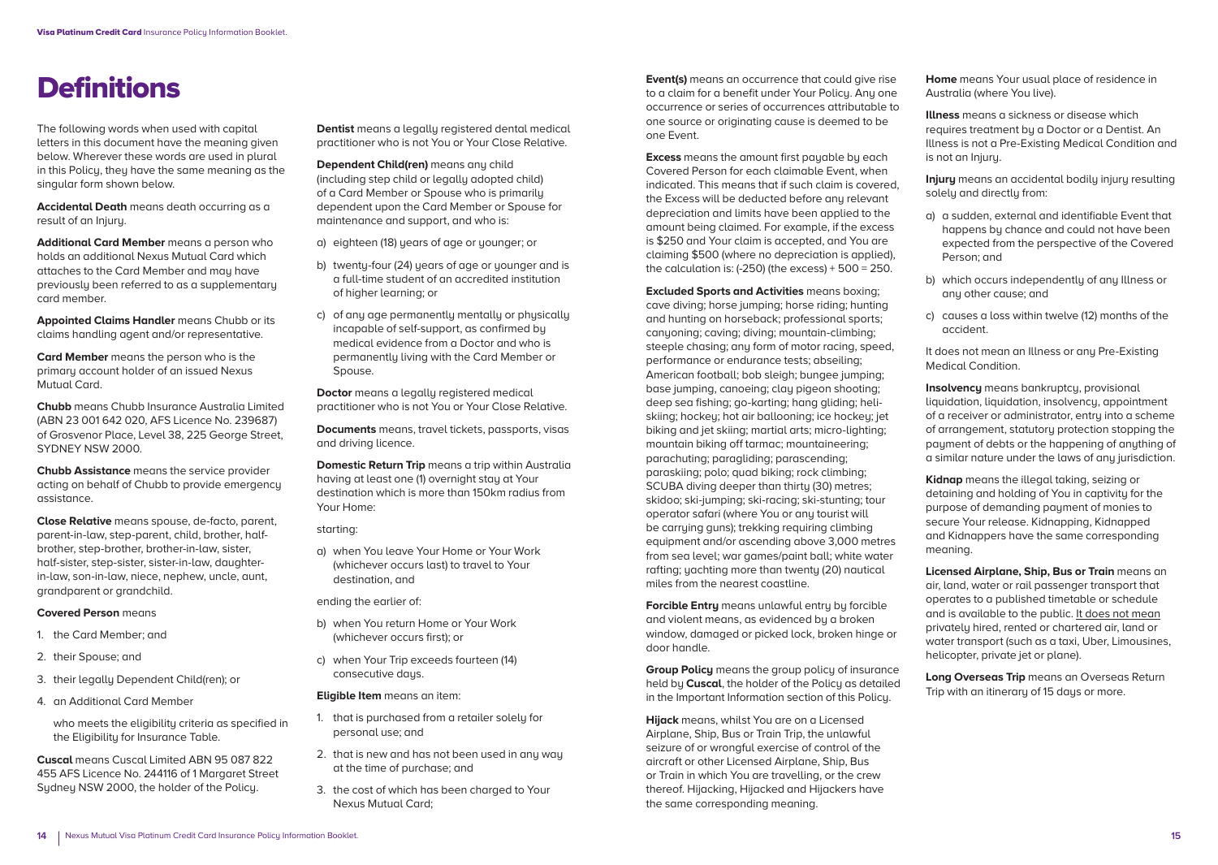# Definitions

The following words when used with capital letters in this document have the meaning given below. Wherever these words are used in plural in this Policy, they have the same meaning as the singular form shown below.

**Accidental Death** means death occurring as a result of an Injury.

**Additional Card Member** means a person who holds an additional Nexus Mutual Card which attaches to the Card Member and may have previously been referred to as a supplementary card member.

**Appointed Claims Handler** means Chubb or its claims handling agent and/or representative.

**Card Member** means the person who is the primary account holder of an issued Nexus Mutual Card.

**Chubb** means Chubb Insurance Australia Limited (ABN 23 001 642 020, AFS Licence No. 239687) of Grosvenor Place, Level 38, 225 George Street, SYDNEY NSW 2000.

**Chubb Assistance** means the service provider acting on behalf of Chubb to provide emergency assistance.

**Close Relative** means spouse, de-facto, parent, parent-in-law, step-parent, child, brother, half-brother, step-brother, brother-in-law, sister, half-sister, step-sister, sister-in-law, daughter-in-law, son-in-law, niece, nephew, uncle, aunt, grandparent or grandchild.

**Covered Person** means

1. the Card Member; and
2. their Spouse; and
3. their legally Dependent Child(ren); or
4. an Additional Card Member

   who meets the eligibility criteria as specified in the Eligibility for Insurance Table.

**Cuscal** means Cuscal Limited ABN 95 087 822 455 AFS Licence No. 244116 of 1 Margaret Street Sydney NSW 2000, the holder of the Policy.

**Dentist** means a legally registered dental medical practitioner who is not You or Your Close Relative.

**Dependent Child(ren)** means any child (including step child or legally adopted child) of a Card Member or Spouse who is primarily dependent upon the Card Member or Spouse for maintenance and support, and who is:

a) eighteen (18) years of age or younger; or

b) twenty-four (24) years of age or younger and is a full-time student of an accredited institution of higher learning; or

c) of any age permanently mentally or physically incapable of self-support, as confirmed by medical evidence from a Doctor and who is permanently living with the Card Member or Spouse.

**Doctor** means a legally registered medical practitioner who is not You or Your Close Relative.

**Documents** means, travel tickets, passports, visas and driving licence.

**Domestic Return Trip** means a trip within Australia having at least one (1) overnight stay at Your destination which is more than 150km radius from Your Home:

starting:

a) when You leave Your Home or Your Work (whichever occurs last) to travel to Your destination, and

ending the earlier of:

b) when You return Home or Your Work (whichever occurs first); or

c) when Your Trip exceeds fourteen (14) consecutive days.

**Eligible Item** means an item:

1. that is purchased from a retailer solely for personal use; and
2. that is new and has not been used in any way at the time of purchase; and
3. the cost of which has been charged to Your Nexus Mutual Card;

**Event(s)** means an occurrence that could give rise to a claim for a benefit under Your Policy. Any one occurrence or series of occurrences attributable to one source or originating cause is deemed to be one Event.

**Excess** means the amount first payable by each Covered Person for each claimable Event, when indicated. This means that if such claim is covered, the Excess will be deducted before any relevant depreciation and limits have been applied to the amount being claimed. For example, if the excess is $250 and Your claim is accepted, and You are claiming $500 (where no depreciation is applied), the calculation is: (-250) (the excess) + 500 = 250.

**Excluded Sports and Activities** means boxing; cave diving; horse jumping; horse riding; hunting and hunting on horseback; professional sports; canyoning; caving; diving; mountain-climbing; steeple chasing; any form of motor racing, speed, performance or endurance tests; abseiling; American football; bob sleigh; bungee jumping; base jumping, canoeing; clay pigeon shooting; deep sea fishing; go-karting; hang gliding; heli-skiing; hockey; hot air ballooning; ice hockey; jet biking and jet skiing; martial arts; micro-lighting; mountain biking off tarmac; mountaineering; parachuting; paragliding; parascending; paraskiing; polo; quad biking; rock climbing; SCUBA diving deeper than thirty (30) metres; skidoo; ski-jumping; ski-racing; ski-stunting; tour operator safari (where You or any tourist will be carrying guns); trekking requiring climbing equipment and/or ascending above 3,000 metres from sea level; war games/paint ball; white water rafting; yachting more than twenty (20) nautical miles from the nearest coastline.

**Forcible Entry** means unlawful entry by forcible and violent means, as evidenced by a broken window, damaged or picked lock, broken hinge or door handle.

**Group Policy** means the group policy of insurance held by **Cuscal**, the holder of the Policy as detailed in the Important Information section of this Policy.

**Hijack** means, whilst You are on a Licensed Airplane, Ship, Bus or Train Trip, the unlawful seizure of or wrongful exercise of control of the aircraft or other Licensed Airplane, Ship, Bus or Train in which You are travelling, or the crew thereof. Hijacking, Hijacked and Hijackers have the same corresponding meaning.

**Home** means Your usual place of residence in Australia (where You live).

**Illness** means a sickness or disease which requires treatment by a Doctor or a Dentist. An Illness is not a Pre-Existing Medical Condition and is not an Injury.

**Injury** means an accidental bodily injury resulting solely and directly from:

a) a sudden, external and identifiable Event that happens by chance and could not have been expected from the perspective of the Covered Person; and

b) which occurs independently of any Illness or any other cause; and

c) causes a loss within twelve (12) months of the accident.

It does not mean an Illness or any Pre-Existing Medical Condition.

**Insolvency** means bankruptcy, provisional liquidation, liquidation, insolvency, appointment of a receiver or administrator, entry into a scheme of arrangement, statutory protection stopping the payment of debts or the happening of anything of a similar nature under the laws of any jurisdiction.

**Kidnap** means the illegal taking, seizing or detaining and holding of You in captivity for the purpose of demanding payment of monies to secure Your release. Kidnapping, Kidnapped and Kidnappers have the same corresponding meaning.

**Licensed Airplane, Ship, Bus or Train** means an air, land, water or rail passenger transport that operates to a published timetable or schedule and is available to the public. It does not mean privately hired, rented or chartered air, land or water transport (such as a taxi, Uber, Limousines, helicopter, private jet or plane).

**Long Overseas Trip** means an Overseas Return Trip with an itinerary of 15 days or more.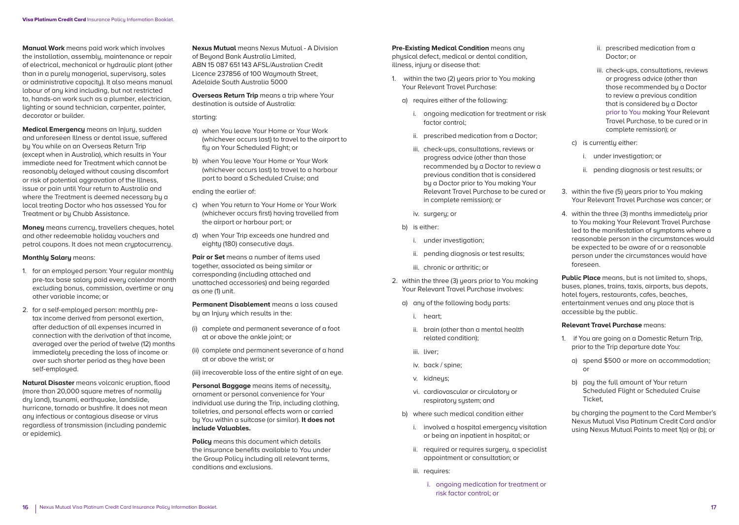**Manual Work** means paid work which involves the installation, assembly, maintenance or repair of electrical, mechanical or hydraulic plant (other than in a purely managerial, supervisory, sales or administrative capacity). It also means manual labour of any kind including, but not restricted to, hands-on work such as a plumber, electrician, lighting or sound technician, carpenter, painter, decorator or builder.

**Medical Emergency** means an Injury, sudden and unforeseen Illness or dental issue, suffered by You while on an Overseas Return Trip (except when in Australia), which results in Your immediate need for Treatment which cannot be reasonably delayed without causing discomfort or risk of potential aggravation of the Illness, issue or pain until Your return to Australia and where the Treatment is deemed necessary by a local treating Doctor who has assessed You for Treatment or by Chubb Assistance.

**Money** means currency, travellers cheques, hotel and other redeemable holiday vouchers and petrol coupons. It does not mean cryptocurrency.

**Monthly Salary** means:

1. for an employed person: Your regular monthly pre-tax base salary paid every calendar month excluding bonus, commission, overtime or any other variable income; or
2. for a self-employed person: monthly pre-tax income derived from personal exertion, after deduction of all expenses incurred in connection with the derivation of that income, averaged over the period of twelve (12) months immediately preceding the loss of income or over such shorter period as they have been self-employed.

**Natural Disaster** means volcanic eruption, flood (more than 20,000 square metres of normally dry land), tsunami, earthquake, landslide, hurricane, tornado or bushfire. It does not mean any infectious or contagious disease or virus regardless of transmission (including pandemic or epidemic).

**Nexus Mutual** means Nexus Mutual - A Division of Beyond Bank Australia Limited, ABN 15 087 651 143 AFSL/Australian Credit Licence 237856 of 100 Waymouth Street, Adelaide South Australia 5000

**Overseas Return Trip** means a trip where Your destination is outside of Australia:

starting:

a) when You leave Your Home or Your Work (whichever occurs last) to travel to the airport to fly on Your Scheduled Flight; or
b) when You leave Your Home or Your Work (whichever occurs last) to travel to a harbour port to board a Scheduled Cruise; and

ending the earlier of:

c) when You return to Your Home or Your Work (whichever occurs first) having travelled from the airport or harbour port; or
d) when Your Trip exceeds one hundred and eighty (180) consecutive days.

**Pair or Set** means a number of items used together, associated as being similar or corresponding (including attached and unattached accessories) and being regarded as one (1) unit.

**Permanent Disablement** means a loss caused by an Injury which results in the:

(i) complete and permanent severance of a foot at or above the ankle joint; or
(ii) complete and permanent severance of a hand at or above the wrist; or
(iii) irrecoverable loss of the entire sight of an eye.

**Personal Baggage** means items of necessity, ornament or personal convenience for Your individual use during the Trip, including clothing, toiletries, and personal effects worn or carried by You within a suitcase (or similar). **It does not include Valuables.**

**Policy** means this document which details the insurance benefits available to You under the Group Policy including all relevant terms, conditions and exclusions.

**Pre-Existing Medical Condition** means any physical defect, medical or dental condition, illness, injury or disease that:

1. within the two (2) years prior to You making Your Relevant Travel Purchase:
   a) requires either of the following:
      i. ongoing medication for treatment or risk factor control;
      ii. prescribed medication from a Doctor;
      iii. check-ups, consultations, reviews or progress advice (other than those recommended by a Doctor to review a previous condition that is considered by a Doctor prior to You making Your Relevant Travel Purchase to be cured or in complete remission); or
      iv. surgery; or
   b) is either:
      i. under investigation;
      ii. pending diagnosis or test results;
      iii. chronic or arthritic; or
2. within the three (3) years prior to You making Your Relevant Travel Purchase involves:
   a) any of the following body parts:
      i. heart;
      ii. brain (other than a mental health related condition);
      iii. liver;
      iv. back / spine;
      v. kidneys;
      vi. cardiovascular or circulatory or respiratory system; and
   b) where such medical condition either
      i. involved a hospital emergency visitation or being an inpatient in hospital; or
      ii. required or requires surgery, a specialist appointment or consultation; or
      iii. requires:
         i. ongoing medication for treatment or risk factor control; or
         ii. prescribed medication from a Doctor; or
         iii. check-ups, consultations, reviews or progress advice (other than those recommended by a Doctor to review a previous condition that is considered by a Doctor prior to You making Your Relevant Travel Purchase, to be cured or in complete remission); or
   c) is currently either:
      i. under investigation; or
      ii. pending diagnosis or test results; or
3. within the five (5) years prior to You making Your Relevant Travel Purchase was cancer; or
4. within the three (3) months immediately prior to You making Your Relevant Travel Purchase led to the manifestation of symptoms where a reasonable person in the circumstances would be expected to be aware of or a reasonable person under the circumstances would have foreseen.

**Public Place** means, but is not limited to, shops, buses, planes, trains, taxis, airports, bus depots, hotel foyers, restaurants, cafes, beaches, entertainment venues and any place that is accessible by the public.

**Relevant Travel Purchase** means:

1. if You are going on a Domestic Return Trip, prior to the Trip departure date You:
   a) spend $500 or more on accommodation; or
   b) pay the full amount of Your return Scheduled Flight or Scheduled Cruise Ticket,

   by charging the payment to the Card Member's Nexus Mutual Visa Platinum Credit Card and/or using Nexus Mutual Points to meet 1(a) or (b); or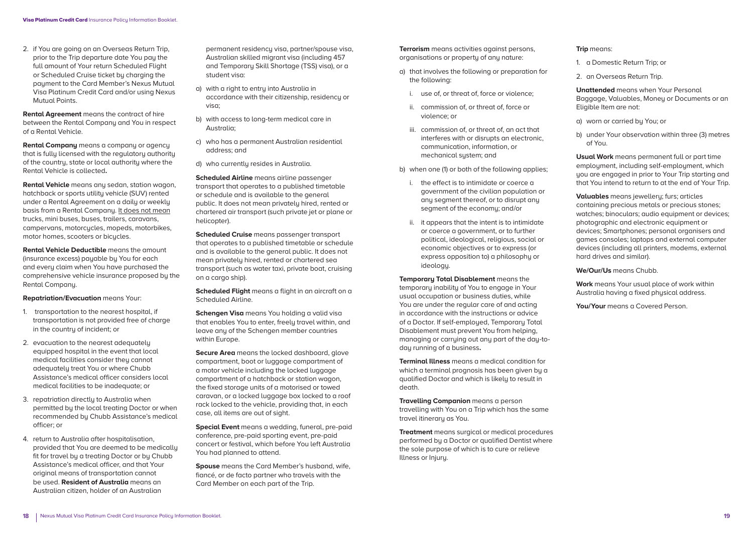2. if You are going on an Overseas Return Trip, prior to the Trip departure date You pay the full amount of Your return Scheduled Flight or Scheduled Cruise ticket by charging the payment to the Card Member's Nexus Mutual Visa Platinum Credit Card and/or using Nexus Mutual Points.

**Rental Agreement** means the contract of hire between the Rental Company and You in respect of a Rental Vehicle.

**Rental Company** means a company or agency that is fully licensed with the regulatory authority of the country, state or local authority where the Rental Vehicle is collected**.**

**Rental Vehicle** means any sedan, station wagon, hatchback or sports utility vehicle (SUV) rented under a Rental Agreement on a daily or weekly basis from a Rental Company. It does not mean trucks, mini buses, buses, trailers, caravans, campervans, motorcycles, mopeds, motorbikes, motor homes, scooters or bicycles.

**Rental Vehicle Deductible** means the amount (insurance excess) payable by You for each and every claim when You have purchased the comprehensive vehicle insurance proposed by the Rental Company.

**Repatriation/Evacuation** means Your:

1. transportation to the nearest hospital, if transportation is not provided free of charge in the country of incident; or
2. evacuation to the nearest adequately equipped hospital in the event that local medical facilities consider they cannot adequately treat You or where Chubb Assistance's medical officer considers local medical facilities to be inadequate; or
3. repatriation directly to Australia when permitted by the local treating Doctor or when recommended by Chubb Assistance's medical officer; or
4. return to Australia after hospitalisation, provided that You are deemed to be medically fit for travel by a treating Doctor or by Chubb Assistance's medical officer, and that Your original means of transportation cannot be used.

**Resident of Australia** means an Australian citizen, holder of an Australian permanent residency visa, partner/spouse visa, Australian skilled migrant visa (including 457 and Temporary Skill Shortage (TSS) visa), or a student visa:

a) with a right to entry into Australia in accordance with their citizenship, residency or visa;
b) with access to long-term medical care in Australia;
c) who has a permanent Australian residential address; and
d) who currently resides in Australia.

**Scheduled Airline** means airline passenger transport that operates to a published timetable or schedule and is available to the general public. It does not mean privately hired, rented or chartered air transport (such private jet or plane or helicopter).

**Scheduled Cruise** means passenger transport that operates to a published timetable or schedule and is available to the general public. It does not mean privately hired, rented or chartered sea transport (such as water taxi, private boat, cruising on a cargo ship).

**Scheduled Flight** means a flight in an aircraft on a Scheduled Airline.

**Schengen Visa** means You holding a valid visa that enables You to enter, freely travel within, and leave any of the Schengen member countries within Europe.

**Secure Area** means the locked dashboard, glove compartment, boot or luggage compartment of a motor vehicle including the locked luggage compartment of a hatchback or station wagon, the fixed storage units of a motorised or towed caravan, or a locked luggage box locked to a roof rack locked to the vehicle, providing that, in each case, all items are out of sight.

**Special Event** means a wedding, funeral, pre-paid conference, pre-paid sporting event, pre-paid concert or festival, which before You left Australia You had planned to attend.

**Spouse** means the Card Member's husband, wife, fiancé, or de facto partner who travels with the Card Member on each part of the Trip.

**Terrorism** means activities against persons, organisations or property of any nature:

a) that involves the following or preparation for the following:
   i. use of, or threat of, force or violence;
   ii. commission of, or threat of, force or violence; or
   iii. commission of, or threat of, an act that interferes with or disrupts an electronic, communication, information, or mechanical system; and
b) when one (1) or both of the following applies;
   i. the effect is to intimidate or coerce a government of the civilian population or any segment thereof, or to disrupt any segment of the economy; and/or
   ii. it appears that the intent is to intimidate or coerce a government, or to further political, ideological, religious, social or economic objectives or to express (or express opposition to) a philosophy or ideology.

**Temporary Total Disablement** means the temporary inability of You to engage in Your usual occupation or business duties, while You are under the regular care of and acting in accordance with the instructions or advice of a Doctor. If self-employed, Temporary Total Disablement must prevent You from helping, managing or carrying out any part of the day-to-day running of a business**.**

**Terminal Illness** means a medical condition for which a terminal prognosis has been given by a qualified Doctor and which is likely to result in death.

**Travelling Companion** means a person travelling with You on a Trip which has the same travel itinerary as You.

**Treatment** means surgical or medical procedures performed by a Doctor or qualified Dentist where the sole purpose of which is to cure or relieve Illness or Injury.

**Trip** means:

1. a Domestic Return Trip; or
2. an Overseas Return Trip.

**Unattended** means when Your Personal Baggage, Valuables, Money or Documents or an Eligible Item are not:

a) worn or carried by You; or
b) under Your observation within three (3) metres of You.

**Usual Work** means permanent full or part time employment, including self-employment, which you are engaged in prior to Your Trip starting and that You intend to return to at the end of Your Trip.

**Valuables** means jewellery; furs; articles containing precious metals or precious stones; watches; binoculars; audio equipment or devices; photographic and electronic equipment or devices; Smartphones; personal organisers and games consoles; laptops and external computer devices (including all printers, modems, external hard drives and similar).

**We/Our/Us** means Chubb.

**Work** means Your usual place of work within Australia having a fixed physical address.

**You/Your** means a Covered Person.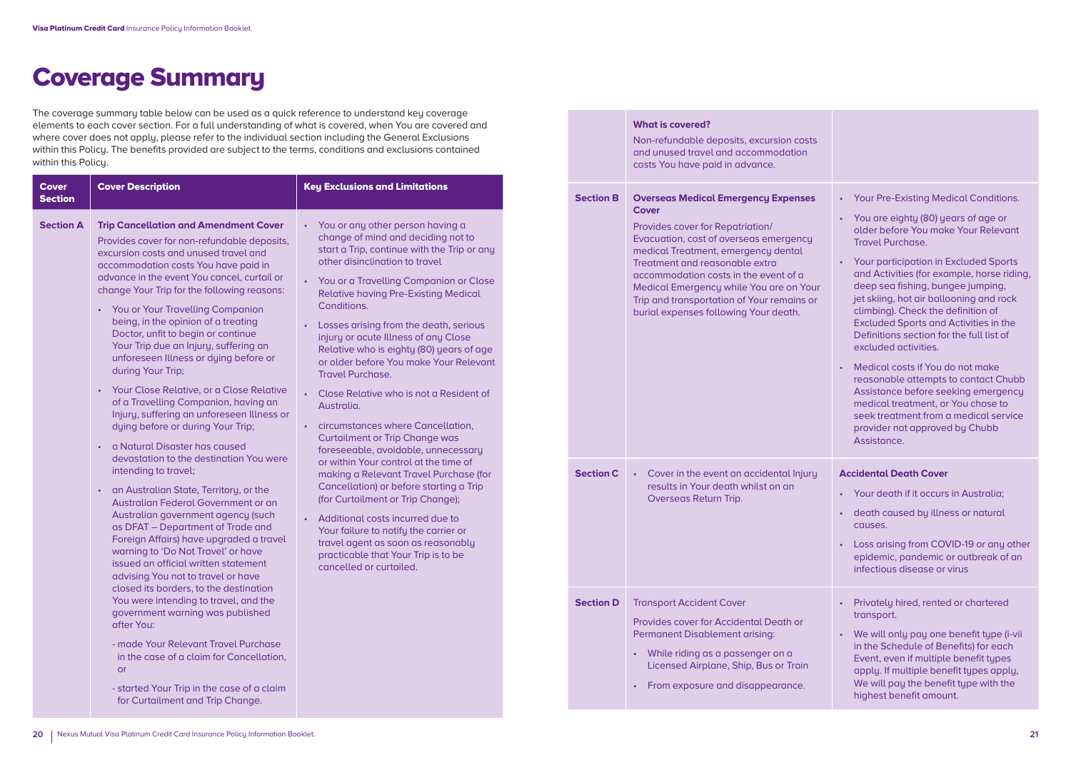# Coverage Summary

The coverage summary table below can be used as a quick reference to understand key coverage elements to each cover section. For a full understanding of what is covered, when You are covered and where cover does not apply, please refer to the individual section including the General Exclusions within this Policy. The benefits provided are subject to the terms, conditions and exclusions contained within this Policy.

| Cover Section | Cover Description | Key Exclusions and Limitations |
|---|---|---|
| Section A | **Trip Cancellation and Amendment Cover**<br>Provides cover for non-refundable deposits, excursion costs and unused travel and accommodation costs You have paid in advance in the event You cancel, curtail or change Your Trip for the following reasons:<br>• You or Your Travelling Companion being, in the opinion of a treating Doctor, unfit to begin or continue Your Trip due an Injury, suffering an unforeseen Illness or dying before or during Your Trip;<br>• Your Close Relative, or a Close Relative of a Travelling Companion, having an Injury, suffering an unforeseen Illness or dying before or during Your Trip;<br>• a Natural Disaster has caused devastation to the destination You were intending to travel;<br>• an Australian State, Territory, or the Australian Federal Government or an Australian government agency (such as DFAT – Department of Trade and Foreign Affairs) have upgraded a travel warning to 'Do Not Travel' or have issued an official written statement advising You not to travel or have closed its borders, to the destination You were intending to travel, and the government warning was published after You:<br>- made Your Relevant Travel Purchase in the case of a claim for Cancellation, or<br>- started Your Trip in the case of a claim for Curtailment and Trip Change.<br>**What is covered?**<br>Non-refundable deposits, excursion costs and unused travel and accommodation costs You have paid in advance. | • You or any other person having a change of mind and deciding not to start a Trip, continue with the Trip or any other disinclination to travel<br>• You or a Travelling Companion or Close Relative having Pre-Existing Medical Conditions.<br>• Losses arising from the death, serious injury or acute Illness of any Close Relative who is eighty (80) years of age or older before You make Your Relevant Travel Purchase.<br>• Close Relative who is not a Resident of Australia.<br>• circumstances where Cancellation, Curtailment or Trip Change was foreseeable, avoidable, unnecessary or within Your control at the time of making a Relevant Travel Purchase (for Cancellation) or before starting a Trip (for Curtailment or Trip Change);<br>• Additional costs incurred due to Your failure to notify the carrier or travel agent as soon as reasonably practicable that Your Trip is to be cancelled or curtailed. |
| Section B | **Overseas Medical Emergency Expenses Cover**<br>Provides cover for Repatriation/ Evacuation, cost of overseas emergency medical Treatment, emergency dental Treatment and reasonable extra accommodation costs in the event of a Medical Emergency while You are on Your Trip and transportation of Your remains or burial expenses following Your death. | • Your Pre-Existing Medical Conditions.<br>• You are eighty (80) years of age or older before You make Your Relevant Travel Purchase.<br>• Your participation in Excluded Sports and Activities (for example, horse riding, deep sea fishing, bungee jumping, jet skiing, hot air ballooning and rock climbing). Check the definition of Excluded Sports and Activities in the Definitions section for the full list of excluded activities.<br>• Medical costs if You do not make reasonable attempts to contact Chubb Assistance before seeking emergency medical treatment, or You chose to seek treatment from a medical service provider not approved by Chubb Assistance. |
| Section C | • Cover in the event an accidental Injury results in Your death whilst on an Overseas Return Trip. | **Accidental Death Cover**<br>• Your death if it occurs in Australia;<br>• death caused by illness or natural causes.<br>• Loss arising from COVID-19 or any other epidemic, pandemic or outbreak of an infectious disease or virus |
| Section D | Transport Accident Cover<br>Provides cover for Accidental Death or Permanent Disablement arising:<br>• While riding as a passenger on a Licensed Airplane, Ship, Bus or Train<br>• From exposure and disappearance. | • Privately hired, rented or chartered transport.<br>• We will only pay one benefit type (i-vii in the Schedule of Benefits) for each Event, even if multiple benefit types apply. If multiple benefit types apply, We will pay the benefit type with the highest benefit amount. |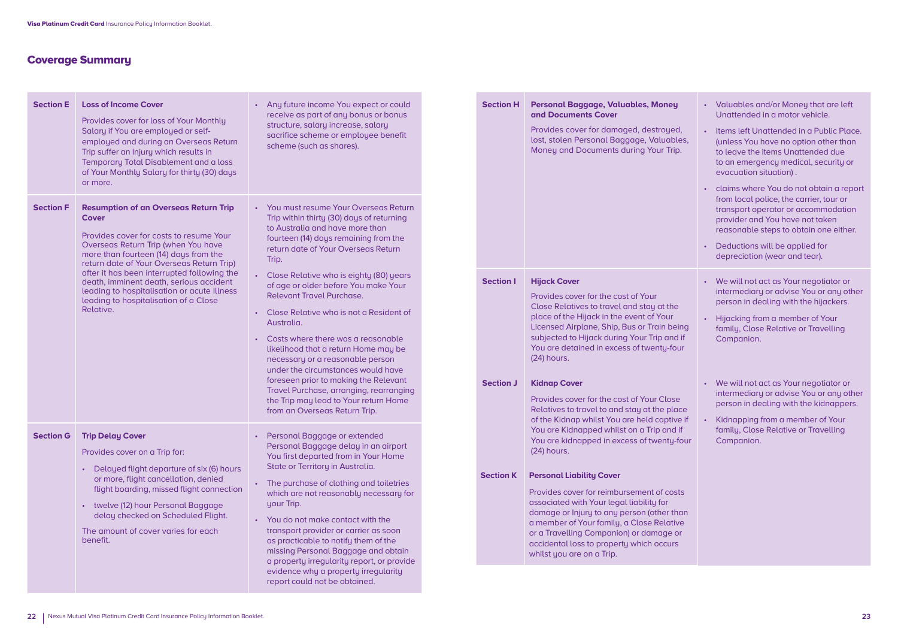## Coverage Summary

| Section | Cover | Exclusions |
|---|---|---|
| **Section E** | **Loss of Income Cover**<br><br>Provides cover for loss of Your Monthly Salary if You are employed or self-employed and during an Overseas Return Trip suffer an Injury which results in Temporary Total Disablement and a loss of Your Monthly Salary for thirty (30) days or more. | • Any future income You expect or could receive as part of any bonus or bonus structure, salary increase, salary sacrifice scheme or employee benefit scheme (such as shares). |
| **Section F** | **Resumption of an Overseas Return Trip Cover**<br><br>Provides cover for costs to resume Your Overseas Return Trip (when You have more than fourteen (14) days remaining from the return date of Your Overseas Return Trip) after it has been interrupted following the death, imminent death, serious accident leading to hospitalisation or acute Illness leading to hospitalisation of a Close Relative. | • You must resume Your Overseas Return Trip within thirty (30) days of returning to Australia and have more than fourteen (14) days remaining from the return date of Your Overseas Return Trip.<br>• Close Relative who is eighty (80) years of age or older before You make Your Relevant Travel Purchase.<br>• Close Relative who is not a Resident of Australia.<br>• Costs where there was a reasonable likelihood that a return Home may be necessary or a reasonable person under the circumstances would have foreseen prior to making the Relevant Travel Purchase, arranging, rearranging the Trip may lead to Your return Home from an Overseas Return Trip. |
| **Section G** | **Trip Delay Cover**<br><br>Provides cover on a Trip for:<br>• Delayed flight departure of six (6) hours or more, flight cancellation, denied flight boarding, missed flight connection<br>• twelve (12) hour Personal Baggage delay checked on Scheduled Flight.<br><br>The amount of cover varies for each benefit. | • Personal Baggage or extended Personal Baggage delay in an airport You first departed from in Your Home State or Territory in Australia.<br>• The purchase of clothing and toiletries which are not reasonably necessary for your Trip.<br>• You do not make contact with the transport provider or carrier as soon as practicable to notify them of the missing Personal Baggage and obtain a property irregularity report, or provide evidence why a property irregularity report could not be obtained. |
| **Section H** | **Personal Baggage, Valuables, Money and Documents Cover**<br><br>Provides cover for damaged, destroyed, lost, stolen Personal Baggage, Valuables, Money and Documents during Your Trip. | • Valuables and/or Money that are left Unattended in a motor vehicle.<br>• Items left Unattended in a Public Place. (unless You have no option other than to leave the items Unattended due to an emergency medical, security or evacuation situation) .<br>• claims where You do not obtain a report from local police, the carrier, tour or transport operator or accommodation provider and You have not taken reasonable steps to obtain one either.<br>• Deductions will be applied for depreciation (wear and tear). |
| **Section I** | **Hijack Cover**<br><br>Provides cover for the cost of Your Close Relatives to travel and stay at the place of the Hijack in the event of Your Licensed Airplane, Ship, Bus or Train being subjected to Hijack during Your Trip and if You are detained in excess of twenty-four (24) hours. | • We will not act as Your negotiator or intermediary or advise You or any other person in dealing with the hijackers.<br>• Hijacking from a member of Your family, Close Relative or Travelling Companion. |
| **Section J** | **Kidnap Cover**<br><br>Provides cover for the cost of Your Close Relatives to travel to and stay at the place of the Kidnap whilst You are held captive if You are Kidnapped whilst on a Trip and if You are kidnapped in excess of twenty-four (24) hours. | • We will not act as Your negotiator or intermediary or advise You or any other person in dealing with the kidnappers.<br>• Kidnapping from a member of Your family, Close Relative or Travelling Companion. |
| **Section K** | **Personal Liability Cover**<br><br>Provides cover for reimbursement of costs associated with Your legal liability for damage or Injury to any person (other than a member of Your family, a Close Relative or a Travelling Companion) or damage or accidental loss to property which occurs whilst you are on a Trip. | |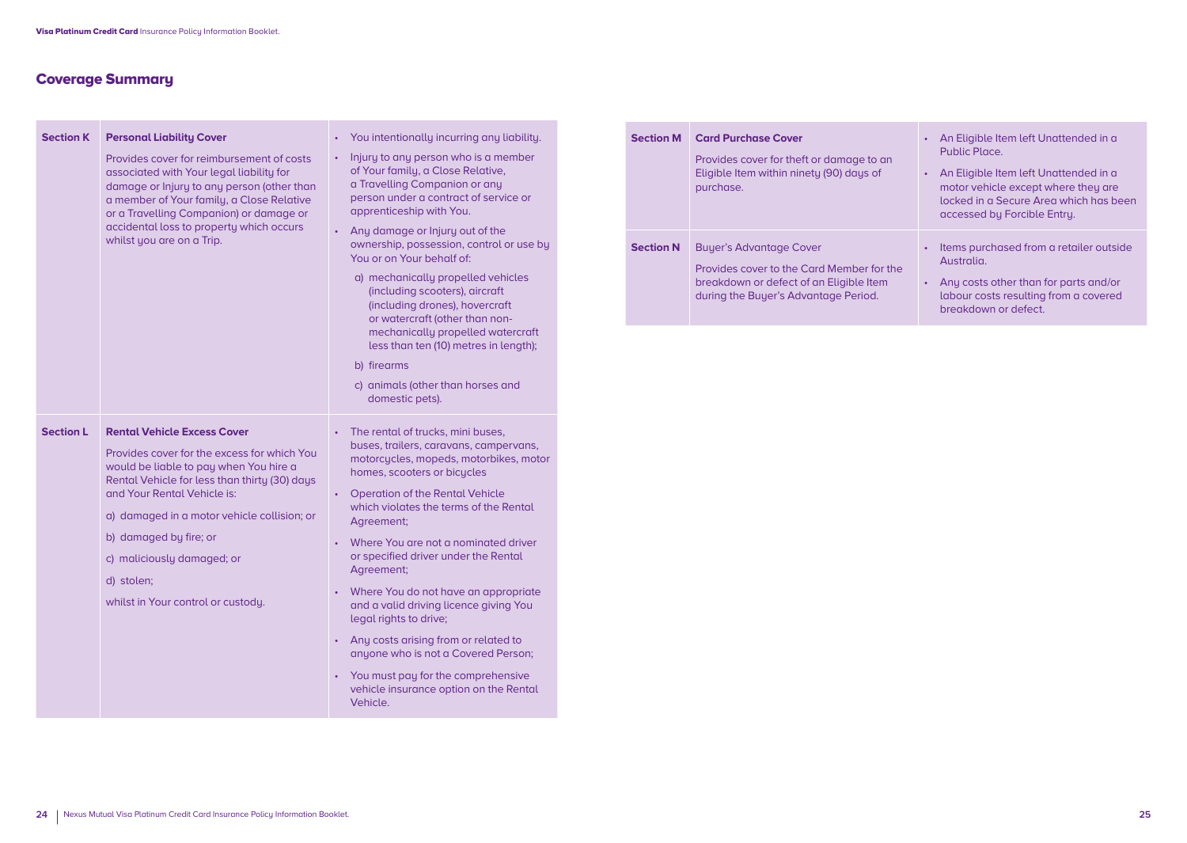## Coverage Summary

| | | |
|---|---|---|
| **Section K** | **Personal Liability Cover**<br><br>Provides cover for reimbursement of costs associated with Your legal liability for damage or Injury to any person (other than a member of Your family, a Close Relative or a Travelling Companion) or damage or accidental loss to property which occurs whilst you are on a Trip. | • You intentionally incurring any liability.<br>• Injury to any person who is a member of Your family, a Close Relative, a Travelling Companion or any person under a contract of service or apprenticeship with You.<br>• Any damage or Injury out of the ownership, possession, control or use by You or on Your behalf of:<br>a) mechanically propelled vehicles (including scooters), aircraft (including drones), hovercraft or watercraft (other than non-mechanically propelled watercraft less than ten (10) metres in length);<br>b) firearms<br>c) animals (other than horses and domestic pets). |
| **Section L** | **Rental Vehicle Excess Cover**<br><br>Provides cover for the excess for which You would be liable to pay when You hire a Rental Vehicle for less than thirty (30) days and Your Rental Vehicle is:<br>a) damaged in a motor vehicle collision; or<br>b) damaged by fire; or<br>c) maliciously damaged; or<br>d) stolen;<br>whilst in Your control or custody. | • The rental of trucks, mini buses, buses, trailers, caravans, campervans, motorcycles, mopeds, motorbikes, motor homes, scooters or bicycles<br>• Operation of the Rental Vehicle which violates the terms of the Rental Agreement;<br>• Where You are not a nominated driver or specified driver under the Rental Agreement;<br>• Where You do not have an appropriate and a valid driving licence giving You legal rights to drive;<br>• Any costs arising from or related to anyone who is not a Covered Person;<br>• You must pay for the comprehensive vehicle insurance option on the Rental Vehicle. |
| **Section M** | **Card Purchase Cover**<br><br>Provides cover for theft or damage to an Eligible Item within ninety (90) days of purchase. | • An Eligible Item left Unattended in a Public Place.<br>• An Eligible Item left Unattended in a motor vehicle except where they are locked in a Secure Area which has been accessed by Forcible Entry. |
| **Section N** | Buyer's Advantage Cover<br><br>Provides cover to the Card Member for the breakdown or defect of an Eligible Item during the Buyer's Advantage Period. | • Items purchased from a retailer outside Australia.<br>• Any costs other than for parts and/or labour costs resulting from a covered breakdown or defect. |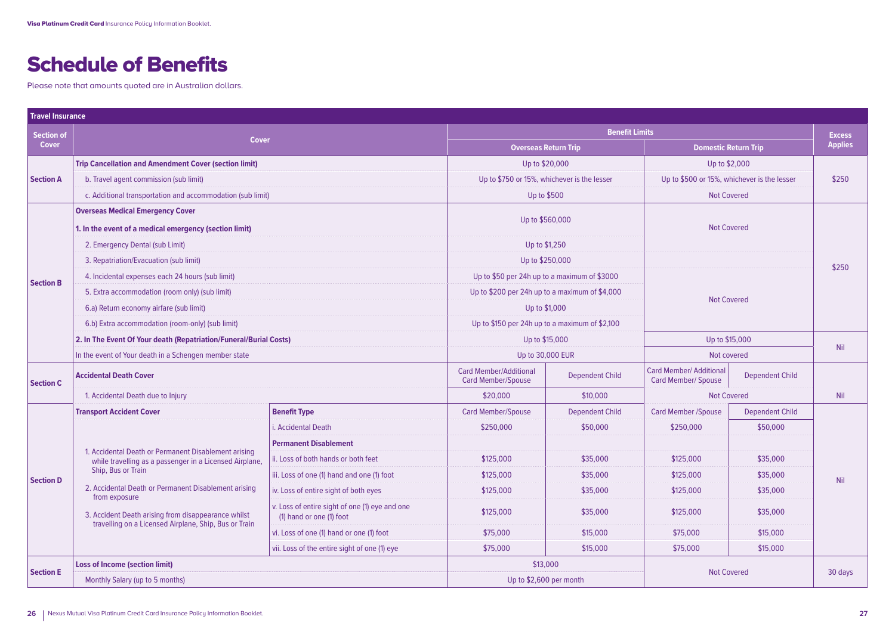# Schedule of Benefits

Please note that amounts quoted are in Australian dollars.

| Travel Insurance | | | | | | | |
|---|---|---|---|---|---|---|---|
| Section of Cover | Cover | | Benefit Limits | | | | Excess Applies |
| | | | Overseas Return Trip | | Domestic Return Trip | | |
| Section A | **Trip Cancellation and Amendment Cover (section limit)** | | Up to $20,000 | | Up to $2,000 | | $250 |
| | b. Travel agent commission (sub limit) | | Up to $750 or 15%, whichever is the lesser | | Up to $500 or 15%, whichever is the lesser | | |
| | c. Additional transportation and accommodation (sub limit) | | Up to $500 | | Not Covered | | |
| Section B | **Overseas Medical Emergency Cover** **1. In the event of a medical emergency (section limit)** | | Up to $560,000 | | Not Covered | | $250 |
| | 2. Emergency Dental (sub Limit) | | Up to $1,250 | | | | |
| | 3. Repatriation/Evacuation (sub limit) | | Up to $250,000 | | Not Covered | | |
| | 4. Incidental expenses each 24 hours (sub limit) | | Up to $50 per 24h up to a maximum of $3000 | | | | |
| | 5. Extra accommodation (room only) (sub limit) | | Up to $200 per 24h up to a maximum of $4,000 | | | | |
| | 6.a) Return economy airfare (sub limit) | | Up to $1,000 | | | | |
| | 6.b) Extra accommodation (room-only) (sub limit) | | Up to $150 per 24h up to a maximum of $2,100 | | | | |
| | **2. In The Event Of Your death (Repatriation/Funeral/Burial Costs)** | | Up to $15,000 | | Up to $15,000 | | Nil |
| | In the event of Your death in a Schengen member state | | Up to 30,000 EUR | | Not covered | | |
| Section C | **Accidental Death Cover** | | Card Member/Additional Card Member/Spouse | Dependent Child | Card Member/ Additional Card Member/ Spouse | Dependent Child | Nil |
| | 1. Accidental Death due to Injury | | $20,000 | $10,000 | Not Covered | | |
| Section D | **Transport Accident Cover** | **Benefit Type** | Card Member/Spouse | Dependent Child | Card Member /Spouse | Dependent Child | Nil |
| | 1. Accidental Death or Permanent Disablement arising while travelling as a passenger in a Licensed Airplane, Ship, Bus or Train<br>2. Accidental Death or Permanent Disablement arising from exposure<br>3. Accident Death arising from disappearance whilst travelling on a Licensed Airplane, Ship, Bus or Train | i. Accidental Death | $250,000 | $50,000 | $250,000 | $50,000 | |
| | | **Permanent Disablement** | | | | | |
| | | ii. Loss of both hands or both feet | $125,000 | $35,000 | $125,000 | $35,000 | |
| | | iii. Loss of one (1) hand and one (1) foot | $125,000 | $35,000 | $125,000 | $35,000 | |
| | | iv. Loss of entire sight of both eyes | $125,000 | $35,000 | $125,000 | $35,000 | |
| | | v. Loss of entire sight of one (1) eye and one (1) hand or one (1) foot | $125,000 | $35,000 | $125,000 | $35,000 | |
| | | vi. Loss of one (1) hand or one (1) foot | $75,000 | $15,000 | $75,000 | $15,000 | |
| | | vii. Loss of the entire sight of one (1) eye | $75,000 | $15,000 | $75,000 | $15,000 | |
| Section E | **Loss of Income (section limit)** | | $13,000 | | Not Covered | | 30 days |
| | Monthly Salary (up to 5 months) | | Up to $2,600 per month | | | | |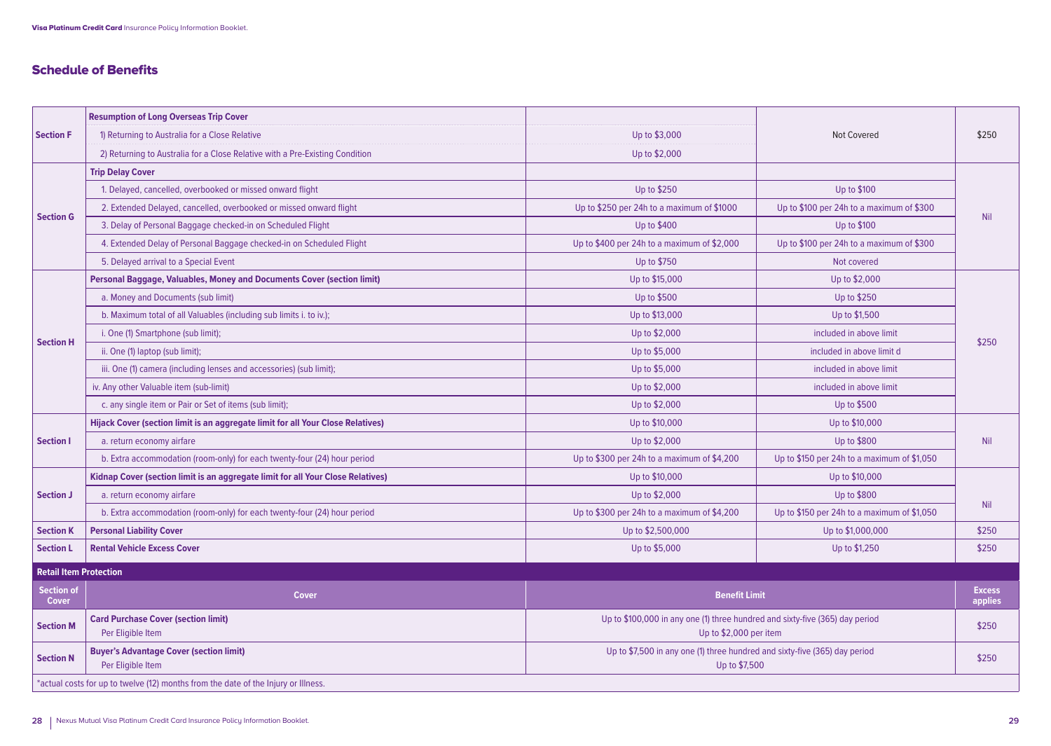## Schedule of Benefits

| | | | | |
|---|---|---|---|---|
| **Section F** | **Resumption of Long Overseas Trip Cover** | | Not Covered | $250 |
| | 1) Returning to Australia for a Close Relative | Up to $3,000 | | |
| | 2) Returning to Australia for a Close Relative with a Pre-Existing Condition | Up to $2,000 | | |
| **Section G** | **Trip Delay Cover** | | | Nil |
| | 1. Delayed, cancelled, overbooked or missed onward flight | Up to $250 | Up to $100 | |
| | 2. Extended Delayed, cancelled, overbooked or missed onward flight | Up to $250 per 24h to a maximum of $1000 | Up to $100 per 24h to a maximum of $300 | |
| | 3. Delay of Personal Baggage checked-in on Scheduled Flight | Up to $400 | Up to $100 | |
| | 4. Extended Delay of Personal Baggage checked-in on Scheduled Flight | Up to $400 per 24h to a maximum of $2,000 | Up to $100 per 24h to a maximum of $300 | |
| | 5. Delayed arrival to a Special Event | Up to $750 | Not covered | |
| **Section H** | **Personal Baggage, Valuables, Money and Documents Cover (section limit)** | Up to $15,000 | Up to $2,000 | $250 |
| | a. Money and Documents (sub limit) | Up to $500 | Up to $250 | |
| | b. Maximum total of all Valuables (including sub limits i. to iv.); | Up to $13,000 | Up to $1,500 | |
| | i. One (1) Smartphone (sub limit); | Up to $2,000 | included in above limit | |
| | ii. One (1) laptop (sub limit); | Up to $5,000 | included in above limit d | |
| | iii. One (1) camera (including lenses and accessories) (sub limit); | Up to $5,000 | included in above limit | |
| | iv. Any other Valuable item (sub-limit) | Up to $2,000 | included in above limit | |
| | c. any single item or Pair or Set of items (sub limit); | Up to $2,000 | Up to $500 | |
| **Section I** | **Hijack Cover (section limit is an aggregate limit for all Your Close Relatives)** | Up to $10,000 | Up to $10,000 | Nil |
| | a. return economy airfare | Up to $2,000 | Up to $800 | |
| | b. Extra accommodation (room-only) for each twenty-four (24) hour period | Up to $300 per 24h to a maximum of $4,200 | Up to $150 per 24h to a maximum of $1,050 | |
| **Section J** | **Kidnap Cover (section limit is an aggregate limit for all Your Close Relatives)** | Up to $10,000 | Up to $10,000 | Nil |
| | a. return economy airfare | Up to $2,000 | Up to $800 | |
| | b. Extra accommodation (room-only) for each twenty-four (24) hour period | Up to $300 per 24h to a maximum of $4,200 | Up to $150 per 24h to a maximum of $1,050 | |
| **Section K** | **Personal Liability Cover** | Up to $2,500,000 | Up to $1,000,000 | $250 |
| **Section L** | **Rental Vehicle Excess Cover** | Up to $5,000 | Up to $1,250 | $250 |

**Retail Item Protection**

| Section of Cover | Cover | Benefit Limit | Excess applies |
|---|---|---|---|
| **Section M** | **Card Purchase Cover (section limit)**<br>Per Eligible Item | Up to $100,000 in any one (1) three hundred and sixty-five (365) day period<br>Up to $2,000 per item | $250 |
| **Section N** | **Buyer's Advantage Cover (section limit)**<br>Per Eligible Item | Up to $7,500 in any one (1) three hundred and sixty-five (365) day period<br>Up to $7,500 | $250 |

*actual costs for up to twelve (12) months from the date of the Injury or Illness.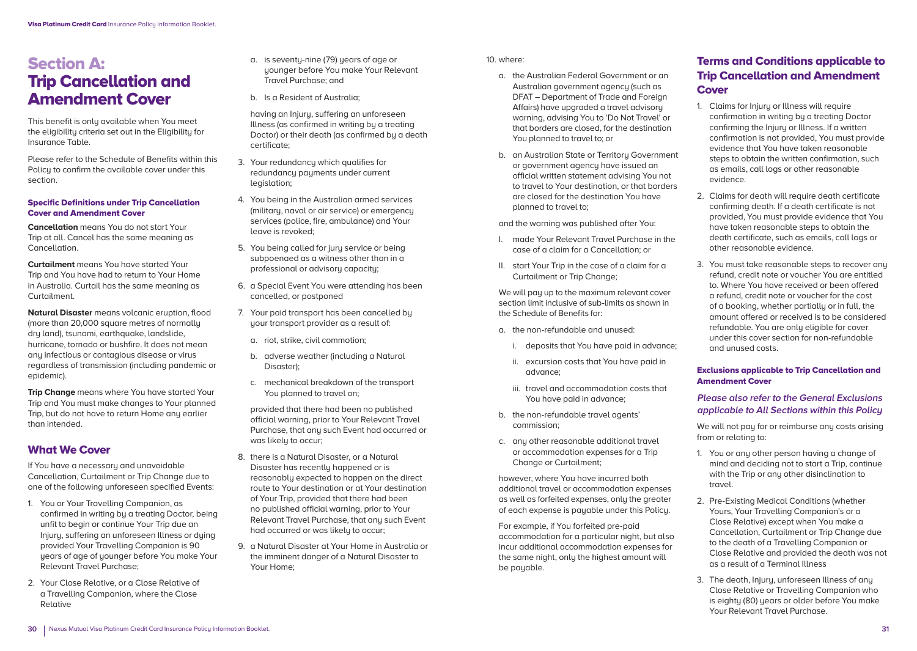# Section A: Trip Cancellation and Amendment Cover

This benefit is only available when You meet the eligibility criteria set out in the Eligibility for Insurance Table.

Please refer to the Schedule of Benefits within this Policy to confirm the available cover under this section.

### Specific Definitions under Trip Cancellation Cover and Amendment Cover

**Cancellation** means You do not start Your Trip at all. Cancel has the same meaning as Cancellation.

**Curtailment** means You have started Your Trip and You have had to return to Your Home in Australia. Curtail has the same meaning as Curtailment.

**Natural Disaster** means volcanic eruption, flood (more than 20,000 square metres of normally dry land), tsunami, earthquake, landslide, hurricane, tornado or bushfire. It does not mean any infectious or contagious disease or virus regardless of transmission (including pandemic or epidemic).

**Trip Change** means where You have started Your Trip and You must make changes to Your planned Trip, but do not have to return Home any earlier than intended.

## What We Cover

If You have a necessary and unavoidable Cancellation, Curtailment or Trip Change due to one of the following unforeseen specified Events:

1. You or Your Travelling Companion, as confirmed in writing by a treating Doctor, being unfit to begin or continue Your Trip due an Injury, suffering an unforeseen Illness or dying provided Your Travelling Companion is 90 years of age of younger before You make Your Relevant Travel Purchase;
2. Your Close Relative, or a Close Relative of a Travelling Companion, where the Close Relative
   a. is seventy-nine (79) years of age or younger before You make Your Relevant Travel Purchase; and
   b. Is a Resident of Australia;

   having an Injury, suffering an unforeseen Illness (as confirmed in writing by a treating Doctor) or their death (as confirmed by a death certificate;
3. Your redundancy which qualifies for redundancy payments under current legislation;
4. You being in the Australian armed services (military, naval or air service) or emergency services (police, fire, ambulance) and Your leave is revoked;
5. You being called for jury service or being subpoenaed as a witness other than in a professional or advisory capacity;
6. a Special Event You were attending has been cancelled, or postponed
7. Your paid transport has been cancelled by your transport provider as a result of:
   a. riot, strike, civil commotion;
   b. adverse weather (including a Natural Disaster);
   c. mechanical breakdown of the transport You planned to travel on;

   provided that there had been no published official warning, prior to Your Relevant Travel Purchase, that any such Event had occurred or was likely to occur;
8. there is a Natural Disaster, or a Natural Disaster has recently happened or is reasonably expected to happen on the direct route to Your destination or at Your destination of Your Trip, provided that there had been no published official warning, prior to Your Relevant Travel Purchase, that any such Event had occurred or was likely to occur;
9. a Natural Disaster at Your Home in Australia or the imminent danger of a Natural Disaster to Your Home;
10. where:
    a. the Australian Federal Government or an Australian government agency (such as DFAT – Department of Trade and Foreign Affairs) have upgraded a travel advisory warning, advising You to 'Do Not Travel' or that borders are closed, for the destination You planned to travel to; or
    b. an Australian State or Territory Government or government agency have issued an official written statement advising You not to travel to Your destination, or that borders are closed for the destination You have planned to travel to;

    and the warning was published after You:

    I. made Your Relevant Travel Purchase in the case of a claim for a Cancellation; or

    II. start Your Trip in the case of a claim for a Curtailment or Trip Change;

We will pay up to the maximum relevant cover section limit inclusive of sub-limits as shown in the Schedule of Benefits for:

a. the non-refundable and unused:
   i. deposits that You have paid in advance;
   ii. excursion costs that You have paid in advance;
   iii. travel and accommodation costs that You have paid in advance;
b. the non-refundable travel agents' commission;
c. any other reasonable additional travel or accommodation expenses for a Trip Change or Curtailment;

however, where You have incurred both additional travel or accommodation expenses as well as forfeited expenses, only the greater of each expense is payable under this Policy.

For example, if You forfeited pre-paid accommodation for a particular night, but also incur additional accommodation expenses for the same night, only the highest amount will be payable.

## Terms and Conditions applicable to Trip Cancellation and Amendment Cover

1. Claims for Injury or Illness will require confirmation in writing by a treating Doctor confirming the Injury or Illness. If a written confirmation is not provided, You must provide evidence that You have taken reasonable steps to obtain the written confirmation, such as emails, call logs or other reasonable evidence.
2. Claims for death will require death certificate confirming death. If a death certificate is not provided, You must provide evidence that You have taken reasonable steps to obtain the death certificate, such as emails, call logs or other reasonable evidence.
3. You must take reasonable steps to recover any refund, credit note or voucher You are entitled to. Where You have received or been offered a refund, credit note or voucher for the cost of a booking, whether partially or in full, the amount offered or received is to be considered refundable. You are only eligible for cover under this cover section for non-refundable and unused costs.

### Exclusions applicable to Trip Cancellation and Amendment Cover

***Please also refer to the General Exclusions applicable to All Sections within this Policy***

We will not pay for or reimburse any costs arising from or relating to:

1. You or any other person having a change of mind and deciding not to start a Trip, continue with the Trip or any other disinclination to travel.
2. Pre-Existing Medical Conditions (whether Yours, Your Travelling Companion's or a Close Relative) except when You make a Cancellation, Curtailment or Trip Change due to the death of a Travelling Companion or Close Relative and provided the death was not as a result of a Terminal Illness
3. The death, Injury, unforeseen Illness of any Close Relative or Travelling Companion who is eighty (80) years or older before You make Your Relevant Travel Purchase.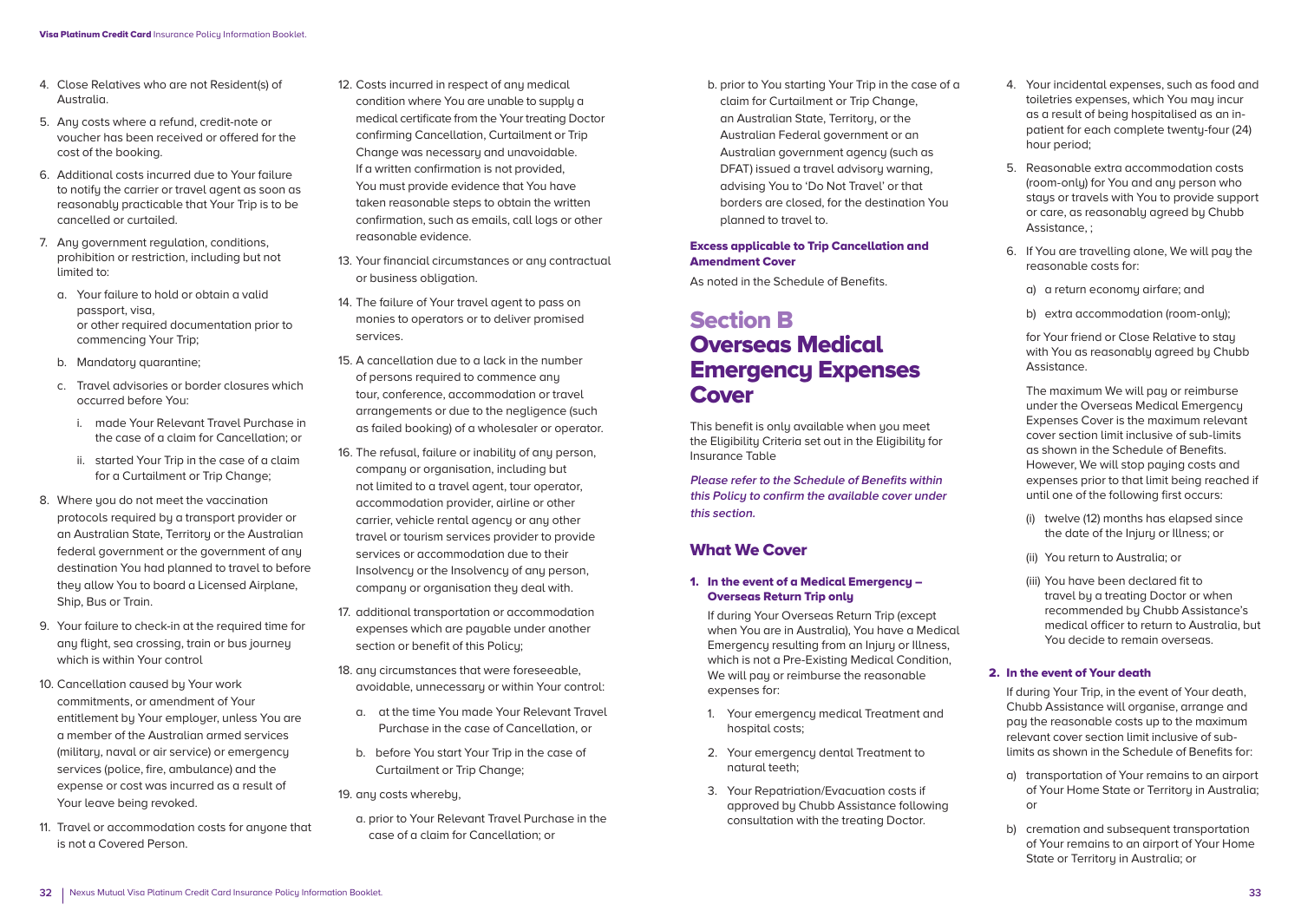4. Close Relatives who are not Resident(s) of Australia.
5. Any costs where a refund, credit-note or voucher has been received or offered for the cost of the booking.
6. Additional costs incurred due to Your failure to notify the carrier or travel agent as soon as reasonably practicable that Your Trip is to be cancelled or curtailed.
7. Any government regulation, conditions, prohibition or restriction, including but not limited to:
   a. Your failure to hold or obtain a valid passport, visa, or other required documentation prior to commencing Your Trip;
   b. Mandatory quarantine;
   c. Travel advisories or border closures which occurred before You:
      i. made Your Relevant Travel Purchase in the case of a claim for Cancellation; or
      ii. started Your Trip in the case of a claim for a Curtailment or Trip Change;
8. Where you do not meet the vaccination protocols required by a transport provider or an Australian State, Territory or the Australian federal government or the government of any destination You had planned to travel to before they allow You to board a Licensed Airplane, Ship, Bus or Train.
9. Your failure to check-in at the required time for any flight, sea crossing, train or bus journey which is within Your control
10. Cancellation caused by Your work commitments, or amendment of Your entitlement by Your employer, unless You are a member of the Australian armed services (military, naval or air service) or emergency services (police, fire, ambulance) and the expense or cost was incurred as a result of Your leave being revoked.
11. Travel or accommodation costs for anyone that is not a Covered Person.
12. Costs incurred in respect of any medical condition where You are unable to supply a medical certificate from the Your treating Doctor confirming Cancellation, Curtailment or Trip Change was necessary and unavoidable. If a written confirmation is not provided, You must provide evidence that You have taken reasonable steps to obtain the written confirmation, such as emails, call logs or other reasonable evidence.
13. Your financial circumstances or any contractual or business obligation.
14. The failure of Your travel agent to pass on monies to operators or to deliver promised services.
15. A cancellation due to a lack in the number of persons required to commence any tour, conference, accommodation or travel arrangements or due to the negligence (such as failed booking) of a wholesaler or operator.
16. The refusal, failure or inability of any person, company or organisation, including but not limited to a travel agent, tour operator, accommodation provider, airline or other carrier, vehicle rental agency or any other travel or tourism services provider to provide services or accommodation due to their Insolvency or the Insolvency of any person, company or organisation they deal with.
17. additional transportation or accommodation expenses which are payable under another section or benefit of this Policy;
18. any circumstances that were foreseeable, avoidable, unnecessary or within Your control:
    a. at the time You made Your Relevant Travel Purchase in the case of Cancellation, or
    b. before You start Your Trip in the case of Curtailment or Trip Change;
19. any costs whereby,
    a. prior to Your Relevant Travel Purchase in the case of a claim for Cancellation; or
    b. prior to You starting Your Trip in the case of a claim for Curtailment or Trip Change, an Australian State, Territory, or the Australian Federal government or an Australian government agency (such as DFAT) issued a travel advisory warning, advising You to 'Do Not Travel' or that borders are closed, for the destination You planned to travel to.

#### Excess applicable to Trip Cancellation and Amendment Cover

As noted in the Schedule of Benefits.

# Section B Overseas Medical Emergency Expenses Cover

This benefit is only available when you meet the Eligibility Criteria set out in the Eligibility for Insurance Table

***Please refer to the Schedule of Benefits within this Policy to confirm the available cover under this section.***

## What We Cover

#### 1. In the event of a Medical Emergency – Overseas Return Trip only

If during Your Overseas Return Trip (except when You are in Australia), You have a Medical Emergency resulting from an Injury or Illness, which is not a Pre-Existing Medical Condition, We will pay or reimburse the reasonable expenses for:

1. Your emergency medical Treatment and hospital costs;
2. Your emergency dental Treatment to natural teeth;
3. Your Repatriation/Evacuation costs if approved by Chubb Assistance following consultation with the treating Doctor.
4. Your incidental expenses, such as food and toiletries expenses, which You may incur as a result of being hospitalised as an in-patient for each complete twenty-four (24) hour period;
5. Reasonable extra accommodation costs (room-only) for You and any person who stays or travels with You to provide support or care, as reasonably agreed by Chubb Assistance, ;
6. If You are travelling alone, We will pay the reasonable costs for:
   a) a return economy airfare; and
   b) extra accommodation (room-only);

   for Your friend or Close Relative to stay with You as reasonably agreed by Chubb Assistance.

   The maximum We will pay or reimburse under the Overseas Medical Emergency Expenses Cover is the maximum relevant cover section limit inclusive of sub-limits as shown in the Schedule of Benefits. However, We will stop paying costs and expenses prior to that limit being reached if until one of the following first occurs:

   (i) twelve (12) months has elapsed since the date of the Injury or Illness; or
   (ii) You return to Australia; or
   (iii) You have been declared fit to travel by a treating Doctor or when recommended by Chubb Assistance's medical officer to return to Australia, but You decide to remain overseas.

#### 2. In the event of Your death

If during Your Trip, in the event of Your death, Chubb Assistance will organise, arrange and pay the reasonable costs up to the maximum relevant cover section limit inclusive of sub-limits as shown in the Schedule of Benefits for:

a) transportation of Your remains to an airport of Your Home State or Territory in Australia; or
b) cremation and subsequent transportation of Your remains to an airport of Your Home State or Territory in Australia; or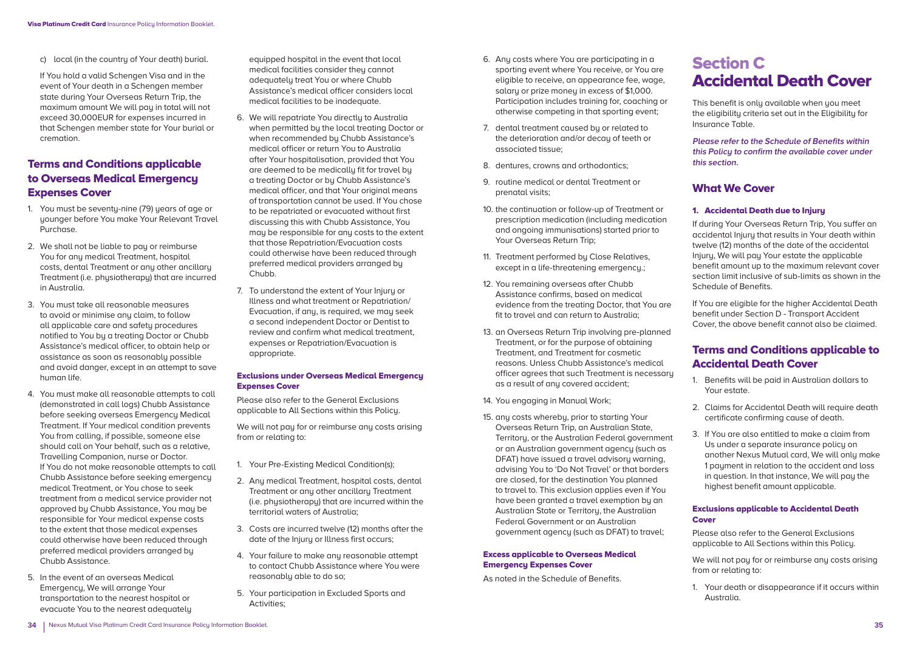c) local (in the country of Your death) burial.

If You hold a valid Schengen Visa and in the event of Your death in a Schengen member state during Your Overseas Return Trip, the maximum amount We will pay in total will not exceed 30,000EUR for expenses incurred in that Schengen member state for Your burial or cremation.

## Terms and Conditions applicable to Overseas Medical Emergency Expenses Cover

1. You must be seventy-nine (79) years of age or younger before You make Your Relevant Travel Purchase.
2. We shall not be liable to pay or reimburse You for any medical Treatment, hospital costs, dental Treatment or any other ancillary Treatment (i.e. physiotherapy) that are incurred in Australia.
3. You must take all reasonable measures to avoid or minimise any claim, to follow all applicable care and safety procedures notified to You by a treating Doctor or Chubb Assistance's medical officer, to obtain help or assistance as soon as reasonably possible and avoid danger, except in an attempt to save human life.
4. You must make all reasonable attempts to call (demonstrated in call logs) Chubb Assistance before seeking overseas Emergency Medical Treatment. If Your medical condition prevents You from calling, if possible, someone else should call on Your behalf, such as a relative, Travelling Companion, nurse or Doctor. If You do not make reasonable attempts to call Chubb Assistance before seeking emergency medical Treatment, or You chose to seek treatment from a medical service provider not approved by Chubb Assistance, You may be responsible for Your medical expense costs to the extent that those medical expenses could otherwise have been reduced through preferred medical providers arranged by Chubb Assistance.
5. In the event of an overseas Medical Emergency, We will arrange Your transportation to the nearest hospital or evacuate You to the nearest adequately equipped hospital in the event that local medical facilities consider they cannot adequately treat You or where Chubb Assistance's medical officer considers local medical facilities to be inadequate.
6. We will repatriate You directly to Australia when permitted by the local treating Doctor or when recommended by Chubb Assistance's medical officer or return You to Australia after Your hospitalisation, provided that You are deemed to be medically fit for travel by a treating Doctor or by Chubb Assistance's medical officer, and that Your original means of transportation cannot be used. If You chose to be repatriated or evacuated without first discussing this with Chubb Assistance, You may be responsible for any costs to the extent that those Repatriation/Evacuation costs could otherwise have been reduced through preferred medical providers arranged by Chubb.
7. To understand the extent of Your Injury or Illness and what treatment or Repatriation/Evacuation, if any, is required, we may seek a second independent Doctor or Dentist to review and confirm what medical treatment, expenses or Repatriation/Evacuation is appropriate.

### Exclusions under Overseas Medical Emergency Expenses Cover

Please also refer to the General Exclusions applicable to All Sections within this Policy.

We will not pay for or reimburse any costs arising from or relating to:

1. Your Pre-Existing Medical Condition(s);
2. Any medical Treatment, hospital costs, dental Treatment or any other ancillary Treatment (i.e. physiotherapy) that are incurred within the territorial waters of Australia;
3. Costs are incurred twelve (12) months after the date of the Injury or Illness first occurs;
4. Your failure to make any reasonable attempt to contact Chubb Assistance where You were reasonably able to do so;
5. Your participation in Excluded Sports and Activities;
6. Any costs where You are participating in a sporting event where You receive, or You are eligible to receive, an appearance fee, wage, salary or prize money in excess of $1,000. Participation includes training for, coaching or otherwise competing in that sporting event;
7. dental treatment caused by or related to the deterioration and/or decay of teeth or associated tissue;
8. dentures, crowns and orthodontics;
9. routine medical or dental Treatment or prenatal visits;
10. the continuation or follow-up of Treatment or prescription medication (including medication and ongoing immunisations) started prior to Your Overseas Return Trip;
11. Treatment performed by Close Relatives, except in a life-threatening emergency.;
12. You remaining overseas after Chubb Assistance confirms, based on medical evidence from the treating Doctor, that You are fit to travel and can return to Australia;
13. an Overseas Return Trip involving pre-planned Treatment, or for the purpose of obtaining Treatment, and Treatment for cosmetic reasons. Unless Chubb Assistance's medical officer agrees that such Treatment is necessary as a result of any covered accident;
14. You engaging in Manual Work;
15. any costs whereby, prior to starting Your Overseas Return Trip, an Australian State, Territory, or the Australian Federal government or an Australian government agency (such as DFAT) have issued a travel advisory warning, advising You to 'Do Not Travel' or that borders are closed, for the destination You planned to travel to. This exclusion applies even if You have been granted a travel exemption by an Australian State or Territory, the Australian Federal Government or an Australian government agency (such as DFAT) to travel;

### Excess applicable to Overseas Medical Emergency Expenses Cover

As noted in the Schedule of Benefits.

# Section C Accidental Death Cover

This benefit is only available when you meet the eligibility criteria set out in the Eligibility for Insurance Table.

***Please refer to the Schedule of Benefits within this Policy to confirm the available cover under this section.***

## What We Cover

### 1. Accidental Death due to Injury

If during Your Overseas Return Trip, You suffer an accidental Injury that results in Your death within twelve (12) months of the date of the accidental Injury, We will pay Your estate the applicable benefit amount up to the maximum relevant cover section limit inclusive of sub-limits as shown in the Schedule of Benefits.

If You are eligible for the higher Accidental Death benefit under Section D - Transport Accident Cover, the above benefit cannot also be claimed.

## Terms and Conditions applicable to Accidental Death Cover

1. Benefits will be paid in Australian dollars to Your estate.
2. Claims for Accidental Death will require death certificate confirming cause of death.
3. If You are also entitled to make a claim from Us under a separate insurance policy on another Nexus Mutual card, We will only make 1 payment in relation to the accident and loss in question. In that instance, We will pay the highest benefit amount applicable.

### Exclusions applicable to Accidental Death Cover

Please also refer to the General Exclusions applicable to All Sections within this Policy.

We will not pay for or reimburse any costs arising from or relating to:

1. Your death or disappearance if it occurs within Australia.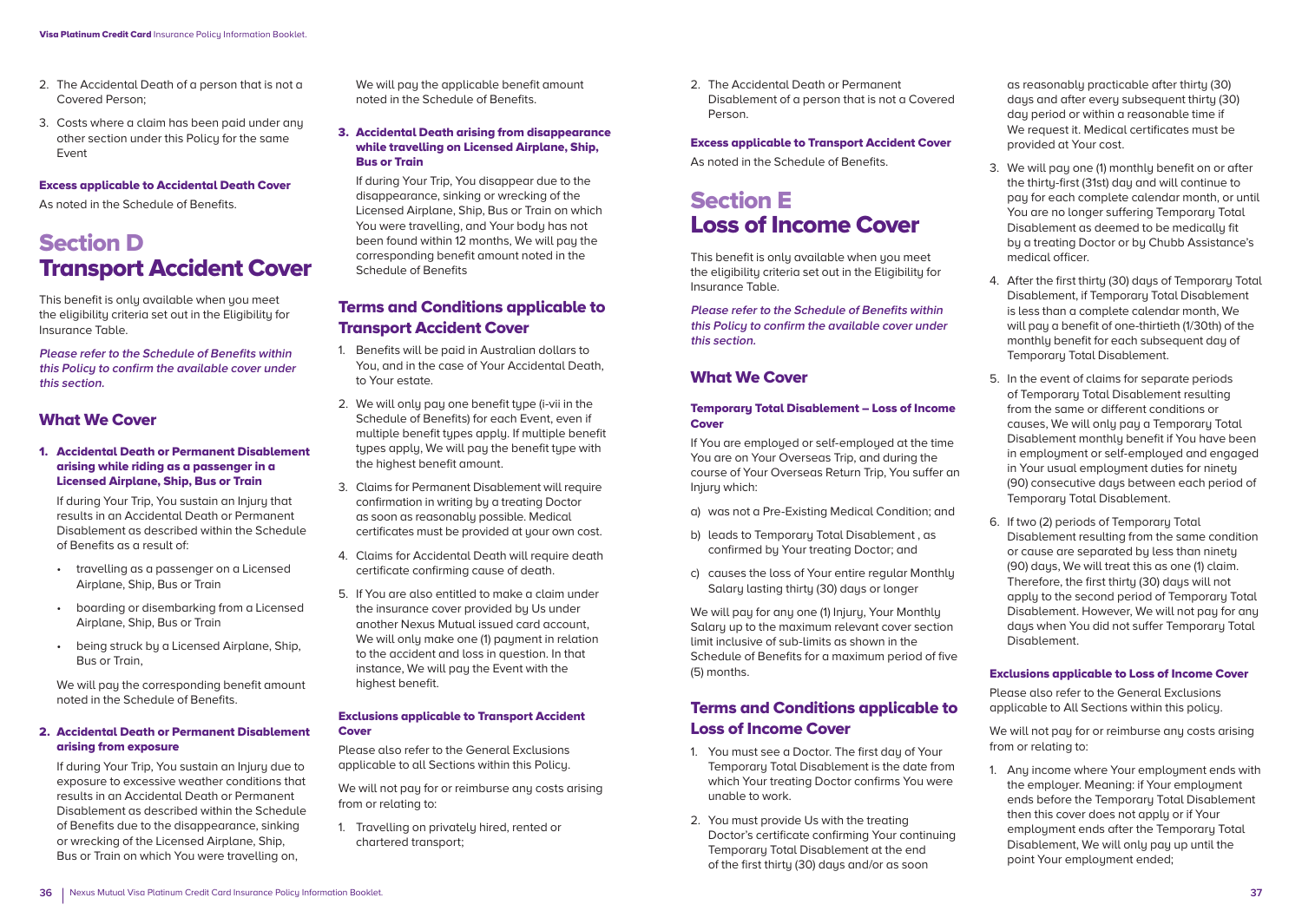2. The Accidental Death of a person that is not a Covered Person;
3. Costs where a claim has been paid under any other section under this Policy for the same Event

### Excess applicable to Accidental Death Cover

As noted in the Schedule of Benefits.

# Section D Transport Accident Cover

This benefit is only available when you meet the eligibility criteria set out in the Eligibility for Insurance Table.

***Please refer to the Schedule of Benefits within this Policy to confirm the available cover under this section.***

## What We Cover

### 1. Accidental Death or Permanent Disablement arising while riding as a passenger in a Licensed Airplane, Ship, Bus or Train

If during Your Trip, You sustain an Injury that results in an Accidental Death or Permanent Disablement as described within the Schedule of Benefits as a result of:

- travelling as a passenger on a Licensed Airplane, Ship, Bus or Train
- boarding or disembarking from a Licensed Airplane, Ship, Bus or Train
- being struck by a Licensed Airplane, Ship, Bus or Train,

We will pay the corresponding benefit amount noted in the Schedule of Benefits.

### 2. Accidental Death or Permanent Disablement arising from exposure

If during Your Trip, You sustain an Injury due to exposure to excessive weather conditions that results in an Accidental Death or Permanent Disablement as described within the Schedule of Benefits due to the disappearance, sinking or wrecking of the Licensed Airplane, Ship, Bus or Train on which You were travelling on,

We will pay the applicable benefit amount noted in the Schedule of Benefits.

### 3. Accidental Death arising from disappearance while travelling on Licensed Airplane, Ship, Bus or Train

If during Your Trip, You disappear due to the disappearance, sinking or wrecking of the Licensed Airplane, Ship, Bus or Train on which You were travelling, and Your body has not been found within 12 months, We will pay the corresponding benefit amount noted in the Schedule of Benefits

## Terms and Conditions applicable to Transport Accident Cover

1. Benefits will be paid in Australian dollars to You, and in the case of Your Accidental Death, to Your estate.
2. We will only pay one benefit type (i-vii in the Schedule of Benefits) for each Event, even if multiple benefit types apply. If multiple benefit types apply, We will pay the benefit type with the highest benefit amount.
3. Claims for Permanent Disablement will require confirmation in writing by a treating Doctor as soon as reasonably possible. Medical certificates must be provided at your own cost.
4. Claims for Accidental Death will require death certificate confirming cause of death.
5. If You are also entitled to make a claim under the insurance cover provided by Us under another Nexus Mutual issued card account, We will only make one (1) payment in relation to the accident and loss in question. In that instance, We will pay the Event with the highest benefit.

### Exclusions applicable to Transport Accident Cover

Please also refer to the General Exclusions applicable to all Sections within this Policy.

We will not pay for or reimburse any costs arising from or relating to:

1. Travelling on privately hired, rented or chartered transport;
2. The Accidental Death or Permanent Disablement of a person that is not a Covered Person.

### Excess applicable to Transport Accident Cover

As noted in the Schedule of Benefits.

# Section E Loss of Income Cover

This benefit is only available when you meet the eligibility criteria set out in the Eligibility for Insurance Table.

***Please refer to the Schedule of Benefits within this Policy to confirm the available cover under this section.***

## What We Cover

### Temporary Total Disablement – Loss of Income Cover

If You are employed or self-employed at the time You are on Your Overseas Trip, and during the course of Your Overseas Return Trip, You suffer an Injury which:

a) was not a Pre-Existing Medical Condition; and

b) leads to Temporary Total Disablement , as confirmed by Your treating Doctor; and

c) causes the loss of Your entire regular Monthly Salary lasting thirty (30) days or longer

We will pay for any one (1) Injury, Your Monthly Salary up to the maximum relevant cover section limit inclusive of sub-limits as shown in the Schedule of Benefits for a maximum period of five (5) months.

## Terms and Conditions applicable to Loss of Income Cover

1. You must see a Doctor. The first day of Your Temporary Total Disablement is the date from which Your treating Doctor confirms You were unable to work.
2. You must provide Us with the treating Doctor's certificate confirming Your continuing Temporary Total Disablement at the end of the first thirty (30) days and/or as soon as reasonably practicable after thirty (30) days and after every subsequent thirty (30) day period or within a reasonable time if We request it. Medical certificates must be provided at Your cost.
3. We will pay one (1) monthly benefit on or after the thirty-first (31st) day and will continue to pay for each complete calendar month, or until You are no longer suffering Temporary Total Disablement as deemed to be medically fit by a treating Doctor or by Chubb Assistance's medical officer.
4. After the first thirty (30) days of Temporary Total Disablement, if Temporary Total Disablement is less than a complete calendar month, We will pay a benefit of one-thirtieth (1/30th) of the monthly benefit for each subsequent day of Temporary Total Disablement.
5. In the event of claims for separate periods of Temporary Total Disablement resulting from the same or different conditions or causes, We will only pay a Temporary Total Disablement monthly benefit if You have been in employment or self-employed and engaged in Your usual employment duties for ninety (90) consecutive days between each period of Temporary Total Disablement.
6. If two (2) periods of Temporary Total Disablement resulting from the same condition or cause are separated by less than ninety (90) days, We will treat this as one (1) claim. Therefore, the first thirty (30) days will not apply to the second period of Temporary Total Disablement. However, We will not pay for any days when You did not suffer Temporary Total Disablement.

### Exclusions applicable to Loss of Income Cover

Please also refer to the General Exclusions applicable to All Sections within this policy.

We will not pay for or reimburse any costs arising from or relating to:

1. Any income where Your employment ends with the employer. Meaning: if Your employment ends before the Temporary Total Disablement then this cover does not apply or if Your employment ends after the Temporary Total Disablement, We will only pay up until the point Your employment ended;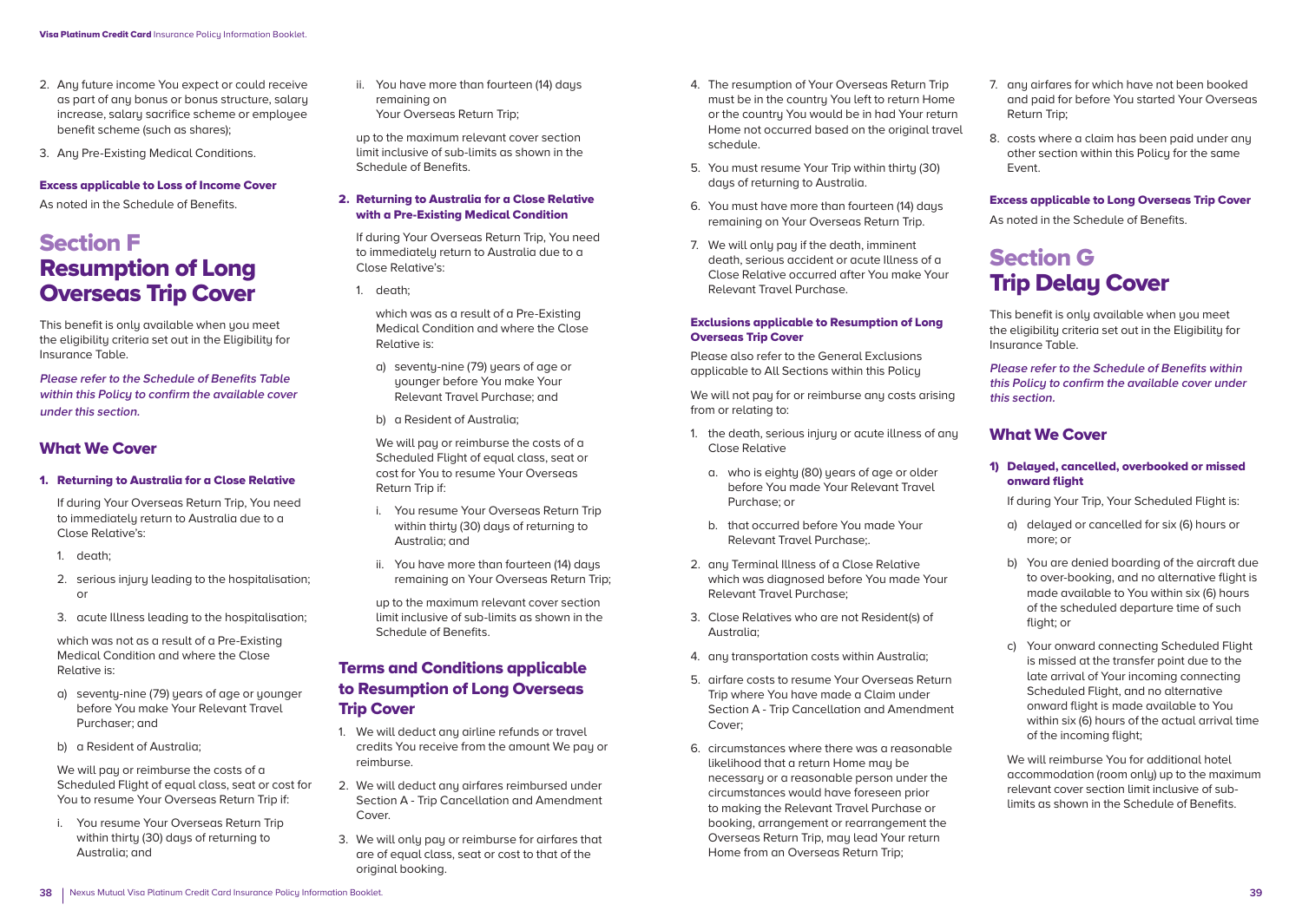2. Any future income You expect or could receive as part of any bonus or bonus structure, salary increase, salary sacrifice scheme or employee benefit scheme (such as shares);
3. Any Pre-Existing Medical Conditions.

#### Excess applicable to Loss of Income Cover

As noted in the Schedule of Benefits.

# Section F Resumption of Long Overseas Trip Cover

This benefit is only available when you meet the eligibility criteria set out in the Eligibility for Insurance Table.

***Please refer to the Schedule of Benefits Table within this Policy to confirm the available cover under this section.***

## What We Cover

#### 1. Returning to Australia for a Close Relative

If during Your Overseas Return Trip, You need to immediately return to Australia due to a Close Relative's:

1. death;
2. serious injury leading to the hospitalisation; or
3. acute Illness leading to the hospitalisation;

which was not as a result of a Pre-Existing Medical Condition and where the Close Relative is:

a) seventy-nine (79) years of age or younger before You make Your Relevant Travel Purchaser; and

b) a Resident of Australia;

We will pay or reimburse the costs of a Scheduled Flight of equal class, seat or cost for You to resume Your Overseas Return Trip if:

i. You resume Your Overseas Return Trip within thirty (30) days of returning to Australia; and

ii. You have more than fourteen (14) days remaining on Your Overseas Return Trip;

up to the maximum relevant cover section limit inclusive of sub-limits as shown in the Schedule of Benefits.

#### 2. Returning to Australia for a Close Relative with a Pre-Existing Medical Condition

If during Your Overseas Return Trip, You need to immediately return to Australia due to a Close Relative's:

1. death;

which was as a result of a Pre-Existing Medical Condition and where the Close Relative is:

a) seventy-nine (79) years of age or younger before You make Your Relevant Travel Purchase; and

b) a Resident of Australia;

We will pay or reimburse the costs of a Scheduled Flight of equal class, seat or cost for You to resume Your Overseas Return Trip if:

i. You resume Your Overseas Return Trip within thirty (30) days of returning to Australia; and

ii. You have more than fourteen (14) days remaining on Your Overseas Return Trip;

up to the maximum relevant cover section limit inclusive of sub-limits as shown in the Schedule of Benefits.

## Terms and Conditions applicable to Resumption of Long Overseas Trip Cover

1. We will deduct any airline refunds or travel credits You receive from the amount We pay or reimburse.
2. We will deduct any airfares reimbursed under Section A - Trip Cancellation and Amendment Cover.
3. We will only pay or reimburse for airfares that are of equal class, seat or cost to that of the original booking.
4. The resumption of Your Overseas Return Trip must be in the country You left to return Home or the country You would be in had Your return Home not occurred based on the original travel schedule.
5. You must resume Your Trip within thirty (30) days of returning to Australia.
6. You must have more than fourteen (14) days remaining on Your Overseas Return Trip.
7. We will only pay if the death, imminent death, serious accident or acute Illness of a Close Relative occurred after You make Your Relevant Travel Purchase.

#### Exclusions applicable to Resumption of Long Overseas Trip Cover

Please also refer to the General Exclusions applicable to All Sections within this Policy

We will not pay for or reimburse any costs arising from or relating to:

1. the death, serious injury or acute illness of any Close Relative
   a. who is eighty (80) years of age or older before You made Your Relevant Travel Purchase; or
   b. that occurred before You made Your Relevant Travel Purchase;.
2. any Terminal Illness of a Close Relative which was diagnosed before You made Your Relevant Travel Purchase;
3. Close Relatives who are not Resident(s) of Australia;
4. any transportation costs within Australia;
5. airfare costs to resume Your Overseas Return Trip where You have made a Claim under Section A - Trip Cancellation and Amendment Cover;
6. circumstances where there was a reasonable likelihood that a return Home may be necessary or a reasonable person under the circumstances would have foreseen prior to making the Relevant Travel Purchase or booking, arrangement or rearrangement the Overseas Return Trip, may lead Your return Home from an Overseas Return Trip;
7. any airfares for which have not been booked and paid for before You started Your Overseas Return Trip;
8. costs where a claim has been paid under any other section within this Policy for the same Event.

#### Excess applicable to Long Overseas Trip Cover

As noted in the Schedule of Benefits.

# Section G Trip Delay Cover

This benefit is only available when you meet the eligibility criteria set out in the Eligibility for Insurance Table.

***Please refer to the Schedule of Benefits within this Policy to confirm the available cover under this section.***

## What We Cover

#### 1) Delayed, cancelled, overbooked or missed onward flight

If during Your Trip, Your Scheduled Flight is:

a) delayed or cancelled for six (6) hours or more; or

b) You are denied boarding of the aircraft due to over-booking, and no alternative flight is made available to You within six (6) hours of the scheduled departure time of such flight; or

c) Your onward connecting Scheduled Flight is missed at the transfer point due to the late arrival of Your incoming connecting Scheduled Flight, and no alternative onward flight is made available to You within six (6) hours of the actual arrival time of the incoming flight;

We will reimburse You for additional hotel accommodation (room only) up to the maximum relevant cover section limit inclusive of sub-limits as shown in the Schedule of Benefits.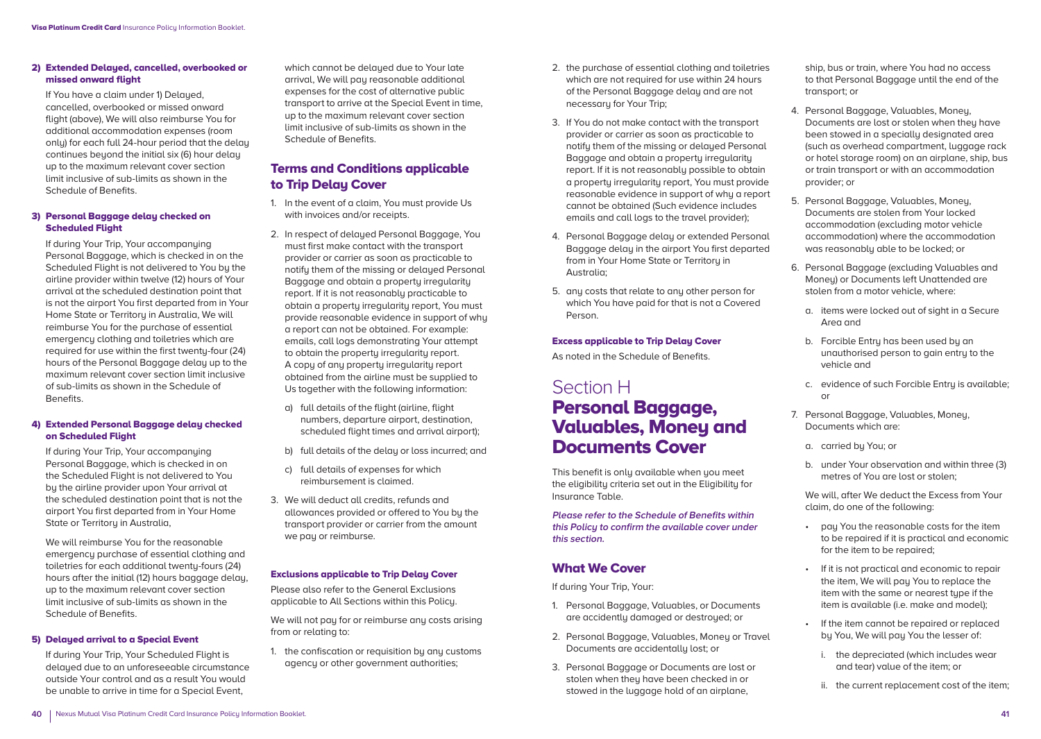#### 2) Extended Delayed, cancelled, overbooked or missed onward flight

If You have a claim under 1) Delayed, cancelled, overbooked or missed onward flight (above), We will also reimburse You for additional accommodation expenses (room only) for each full 24-hour period that the delay continues beyond the initial six (6) hour delay up to the maximum relevant cover section limit inclusive of sub-limits as shown in the Schedule of Benefits.

#### 3) Personal Baggage delay checked on Scheduled Flight

If during Your Trip, Your accompanying Personal Baggage, which is checked in on the Scheduled Flight is not delivered to You by the airline provider within twelve (12) hours of Your arrival at the scheduled destination point that is not the airport You first departed from in Your Home State or Territory in Australia, We will reimburse You for the purchase of essential emergency clothing and toiletries which are required for use within the first twenty-four (24) hours of the Personal Baggage delay up to the maximum relevant cover section limit inclusive of sub-limits as shown in the Schedule of Benefits.

#### 4) Extended Personal Baggage delay checked on Scheduled Flight

If during Your Trip, Your accompanying Personal Baggage, which is checked in on the Scheduled Flight is not delivered to You by the airline provider upon Your arrival at the scheduled destination point that is not the airport You first departed from in Your Home State or Territory in Australia,

We will reimburse You for the reasonable emergency purchase of essential clothing and toiletries for each additional twenty-fours (24) hours after the initial (12) hours baggage delay, up to the maximum relevant cover section limit inclusive of sub-limits as shown in the Schedule of Benefits.

#### 5) Delayed arrival to a Special Event

If during Your Trip, Your Scheduled Flight is delayed due to an unforeseeable circumstance outside Your control and as a result You would be unable to arrive in time for a Special Event, which cannot be delayed due to Your late arrival, We will pay reasonable additional expenses for the cost of alternative public transport to arrive at the Special Event in time, up to the maximum relevant cover section limit inclusive of sub-limits as shown in the Schedule of Benefits.

### Terms and Conditions applicable to Trip Delay Cover

1. In the event of a claim, You must provide Us with invoices and/or receipts.
2. In respect of delayed Personal Baggage, You must first make contact with the transport provider or carrier as soon as practicable to notify them of the missing or delayed Personal Baggage and obtain a property irregularity report. If it is not reasonably practicable to obtain a property irregularity report, You must provide reasonable evidence in support of why a report can not be obtained. For example: emails, call logs demonstrating Your attempt to obtain the property irregularity report. A copy of any property irregularity report obtained from the airline must be supplied to Us together with the following information:
   a) full details of the flight (airline, flight numbers, departure airport, destination, scheduled flight times and arrival airport);
   b) full details of the delay or loss incurred; and
   c) full details of expenses for which reimbursement is claimed.
3. We will deduct all credits, refunds and allowances provided or offered to You by the transport provider or carrier from the amount we pay or reimburse.

#### Exclusions applicable to Trip Delay Cover

Please also refer to the General Exclusions applicable to All Sections within this Policy.

We will not pay for or reimburse any costs arising from or relating to:

1. the confiscation or requisition by any customs agency or other government authorities;
2. the purchase of essential clothing and toiletries which are not required for use within 24 hours of the Personal Baggage delay and are not necessary for Your Trip;
3. If You do not make contact with the transport provider or carrier as soon as practicable to notify them of the missing or delayed Personal Baggage and obtain a property irregularity report. If it is not reasonably possible to obtain a property irregularity report, You must provide reasonable evidence in support of why a report cannot be obtained (Such evidence includes emails and call logs to the travel provider);
4. Personal Baggage delay or extended Personal Baggage delay in the airport You first departed from in Your Home State or Territory in Australia;
5. any costs that relate to any other person for which You have paid for that is not a Covered Person.

#### Excess applicable to Trip Delay Cover

As noted in the Schedule of Benefits.

## Section H Personal Baggage, Valuables, Money and Documents Cover

This benefit is only available when you meet the eligibility criteria set out in the Eligibility for Insurance Table.

***Please refer to the Schedule of Benefits within this Policy to confirm the available cover under this section.***

### What We Cover

If during Your Trip, Your:

1. Personal Baggage, Valuables, or Documents are accidently damaged or destroyed; or
2. Personal Baggage, Valuables, Money or Travel Documents are accidentally lost; or
3. Personal Baggage or Documents are lost or stolen when they have been checked in or stowed in the luggage hold of an airplane, ship, bus or train, where You had no access to that Personal Baggage until the end of the transport; or
4. Personal Baggage, Valuables, Money, Documents are lost or stolen when they have been stowed in a specially designated area (such as overhead compartment, luggage rack or hotel storage room) on an airplane, ship, bus or train transport or with an accommodation provider; or
5. Personal Baggage, Valuables, Money, Documents are stolen from Your locked accommodation (excluding motor vehicle accommodation) where the accommodation was reasonably able to be locked; or
6. Personal Baggage (excluding Valuables and Money) or Documents left Unattended are stolen from a motor vehicle, where:
   a. items were locked out of sight in a Secure Area and
   b. Forcible Entry has been used by an unauthorised person to gain entry to the vehicle and
   c. evidence of such Forcible Entry is available; or
7. Personal Baggage, Valuables, Money, Documents which are:
   a. carried by You; or
   b. under Your observation and within three (3) metres of You are lost or stolen;

We will, after We deduct the Excess from Your claim, do one of the following:

- pay You the reasonable costs for the item to be repaired if it is practical and economic for the item to be repaired;
- If it is not practical and economic to repair the item, We will pay You to replace the item with the same or nearest type if the item is available (i.e. make and model);
- If the item cannot be repaired or replaced by You, We will pay You the lesser of:
  i. the depreciated (which includes wear and tear) value of the item; or
  ii. the current replacement cost of the item;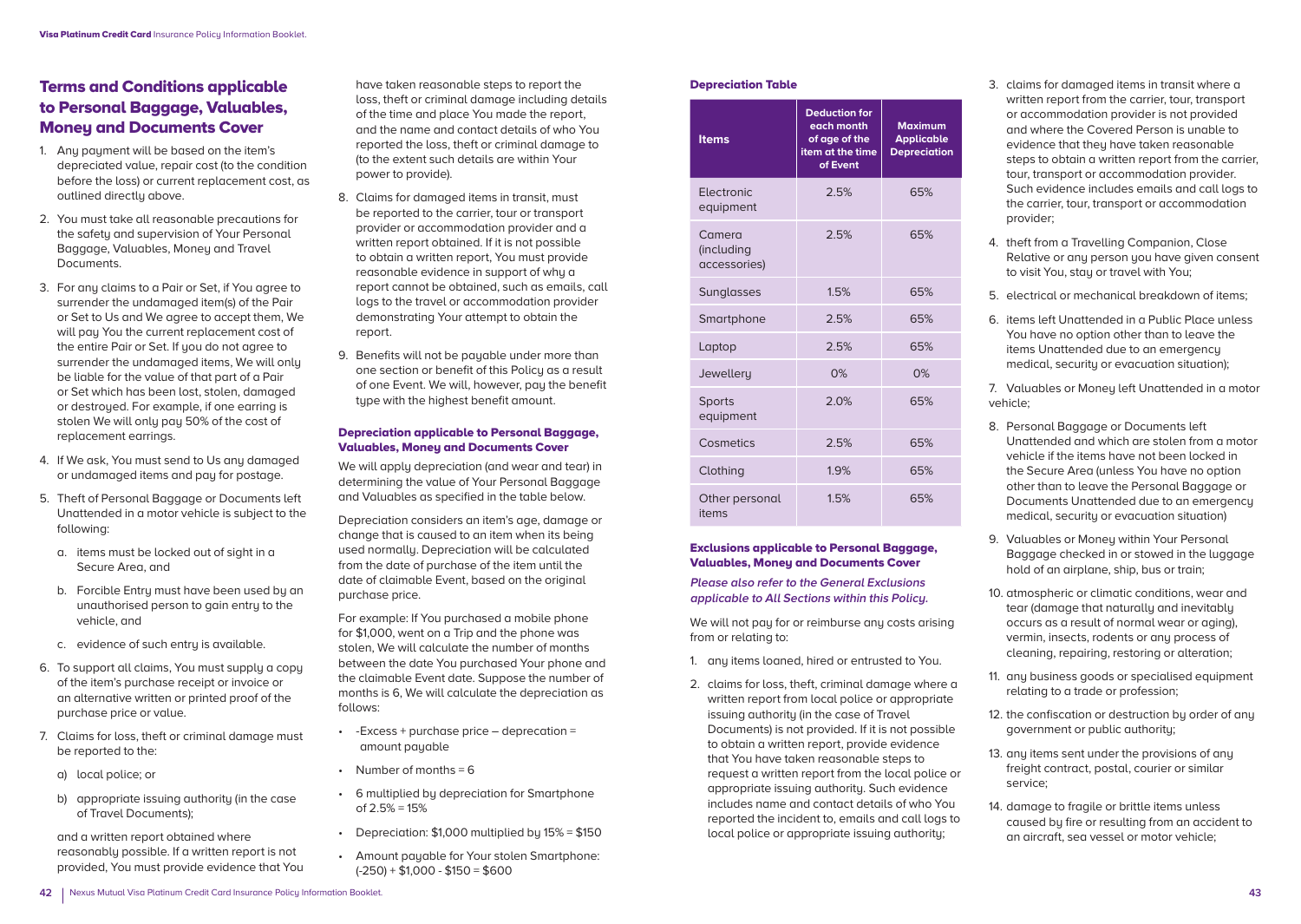## Terms and Conditions applicable to Personal Baggage, Valuables, Money and Documents Cover

1. Any payment will be based on the item's depreciated value, repair cost (to the condition before the loss) or current replacement cost, as outlined directly above.
2. You must take all reasonable precautions for the safety and supervision of Your Personal Baggage, Valuables, Money and Travel Documents.
3. For any claims to a Pair or Set, if You agree to surrender the undamaged item(s) of the Pair or Set to Us and We agree to accept them, We will pay You the current replacement cost of the entire Pair or Set. If you do not agree to surrender the undamaged items, We will only be liable for the value of that part of a Pair or Set which has been lost, stolen, damaged or destroyed. For example, if one earring is stolen We will only pay 50% of the cost of replacement earrings.
4. If We ask, You must send to Us any damaged or undamaged items and pay for postage.
5. Theft of Personal Baggage or Documents left Unattended in a motor vehicle is subject to the following:
   a. items must be locked out of sight in a Secure Area, and
   b. Forcible Entry must have been used by an unauthorised person to gain entry to the vehicle, and
   c. evidence of such entry is available.
6. To support all claims, You must supply a copy of the item's purchase receipt or invoice or an alternative written or printed proof of the purchase price or value.
7. Claims for loss, theft or criminal damage must be reported to the:
   a) local police; or
   b) appropriate issuing authority (in the case of Travel Documents);

   and a written report obtained where reasonably possible. If a written report is not provided, You must provide evidence that You have taken reasonable steps to report the loss, theft or criminal damage including details of the time and place You made the report, and the name and contact details of who You reported the loss, theft or criminal damage to (to the extent such details are within Your power to provide).
8. Claims for damaged items in transit, must be reported to the carrier, tour or transport provider or accommodation provider and a written report obtained. If it is not possible to obtain a written report, You must provide reasonable evidence in support of why a report cannot be obtained, such as emails, call logs to the travel or accommodation provider demonstrating Your attempt to obtain the report.
9. Benefits will not be payable under more than one section or benefit of this Policy as a result of one Event. We will, however, pay the benefit type with the highest benefit amount.

### Depreciation applicable to Personal Baggage, Valuables, Money and Documents Cover

We will apply depreciation (and wear and tear) in determining the value of Your Personal Baggage and Valuables as specified in the table below.

Depreciation considers an item's age, damage or change that is caused to an item when its being used normally. Depreciation will be calculated from the date of purchase of the item until the date of claimable Event, based on the original purchase price.

For example: If You purchased a mobile phone for $1,000, went on a Trip and the phone was stolen, We will calculate the number of months between the date You purchased Your phone and the claimable Event date. Suppose the number of months is 6, We will calculate the depreciation as follows:

- -Excess + purchase price – deprecation = amount payable
- Number of months = 6
- 6 multiplied by depreciation for Smartphone of 2.5% = 15%
- Depreciation: $1,000 multiplied by 15% = $150
- Amount payable for Your stolen Smartphone: (-250) + $1,000 - $150 = $600

### Depreciation Table

| Items | Deduction for each month of age of the item at the time of Event | Maximum Applicable Depreciation |
|---|---|---|
| Electronic equipment | 2.5% | 65% |
| Camera (including accessories) | 2.5% | 65% |
| Sunglasses | 1.5% | 65% |
| Smartphone | 2.5% | 65% |
| Laptop | 2.5% | 65% |
| Jewellery | 0% | 0% |
| Sports equipment | 2.0% | 65% |
| Cosmetics | 2.5% | 65% |
| Clothing | 1.9% | 65% |
| Other personal items | 1.5% | 65% |

### Exclusions applicable to Personal Baggage, Valuables, Money and Documents Cover

***Please also refer to the General Exclusions applicable to All Sections within this Policy.***

We will not pay for or reimburse any costs arising from or relating to:

1. any items loaned, hired or entrusted to You.
2. claims for loss, theft, criminal damage where a written report from local police or appropriate issuing authority (in the case of Travel Documents) is not provided. If it is not possible to obtain a written report, provide evidence that You have taken reasonable steps to request a written report from the local police or appropriate issuing authority. Such evidence includes name and contact details of who You reported the incident to, emails and call logs to local police or appropriate issuing authority;
3. claims for damaged items in transit where a written report from the carrier, tour, transport or accommodation provider is not provided and where the Covered Person is unable to evidence that they have taken reasonable steps to obtain a written report from the carrier, tour, transport or accommodation provider. Such evidence includes emails and call logs to the carrier, tour, transport or accommodation provider;
4. theft from a Travelling Companion, Close Relative or any person you have given consent to visit You, stay or travel with You;
5. electrical or mechanical breakdown of items;
6. items left Unattended in a Public Place unless You have no option other than to leave the items Unattended due to an emergency medical, security or evacuation situation);
7. Valuables or Money left Unattended in a motor vehicle;
8. Personal Baggage or Documents left Unattended and which are stolen from a motor vehicle if the items have not been locked in the Secure Area (unless You have no option other than to leave the Personal Baggage or Documents Unattended due to an emergency medical, security or evacuation situation)
9. Valuables or Money within Your Personal Baggage checked in or stowed in the luggage hold of an airplane, ship, bus or train;
10. atmospheric or climatic conditions, wear and tear (damage that naturally and inevitably occurs as a result of normal wear or aging), vermin, insects, rodents or any process of cleaning, repairing, restoring or alteration;
11. any business goods or specialised equipment relating to a trade or profession;
12. the confiscation or destruction by order of any government or public authority;
13. any items sent under the provisions of any freight contract, postal, courier or similar service;
14. damage to fragile or brittle items unless caused by fire or resulting from an accident to an aircraft, sea vessel or motor vehicle;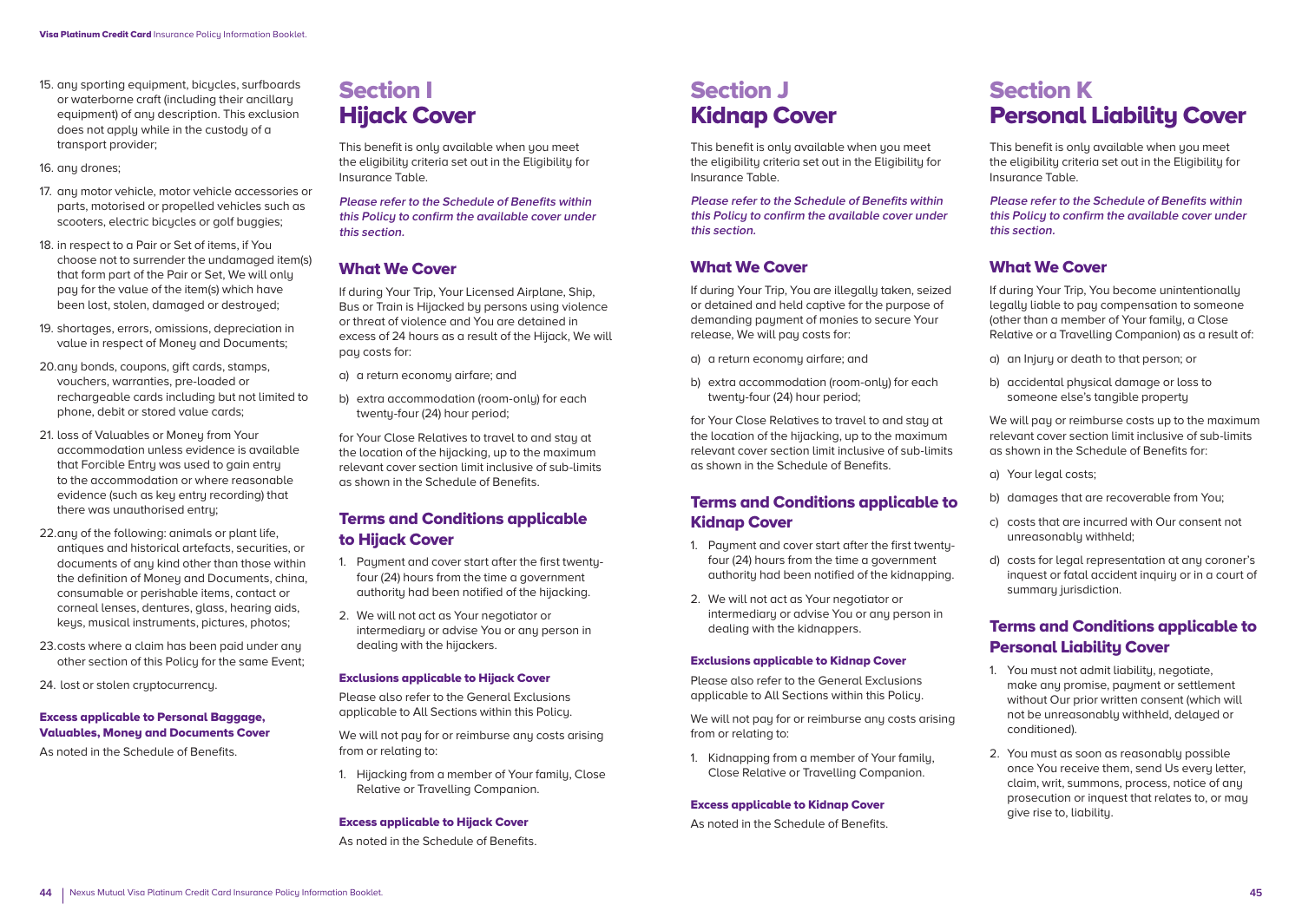15. any sporting equipment, bicycles, surfboards or waterborne craft (including their ancillary equipment) of any description. This exclusion does not apply while in the custody of a transport provider;
16. any drones;
17. any motor vehicle, motor vehicle accessories or parts, motorised or propelled vehicles such as scooters, electric bicycles or golf buggies;
18. in respect to a Pair or Set of items, if You choose not to surrender the undamaged item(s) that form part of the Pair or Set, We will only pay for the value of the item(s) which have been lost, stolen, damaged or destroyed;
19. shortages, errors, omissions, depreciation in value in respect of Money and Documents;
20. any bonds, coupons, gift cards, stamps, vouchers, warranties, pre-loaded or rechargeable cards including but not limited to phone, debit or stored value cards;
21. loss of Valuables or Money from Your accommodation unless evidence is available that Forcible Entry was used to gain entry to the accommodation or where reasonable evidence (such as key entry recording) that there was unauthorised entry;
22. any of the following: animals or plant life, antiques and historical artefacts, securities, or documents of any kind other than those within the definition of Money and Documents, china, consumable or perishable items, contact or corneal lenses, dentures, glass, hearing aids, keys, musical instruments, pictures, photos;
23. costs where a claim has been paid under any other section of this Policy for the same Event;
24. lost or stolen cryptocurrency.

#### Excess applicable to Personal Baggage, Valuables, Money and Documents Cover

As noted in the Schedule of Benefits.

# Section I Hijack Cover

This benefit is only available when you meet the eligibility criteria set out in the Eligibility for Insurance Table.

***Please refer to the Schedule of Benefits within this Policy to confirm the available cover under this section.***

## What We Cover

If during Your Trip, Your Licensed Airplane, Ship, Bus or Train is Hijacked by persons using violence or threat of violence and You are detained in excess of 24 hours as a result of the Hijack, We will pay costs for:

a) a return economy airfare; and
b) extra accommodation (room-only) for each twenty-four (24) hour period;

for Your Close Relatives to travel to and stay at the location of the hijacking, up to the maximum relevant cover section limit inclusive of sub-limits as shown in the Schedule of Benefits.

## Terms and Conditions applicable to Hijack Cover

1. Payment and cover start after the first twenty-four (24) hours from the time a government authority had been notified of the hijacking.
2. We will not act as Your negotiator or intermediary or advise You or any person in dealing with the hijackers.

#### Exclusions applicable to Hijack Cover

Please also refer to the General Exclusions applicable to All Sections within this Policy.

We will not pay for or reimburse any costs arising from or relating to:

1. Hijacking from a member of Your family, Close Relative or Travelling Companion.

#### Excess applicable to Hijack Cover

As noted in the Schedule of Benefits.

# Section J Kidnap Cover

This benefit is only available when you meet the eligibility criteria set out in the Eligibility for Insurance Table.

***Please refer to the Schedule of Benefits within this Policy to confirm the available cover under this section.***

## What We Cover

If during Your Trip, You are illegally taken, seized or detained and held captive for the purpose of demanding payment of monies to secure Your release, We will pay costs for:

a) a return economy airfare; and
b) extra accommodation (room-only) for each twenty-four (24) hour period;

for Your Close Relatives to travel to and stay at the location of the hijacking, up to the maximum relevant cover section limit inclusive of sub-limits as shown in the Schedule of Benefits.

## Terms and Conditions applicable to Kidnap Cover

1. Payment and cover start after the first twenty-four (24) hours from the time a government authority had been notified of the kidnapping.
2. We will not act as Your negotiator or intermediary or advise You or any person in dealing with the kidnappers.

#### Exclusions applicable to Kidnap Cover

Please also refer to the General Exclusions applicable to All Sections within this Policy.

We will not pay for or reimburse any costs arising from or relating to:

1. Kidnapping from a member of Your family, Close Relative or Travelling Companion.

#### Excess applicable to Kidnap Cover

As noted in the Schedule of Benefits.

# Section K Personal Liability Cover

This benefit is only available when you meet the eligibility criteria set out in the Eligibility for Insurance Table.

***Please refer to the Schedule of Benefits within this Policy to confirm the available cover under this section.***

## What We Cover

If during Your Trip, You become unintentionally legally liable to pay compensation to someone (other than a member of Your family, a Close Relative or a Travelling Companion) as a result of:

a) an Injury or death to that person; or
b) accidental physical damage or loss to someone else's tangible property

We will pay or reimburse costs up to the maximum relevant cover section limit inclusive of sub-limits as shown in the Schedule of Benefits for:

a) Your legal costs;
b) damages that are recoverable from You;
c) costs that are incurred with Our consent not unreasonably withheld;
d) costs for legal representation at any coroner's inquest or fatal accident inquiry or in a court of summary jurisdiction.

## Terms and Conditions applicable to Personal Liability Cover

1. You must not admit liability, negotiate, make any promise, payment or settlement without Our prior written consent (which will not be unreasonably withheld, delayed or conditioned).
2. You must as soon as reasonably possible once You receive them, send Us every letter, claim, writ, summons, process, notice of any prosecution or inquest that relates to, or may give rise to, liability.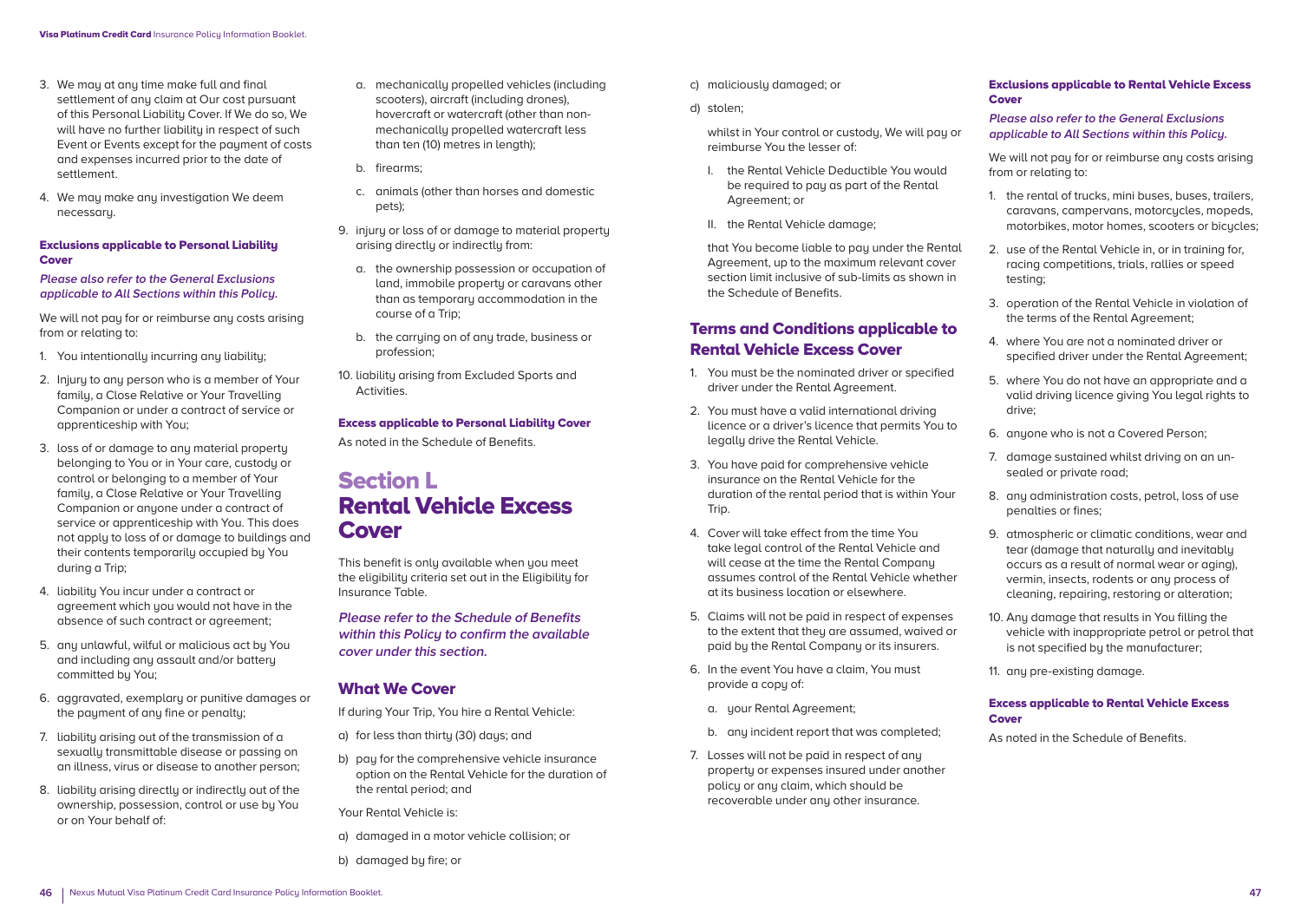3. We may at any time make full and final settlement of any claim at Our cost pursuant of this Personal Liability Cover. If We do so, We will have no further liability in respect of such Event or Events except for the payment of costs and expenses incurred prior to the date of settlement.

4. We may make any investigation We deem necessary.

#### Exclusions applicable to Personal Liability Cover

***Please also refer to the General Exclusions applicable to All Sections within this Policy.***

We will not pay for or reimburse any costs arising from or relating to:

1. You intentionally incurring any liability;
2. Injury to any person who is a member of Your family, a Close Relative or Your Travelling Companion or under a contract of service or apprenticeship with You;
3. loss of or damage to any material property belonging to You or in Your care, custody or control or belonging to a member of Your family, a Close Relative or Your Travelling Companion or anyone under a contract of service or apprenticeship with You. This does not apply to loss of or damage to buildings and their contents temporarily occupied by You during a Trip;
4. liability You incur under a contract or agreement which you would not have in the absence of such contract or agreement;
5. any unlawful, wilful or malicious act by You and including any assault and/or battery committed by You;
6. aggravated, exemplary or punitive damages or the payment of any fine or penalty;
7. liability arising out of the transmission of a sexually transmittable disease or passing on an illness, virus or disease to another person;
8. liability arising directly or indirectly out of the ownership, possession, control or use by You or on Your behalf of:
    a. mechanically propelled vehicles (including scooters), aircraft (including drones), hovercraft or watercraft (other than non-mechanically propelled watercraft less than ten (10) metres in length);
    b. firearms;
    c. animals (other than horses and domestic pets);
9. injury or loss of or damage to material property arising directly or indirectly from:
    a. the ownership possession or occupation of land, immobile property or caravans other than as temporary accommodation in the course of a Trip;
    b. the carrying on of any trade, business or profession;
10. liability arising from Excluded Sports and Activities.

#### Excess applicable to Personal Liability Cover

As noted in the Schedule of Benefits.

# Section L
# Rental Vehicle Excess Cover

This benefit is only available when you meet the eligibility criteria set out in the Eligibility for Insurance Table.

***Please refer to the Schedule of Benefits within this Policy to confirm the available cover under this section.***

## What We Cover

If during Your Trip, You hire a Rental Vehicle:

a) for less than thirty (30) days; and
b) pay for the comprehensive vehicle insurance option on the Rental Vehicle for the duration of the rental period; and

Your Rental Vehicle is:

a) damaged in a motor vehicle collision; or
b) damaged by fire; or
c) maliciously damaged; or
d) stolen;

whilst in Your control or custody, We will pay or reimburse You the lesser of:

I. the Rental Vehicle Deductible You would be required to pay as part of the Rental Agreement; or
II. the Rental Vehicle damage;

that You become liable to pay under the Rental Agreement, up to the maximum relevant cover section limit inclusive of sub-limits as shown in the Schedule of Benefits.

## Terms and Conditions applicable to Rental Vehicle Excess Cover

1. You must be the nominated driver or specified driver under the Rental Agreement.
2. You must have a valid international driving licence or a driver's licence that permits You to legally drive the Rental Vehicle.
3. You have paid for comprehensive vehicle insurance on the Rental Vehicle for the duration of the rental period that is within Your Trip.
4. Cover will take effect from the time You take legal control of the Rental Vehicle and will cease at the time the Rental Company assumes control of the Rental Vehicle whether at its business location or elsewhere.
5. Claims will not be paid in respect of expenses to the extent that they are assumed, waived or paid by the Rental Company or its insurers.
6. In the event You have a claim, You must provide a copy of:
    a. your Rental Agreement;
    b. any incident report that was completed;
7. Losses will not be paid in respect of any property or expenses insured under another policy or any claim, which should be recoverable under any other insurance.

#### Exclusions applicable to Rental Vehicle Excess Cover

***Please also refer to the General Exclusions applicable to All Sections within this Policy.***

We will not pay for or reimburse any costs arising from or relating to:

1. the rental of trucks, mini buses, buses, trailers, caravans, campervans, motorcycles, mopeds, motorbikes, motor homes, scooters or bicycles;
2. use of the Rental Vehicle in, or in training for, racing competitions, trials, rallies or speed testing;
3. operation of the Rental Vehicle in violation of the terms of the Rental Agreement;
4. where You are not a nominated driver or specified driver under the Rental Agreement;
5. where You do not have an appropriate and a valid driving licence giving You legal rights to drive;
6. anyone who is not a Covered Person;
7. damage sustained whilst driving on an un-sealed or private road;
8. any administration costs, petrol, loss of use penalties or fines;
9. atmospheric or climatic conditions, wear and tear (damage that naturally and inevitably occurs as a result of normal wear or aging), vermin, insects, rodents or any process of cleaning, repairing, restoring or alteration;
10. Any damage that results in You filling the vehicle with inappropriate petrol or petrol that is not specified by the manufacturer;
11. any pre-existing damage.

#### Excess applicable to Rental Vehicle Excess Cover

As noted in the Schedule of Benefits.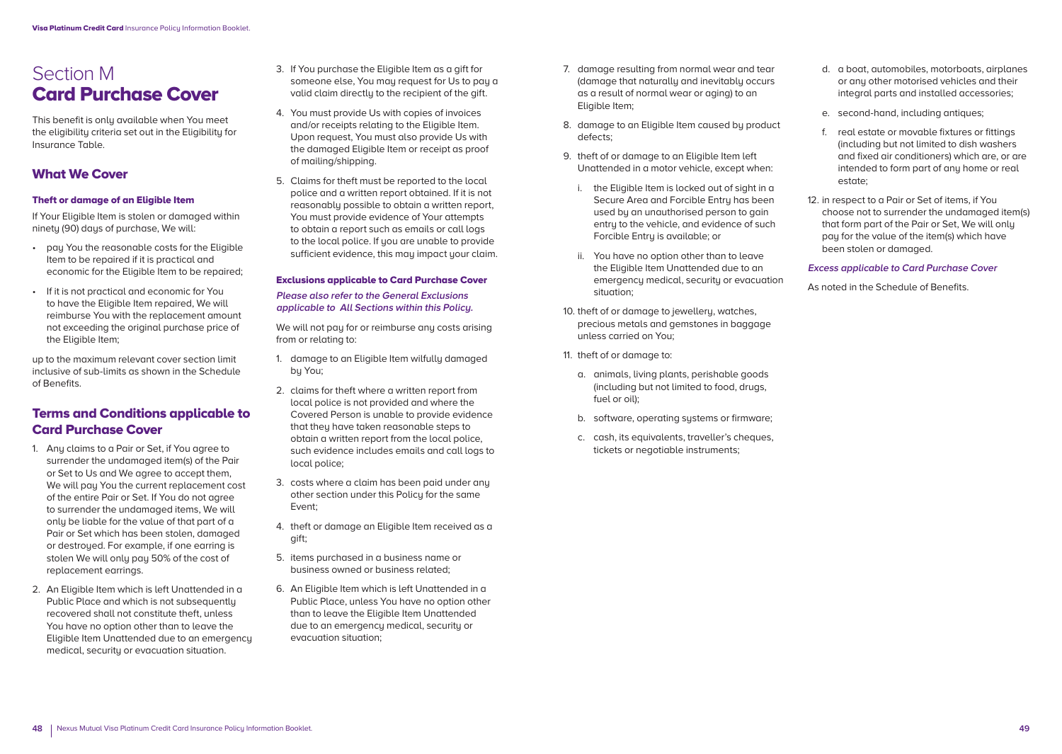# Section M
# Card Purchase Cover

This benefit is only available when You meet the eligibility criteria set out in the Eligibility for Insurance Table.

## What We Cover

### Theft or damage of an Eligible Item

If Your Eligible Item is stolen or damaged within ninety (90) days of purchase, We will:

- pay You the reasonable costs for the Eligible Item to be repaired if it is practical and economic for the Eligible Item to be repaired;
- If it is not practical and economic for You to have the Eligible Item repaired, We will reimburse You with the replacement amount not exceeding the original purchase price of the Eligible Item;

up to the maximum relevant cover section limit inclusive of sub-limits as shown in the Schedule of Benefits.

## Terms and Conditions applicable to Card Purchase Cover

1. Any claims to a Pair or Set, if You agree to surrender the undamaged item(s) of the Pair or Set to Us and We agree to accept them, We will pay You the current replacement cost of the entire Pair or Set. If You do not agree to surrender the undamaged items, We will only be liable for the value of that part of a Pair or Set which has been stolen, damaged or destroyed. For example, if one earring is stolen We will only pay 50% of the cost of replacement earrings.
2. An Eligible Item which is left Unattended in a Public Place and which is not subsequently recovered shall not constitute theft, unless You have no option other than to leave the Eligible Item Unattended due to an emergency medical, security or evacuation situation.
3. If You purchase the Eligible Item as a gift for someone else, You may request for Us to pay a valid claim directly to the recipient of the gift.
4. You must provide Us with copies of invoices and/or receipts relating to the Eligible Item. Upon request, You must also provide Us with the damaged Eligible Item or receipt as proof of mailing/shipping.
5. Claims for theft must be reported to the local police and a written report obtained. If it is not reasonably possible to obtain a written report, You must provide evidence of Your attempts to obtain a report such as emails or call logs to the local police. If you are unable to provide sufficient evidence, this may impact your claim.

### Exclusions applicable to Card Purchase Cover

***Please also refer to the General Exclusions applicable to All Sections within this Policy.***

We will not pay for or reimburse any costs arising from or relating to:

1. damage to an Eligible Item wilfully damaged by You;
2. claims for theft where a written report from local police is not provided and where the Covered Person is unable to provide evidence that they have taken reasonable steps to obtain a written report from the local police, such evidence includes emails and call logs to local police;
3. costs where a claim has been paid under any other section under this Policy for the same Event;
4. theft or damage an Eligible Item received as a gift;
5. items purchased in a business name or business owned or business related;
6. An Eligible Item which is left Unattended in a Public Place, unless You have no option other than to leave the Eligible Item Unattended due to an emergency medical, security or evacuation situation;
7. damage resulting from normal wear and tear (damage that naturally and inevitably occurs as a result of normal wear or aging) to an Eligible Item;
8. damage to an Eligible Item caused by product defects;
9. theft of or damage to an Eligible Item left Unattended in a motor vehicle, except when:
   i. the Eligible Item is locked out of sight in a Secure Area and Forcible Entry has been used by an unauthorised person to gain entry to the vehicle, and evidence of such Forcible Entry is available; or
   ii. You have no option other than to leave the Eligible Item Unattended due to an emergency medical, security or evacuation situation;
10. theft of or damage to jewellery, watches, precious metals and gemstones in baggage unless carried on You;
11. theft of or damage to:
    a. animals, living plants, perishable goods (including but not limited to food, drugs, fuel or oil);
    b. software, operating systems or firmware;
    c. cash, its equivalents, traveller's cheques, tickets or negotiable instruments;
    d. a boat, automobiles, motorboats, airplanes or any other motorised vehicles and their integral parts and installed accessories;
    e. second-hand, including antiques;
    f. real estate or movable fixtures or fittings (including but not limited to dish washers and fixed air conditioners) which are, or are intended to form part of any home or real estate;
12. in respect to a Pair or Set of items, if You choose not to surrender the undamaged item(s) that form part of the Pair or Set, We will only pay for the value of the item(s) which have been stolen or damaged.

***Excess applicable to Card Purchase Cover***

As noted in the Schedule of Benefits.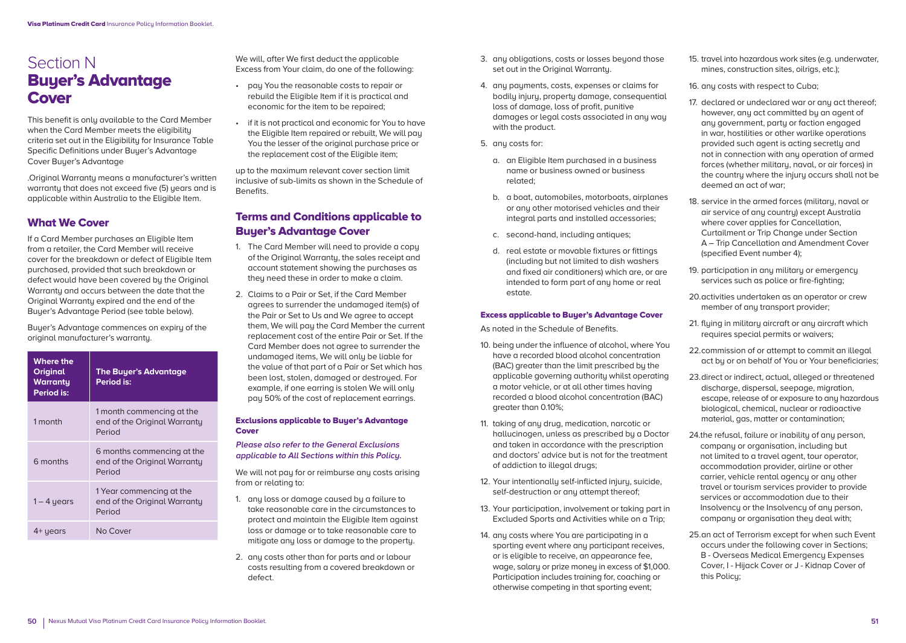# Section N
# Buyer's Advantage Cover

This benefit is only available to the Card Member when the Card Member meets the eligibility criteria set out in the Eligibility for Insurance Table Specific Definitions under Buyer's Advantage Cover Buyer's Advantage

.Original Warranty means a manufacturer's written warranty that does not exceed five (5) years and is applicable within Australia to the Eligible Item.

## What We Cover

If a Card Member purchases an Eligible Item from a retailer, the Card Member will receive cover for the breakdown or defect of Eligible Item purchased, provided that such breakdown or defect would have been covered by the Original Warranty and occurs between the date that the Original Warranty expired and the end of the Buyer's Advantage Period (see table below).

Buyer's Advantage commences on expiry of the original manufacturer's warranty.

| Where the Original Warranty Period is: | The Buyer's Advantage Period is: |
|---|---|
| 1 month | 1 month commencing at the end of the Original Warranty Period |
| 6 months | 6 months commencing at the end of the Original Warranty Period |
| 1 – 4 years | 1 Year commencing at the end of the Original Warranty Period |
| 4+ years | No Cover |

We will, after We first deduct the applicable Excess from Your claim, do one of the following:

- pay You the reasonable costs to repair or rebuild the Eligible Item if it is practical and economic for the item to be repaired;
- if it is not practical and economic for You to have the Eligible Item repaired or rebuilt, We will pay You the lesser of the original purchase price or the replacement cost of the Eligible item;

up to the maximum relevant cover section limit inclusive of sub-limits as shown in the Schedule of Benefits.

## Terms and Conditions applicable to Buyer's Advantage Cover

1. The Card Member will need to provide a copy of the Original Warranty, the sales receipt and account statement showing the purchases as they need these in order to make a claim.
2. Claims to a Pair or Set, if the Card Member agrees to surrender the undamaged item(s) of the Pair or Set to Us and We agree to accept them, We will pay the Card Member the current replacement cost of the entire Pair or Set. If the Card Member does not agree to surrender the undamaged items, We will only be liable for the value of that part of a Pair or Set which has been lost, stolen, damaged or destroyed. For example, if one earring is stolen We will only pay 50% of the cost of replacement earrings.

### Exclusions applicable to Buyer's Advantage Cover

***Please also refer to the General Exclusions applicable to All Sections within this Policy.***

We will not pay for or reimburse any costs arising from or relating to:

1. any loss or damage caused by a failure to take reasonable care in the circumstances to protect and maintain the Eligible Item against loss or damage or to take reasonable care to mitigate any loss or damage to the property.
2. any costs other than for parts and or labour costs resulting from a covered breakdown or defect.
3. any obligations, costs or losses beyond those set out in the Original Warranty.
4. any payments, costs, expenses or claims for bodily injury, property damage, consequential loss of damage, loss of profit, punitive damages or legal costs associated in any way with the product.
5. any costs for:
    a. an Eligible Item purchased in a business name or business owned or business related;
    b. a boat, automobiles, motorboats, airplanes or any other motorised vehicles and their integral parts and installed accessories;
    c. second-hand, including antiques;
    d. real estate or movable fixtures or fittings (including but not limited to dish washers and fixed air conditioners) which are, or are intended to form part of any home or real estate.

### Excess applicable to Buyer's Advantage Cover

As noted in the Schedule of Benefits.

10. being under the influence of alcohol, where You have a recorded blood alcohol concentration (BAC) greater than the limit prescribed by the applicable governing authority whilst operating a motor vehicle, or at all other times having recorded a blood alcohol concentration (BAC) greater than 0.10%;
11. taking of any drug, medication, narcotic or hallucinogen, unless as prescribed by a Doctor and taken in accordance with the prescription and doctors' advice but is not for the treatment of addiction to illegal drugs;
12. Your intentionally self-inflicted injury, suicide, self-destruction or any attempt thereof;
13. Your participation, involvement or taking part in Excluded Sports and Activities while on a Trip;
14. any costs where You are participating in a sporting event where any participant receives, or is eligible to receive, an appearance fee, wage, salary or prize money in excess of $1,000. Participation includes training for, coaching or otherwise competing in that sporting event;
15. travel into hazardous work sites (e.g. underwater, mines, construction sites, oilrigs, etc.);
16. any costs with respect to Cuba;
17. declared or undeclared war or any act thereof; however, any act committed by an agent of any government, party or faction engaged in war, hostilities or other warlike operations provided such agent is acting secretly and not in connection with any operation of armed forces (whether military, naval, or air forces) in the country where the injury occurs shall not be deemed an act of war;
18. service in the armed forces (military, naval or air service of any country) except Australia where cover applies for Cancellation, Curtailment or Trip Change under Section A – Trip Cancellation and Amendment Cover (specified Event number 4);
19. participation in any military or emergency services such as police or fire-fighting;
20. activities undertaken as an operator or crew member of any transport provider;
21. flying in military aircraft or any aircraft which requires special permits or waivers;
22. commission of or attempt to commit an illegal act by or on behalf of You or Your beneficiaries;
23. direct or indirect, actual, alleged or threatened discharge, dispersal, seepage, migration, escape, release of or exposure to any hazardous biological, chemical, nuclear or radioactive material, gas, matter or contamination;
24. the refusal, failure or inability of any person, company or organisation, including but not limited to a travel agent, tour operator, accommodation provider, airline or other carrier, vehicle rental agency or any other travel or tourism services provider to provide services or accommodation due to their Insolvency or the Insolvency of any person, company or organisation they deal with;
25. an act of Terrorism except for when such Event occurs under the following cover in Sections; B - Overseas Medical Emergency Expenses Cover, I - Hijack Cover or J - Kidnap Cover of this Policy;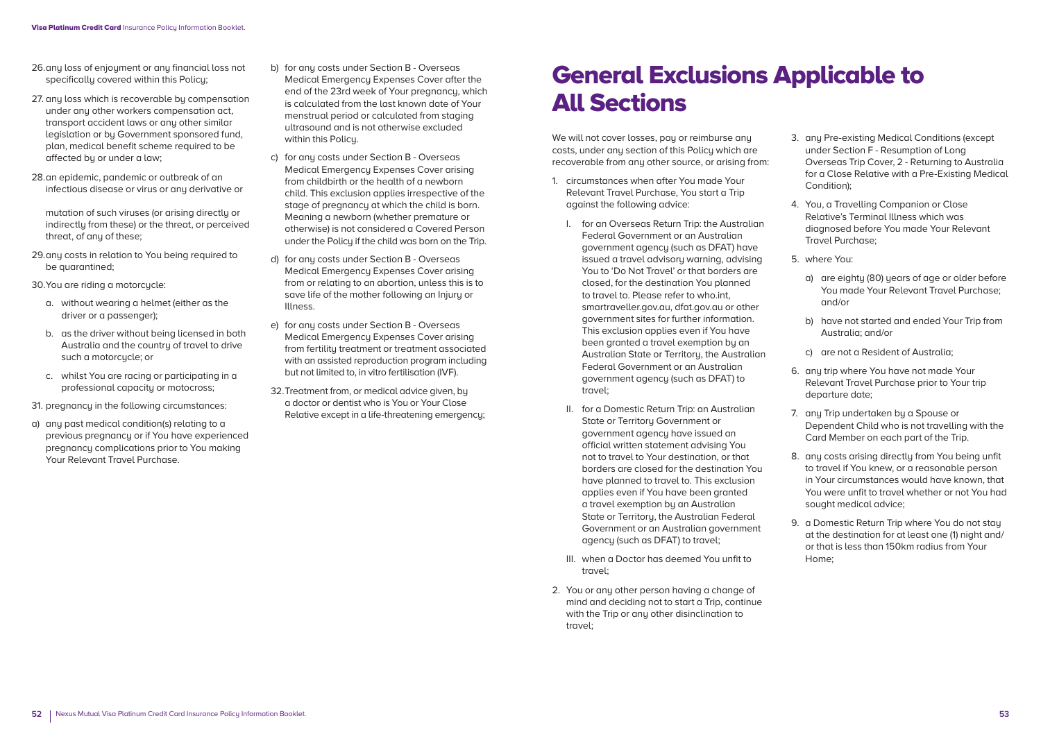26. any loss of enjoyment or any financial loss not specifically covered within this Policy;

27. any loss which is recoverable by compensation under any other workers compensation act, transport accident laws or any other similar legislation or by Government sponsored fund, plan, medical benefit scheme required to be affected by or under a law;

28. an epidemic, pandemic or outbreak of an infectious disease or virus or any derivative or

mutation of such viruses (or arising directly or indirectly from these) or the threat, or perceived threat, of any of these;

29. any costs in relation to You being required to be quarantined;

30. You are riding a motorcycle:

   a. without wearing a helmet (either as the driver or a passenger);

   b. as the driver without being licensed in both Australia and the country of travel to drive such a motorcycle; or

   c. whilst You are racing or participating in a professional capacity or motocross;

31. pregnancy in the following circumstances:

a) any past medical condition(s) relating to a previous pregnancy or if You have experienced pregnancy complications prior to You making Your Relevant Travel Purchase.

b) for any costs under Section B - Overseas Medical Emergency Expenses Cover after the end of the 23rd week of Your pregnancy, which is calculated from the last known date of Your menstrual period or calculated from staging ultrasound and is not otherwise excluded within this Policy.

c) for any costs under Section B - Overseas Medical Emergency Expenses Cover arising from childbirth or the health of a newborn child. This exclusion applies irrespective of the stage of pregnancy at which the child is born. Meaning a newborn (whether premature or otherwise) is not considered a Covered Person under the Policy if the child was born on the Trip.

d) for any costs under Section B - Overseas Medical Emergency Expenses Cover arising from or relating to an abortion, unless this is to save life of the mother following an Injury or Illness.

e) for any costs under Section B - Overseas Medical Emergency Expenses Cover arising from fertility treatment or treatment associated with an assisted reproduction program including but not limited to, in vitro fertilisation (IVF).

32. Treatment from, or medical advice given, by a doctor or dentist who is You or Your Close Relative except in a life-threatening emergency;

# General Exclusions Applicable to All Sections

We will not cover losses, pay or reimburse any costs, under any section of this Policy which are recoverable from any other source, or arising from:

1. circumstances when after You made Your Relevant Travel Purchase, You start a Trip against the following advice:

   I. for an Overseas Return Trip: the Australian Federal Government or an Australian government agency (such as DFAT) have issued a travel advisory warning, advising You to 'Do Not Travel' or that borders are closed, for the destination You planned to travel to. Please refer to who.int, smartraveller.gov.au, dfat.gov.au or other government sites for further information. This exclusion applies even if You have been granted a travel exemption by an Australian State or Territory, the Australian Federal Government or an Australian government agency (such as DFAT) to travel;

   II. for a Domestic Return Trip: an Australian State or Territory Government or government agency have issued an official written statement advising You not to travel to Your destination, or that borders are closed for the destination You have planned to travel to. This exclusion applies even if You have been granted a travel exemption by an Australian State or Territory, the Australian Federal Government or an Australian government agency (such as DFAT) to travel;

   III. when a Doctor has deemed You unfit to travel;

2. You or any other person having a change of mind and deciding not to start a Trip, continue with the Trip or any other disinclination to travel;

3. any Pre-existing Medical Conditions (except under Section F - Resumption of Long Overseas Trip Cover, 2 - Returning to Australia for a Close Relative with a Pre-Existing Medical Condition);

4. You, a Travelling Companion or Close Relative's Terminal Illness which was diagnosed before You made Your Relevant Travel Purchase;

5. where You:

   a) are eighty (80) years of age or older before You made Your Relevant Travel Purchase; and/or

   b) have not started and ended Your Trip from Australia; and/or

   c) are not a Resident of Australia;

6. any trip where You have not made Your Relevant Travel Purchase prior to Your trip departure date;

7. any Trip undertaken by a Spouse or Dependent Child who is not travelling with the Card Member on each part of the Trip.

8. any costs arising directly from You being unfit to travel if You knew, or a reasonable person in Your circumstances would have known, that You were unfit to travel whether or not You had sought medical advice;

9. a Domestic Return Trip where You do not stay at the destination for at least one (1) night and/or that is less than 150km radius from Your Home;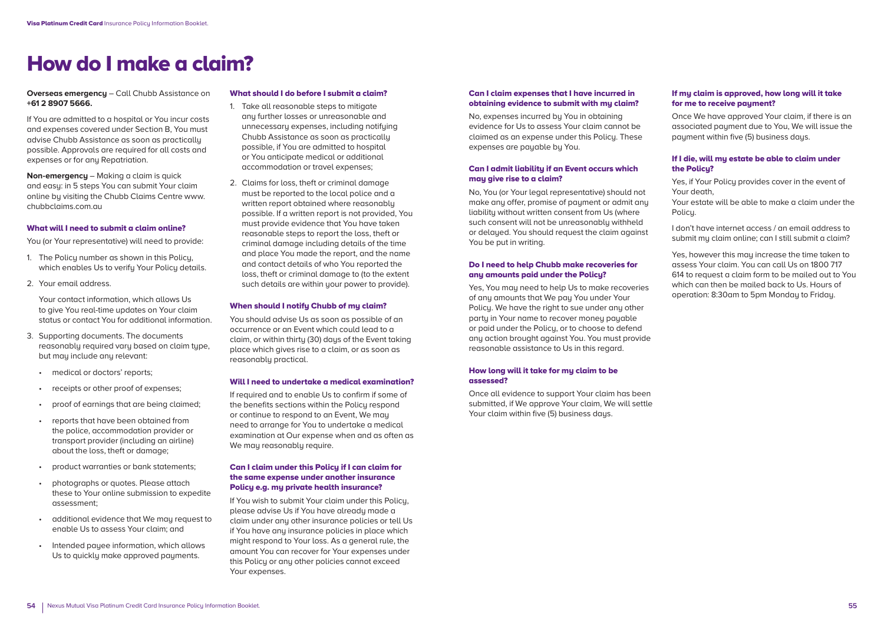# How do I make a claim?

**Overseas emergency** – Call Chubb Assistance on **+61 2 8907 5666.**

If You are admitted to a hospital or You incur costs and expenses covered under Section B, You must advise Chubb Assistance as soon as practically possible. Approvals are required for all costs and expenses or for any Repatriation.

**Non-emergency** – Making a claim is quick and easy: in 5 steps You can submit Your claim online by visiting the Chubb Claims Centre www.chubbclaims.com.au

### What will I need to submit a claim online?

You (or Your representative) will need to provide:

1. The Policy number as shown in this Policy, which enables Us to verify Your Policy details.
2. Your email address.

   Your contact information, which allows Us to give You real-time updates on Your claim status or contact You for additional information.
3. Supporting documents. The documents reasonably required vary based on claim type, but may include any relevant:
   - medical or doctors' reports;
   - receipts or other proof of expenses;
   - proof of earnings that are being claimed;
   - reports that have been obtained from the police, accommodation provider or transport provider (including an airline) about the loss, theft or damage;
   - product warranties or bank statements;
   - photographs or quotes. Please attach these to Your online submission to expedite assessment;
   - additional evidence that We may request to enable Us to assess Your claim; and
   - Intended payee information, which allows Us to quickly make approved payments.

### What should I do before I submit a claim?

1. Take all reasonable steps to mitigate any further losses or unreasonable and unnecessary expenses, including notifying Chubb Assistance as soon as practically possible, if You are admitted to hospital or You anticipate medical or additional accommodation or travel expenses;
2. Claims for loss, theft or criminal damage must be reported to the local police and a written report obtained where reasonably possible. If a written report is not provided, You must provide evidence that You have taken reasonable steps to report the loss, theft or criminal damage including details of the time and place You made the report, and the name and contact details of who You reported the loss, theft or criminal damage to (to the extent such details are within your power to provide).

### When should I notify Chubb of my claim?

You should advise Us as soon as possible of an occurrence or an Event which could lead to a claim, or within thirty (30) days of the Event taking place which gives rise to a claim, or as soon as reasonably practical.

### Will I need to undertake a medical examination?

If required and to enable Us to confirm if some of the benefits sections within the Policy respond or continue to respond to an Event, We may need to arrange for You to undertake a medical examination at Our expense when and as often as We may reasonably require.

### Can I claim under this Policy if I can claim for the same expense under another insurance Policy e.g. my private health insurance?

If You wish to submit Your claim under this Policy, please advise Us if You have already made a claim under any other insurance policies or tell Us if You have any insurance policies in place which might respond to Your loss. As a general rule, the amount You can recover for Your expenses under this Policy or any other policies cannot exceed Your expenses.

### Can I claim expenses that I have incurred in obtaining evidence to submit with my claim?

No, expenses incurred by You in obtaining evidence for Us to assess Your claim cannot be claimed as an expense under this Policy. These expenses are payable by You.

### Can I admit liability if an Event occurs which may give rise to a claim?

No, You (or Your legal representative) should not make any offer, promise of payment or admit any liability without written consent from Us (where such consent will not be unreasonably withheld or delayed. You should request the claim against You be put in writing.

### Do I need to help Chubb make recoveries for any amounts paid under the Policy?

Yes, You may need to help Us to make recoveries of any amounts that We pay You under Your Policy. We have the right to sue under any other party in Your name to recover money payable or paid under the Policy, or to choose to defend any action brought against You. You must provide reasonable assistance to Us in this regard.

### How long will it take for my claim to be assessed?

Once all evidence to support Your claim has been submitted, if We approve Your claim, We will settle Your claim within five (5) business days.

### If my claim is approved, how long will it take for me to receive payment?

Once We have approved Your claim, if there is an associated payment due to You, We will issue the payment within five (5) business days.

### If I die, will my estate be able to claim under the Policy?

Yes, if Your Policy provides cover in the event of Your death,
Your estate will be able to make a claim under the Policy.

I don't have internet access / an email address to submit my claim online; can I still submit a claim?

Yes, however this may increase the time taken to assess Your claim. You can call Us on 1800 717 614 to request a claim form to be mailed out to You which can then be mailed back to Us. Hours of operation: 8:30am to 5pm Monday to Friday.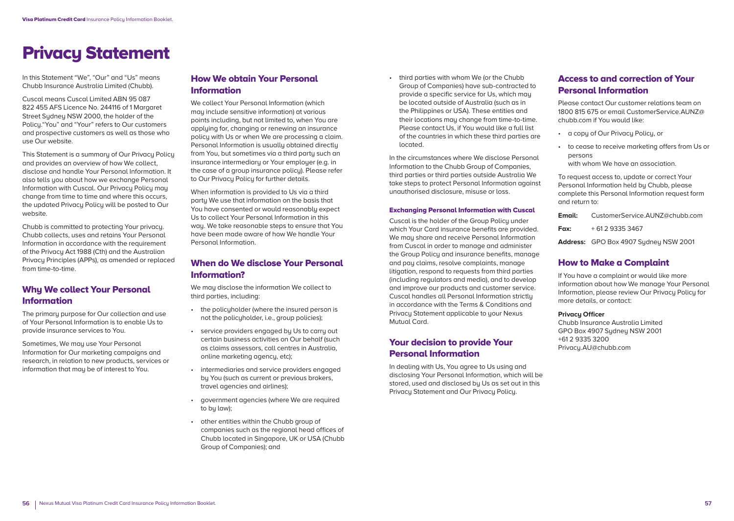# Privacy Statement

In this Statement "We", "Our" and "Us" means Chubb Insurance Australia Limited (Chubb).

Cuscal means Cuscal Limited ABN 95 087 822 455 AFS Licence No. 244116 of 1 Margaret Street Sydney NSW 2000, the holder of the Policy."You" and "Your" refers to Our customers and prospective customers as well as those who use Our website.

This Statement is a summary of Our Privacy Policy and provides an overview of how We collect, disclose and handle Your Personal Information. It also tells you about how we exchange Personal Information with Cuscal. Our Privacy Policy may change from time to time and where this occurs, the updated Privacy Policy will be posted to Our website.

Chubb is committed to protecting Your privacy. Chubb collects, uses and retains Your Personal Information in accordance with the requirement of the Privacy Act 1988 (Cth) and the Australian Privacy Principles (APPs), as amended or replaced from time-to-time.

## Why We collect Your Personal Information

The primary purpose for Our collection and use of Your Personal Information is to enable Us to provide insurance services to You.

Sometimes, We may use Your Personal Information for Our marketing campaigns and research, in relation to new products, services or information that may be of interest to You.

## How We obtain Your Personal Information

We collect Your Personal Information (which may include sensitive information) at various points including, but not limited to, when You are applying for, changing or renewing an insurance policy with Us or when We are processing a claim. Personal Information is usually obtained directly from You, but sometimes via a third party such an insurance intermediary or Your employer (e.g. in the case of a group insurance policy). Please refer to Our Privacy Policy for further details.

When information is provided to Us via a third party We use that information on the basis that You have consented or would reasonably expect Us to collect Your Personal Information in this way. We take reasonable steps to ensure that You have been made aware of how We handle Your Personal Information.

## When do We disclose Your Personal Information?

We may disclose the information We collect to third parties, including:

- the policyholder (where the insured person is not the policyholder, i.e., group policies);
- service providers engaged by Us to carry out certain business activities on Our behalf (such as claims assessors, call centres in Australia, online marketing agency, etc);
- intermediaries and service providers engaged by You (such as current or previous brokers, travel agencies and airlines);
- government agencies (where We are required to by law);
- other entities within the Chubb group of companies such as the regional head offices of Chubb located in Singapore, UK or USA (Chubb Group of Companies); and
- third parties with whom We (or the Chubb Group of Companies) have sub-contracted to provide a specific service for Us, which may be located outside of Australia (such as in the Philippines or USA). These entities and their locations may change from time-to-time. Please contact Us, if You would like a full list of the countries in which these third parties are located.

In the circumstances where We disclose Personal Information to the Chubb Group of Companies, third parties or third parties outside Australia We take steps to protect Personal Information against unauthorised disclosure, misuse or loss.

### Exchanging Personal Information with Cuscal

Cuscal is the holder of the Group Policy under which Your Card insurance benefits are provided. We may share and receive Personal Information from Cuscal in order to manage and administer the Group Policy and insurance benefits, manage and pay claims, resolve complaints, manage litigation, respond to requests from third parties (including regulators and media), and to develop and improve our products and customer service. Cuscal handles all Personal Information strictly in accordance with the Terms & Conditions and Privacy Statement applicable to your Nexus Mutual Card.

## Your decision to provide Your Personal Information

In dealing with Us, You agree to Us using and disclosing Your Personal Information, which will be stored, used and disclosed by Us as set out in this Privacy Statement and Our Privacy Policy.

## Access to and correction of Your Personal Information

Please contact Our customer relations team on 1800 815 675 or email CustomerService.AUNZ@chubb.com if You would like:

- a copy of Our Privacy Policy, or
- to cease to receive marketing offers from Us or persons
  with whom We have an association.

To request access to, update or correct Your Personal Information held by Chubb, please complete this Personal Information request form and return to:

**Email:** CustomerService.AUNZ@chubb.com

**Fax:** + 61 2 9335 3467

**Address:** GPO Box 4907 Sydney NSW 2001

## How to Make a Complaint

If You have a complaint or would like more information about how We manage Your Personal Information, please review Our Privacy Policy for more details, or contact:

**Privacy Officer**
Chubb Insurance Australia Limited
GPO Box 4907 Sydney NSW 2001
+61 2 9335 3200
Privacy.AU@chubb.com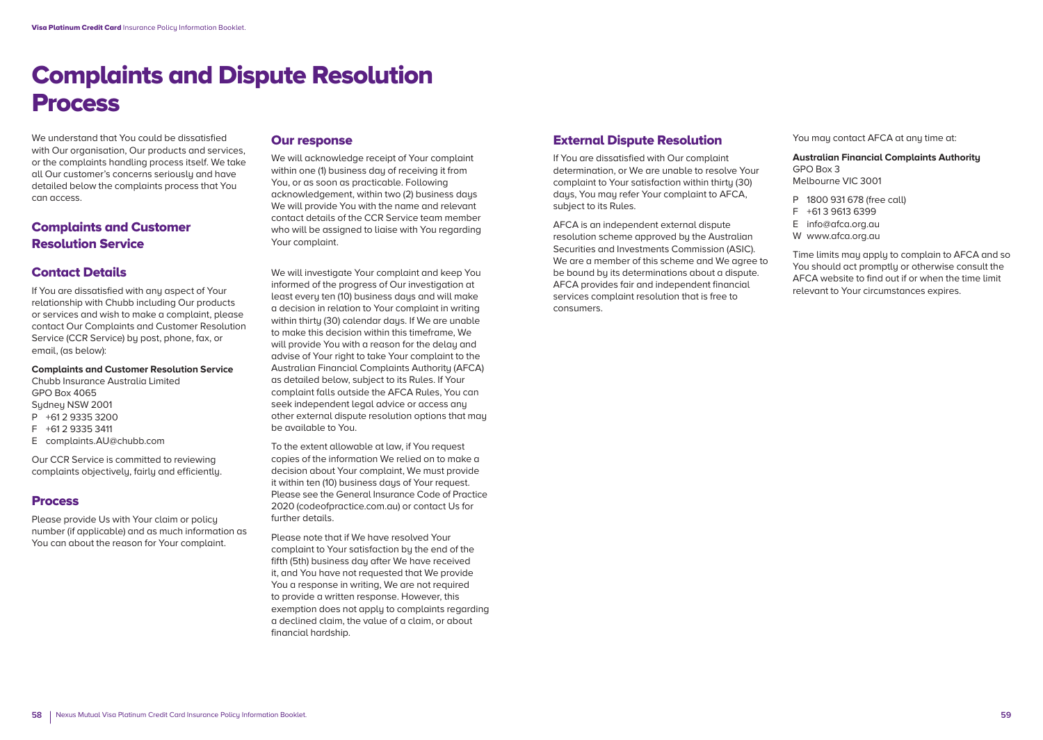# Complaints and Dispute Resolution Process

We understand that You could be dissatisfied with Our organisation, Our products and services, or the complaints handling process itself. We take all Our customer's concerns seriously and have detailed below the complaints process that You can access.

## Complaints and Customer Resolution Service

## Contact Details

If You are dissatisfied with any aspect of Your relationship with Chubb including Our products or services and wish to make a complaint, please contact Our Complaints and Customer Resolution Service (CCR Service) by post, phone, fax, or email, (as below):

**Complaints and Customer Resolution Service**
Chubb Insurance Australia Limited
GPO Box 4065
Sydney NSW 2001
P +61 2 9335 3200
F +61 2 9335 3411
E complaints.AU@chubb.com

Our CCR Service is committed to reviewing complaints objectively, fairly and efficiently.

## Process

Please provide Us with Your claim or policy number (if applicable) and as much information as You can about the reason for Your complaint.

## Our response

We will acknowledge receipt of Your complaint within one (1) business day of receiving it from You, or as soon as practicable. Following acknowledgement, within two (2) business days We will provide You with the name and relevant contact details of the CCR Service team member who will be assigned to liaise with You regarding Your complaint.

We will investigate Your complaint and keep You informed of the progress of Our investigation at least every ten (10) business days and will make a decision in relation to Your complaint in writing within thirty (30) calendar days. If We are unable to make this decision within this timeframe, We will provide You with a reason for the delay and advise of Your right to take Your complaint to the Australian Financial Complaints Authority (AFCA) as detailed below, subject to its Rules. If Your complaint falls outside the AFCA Rules, You can seek independent legal advice or access any other external dispute resolution options that may be available to You.

To the extent allowable at law, if You request copies of the information We relied on to make a decision about Your complaint, We must provide it within ten (10) business days of Your request. Please see the General Insurance Code of Practice 2020 (codeofpractice.com.au) or contact Us for further details.

Please note that if We have resolved Your complaint to Your satisfaction by the end of the fifth (5th) business day after We have received it, and You have not requested that We provide You a response in writing, We are not required to provide a written response. However, this exemption does not apply to complaints regarding a declined claim, the value of a claim, or about financial hardship.

## External Dispute Resolution

If You are dissatisfied with Our complaint determination, or We are unable to resolve Your complaint to Your satisfaction within thirty (30) days, You may refer Your complaint to AFCA, subject to its Rules.

AFCA is an independent external dispute resolution scheme approved by the Australian Securities and Investments Commission (ASIC). We are a member of this scheme and We agree to be bound by its determinations about a dispute. AFCA provides fair and independent financial services complaint resolution that is free to consumers.

You may contact AFCA at any time at:

**Australian Financial Complaints Authority**
GPO Box 3
Melbourne VIC 3001

P 1800 931 678 (free call)
F +61 3 9613 6399
E info@afca.org.au
W www.afca.org.au

Time limits may apply to complain to AFCA and so You should act promptly or otherwise consult the AFCA website to find out if or when the time limit relevant to Your circumstances expires.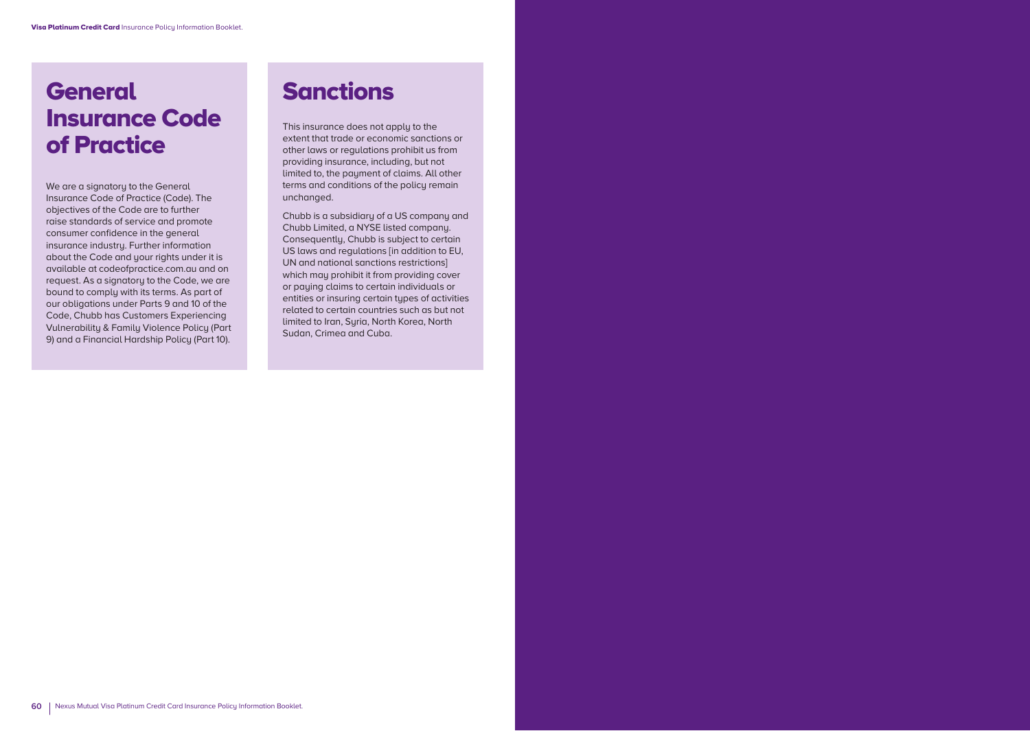# General Insurance Code of Practice

We are a signatory to the General Insurance Code of Practice (Code). The objectives of the Code are to further raise standards of service and promote consumer confidence in the general insurance industry. Further information about the Code and your rights under it is available at codeofpractice.com.au and on request. As a signatory to the Code, we are bound to comply with its terms. As part of our obligations under Parts 9 and 10 of the Code, Chubb has Customers Experiencing Vulnerability & Family Violence Policy (Part 9) and a Financial Hardship Policy (Part 10).

# Sanctions

This insurance does not apply to the extent that trade or economic sanctions or other laws or regulations prohibit us from providing insurance, including, but not limited to, the payment of claims. All other terms and conditions of the policy remain unchanged.

Chubb is a subsidiary of a US company and Chubb Limited, a NYSE listed company. Consequently, Chubb is subject to certain US laws and regulations [in addition to EU, UN and national sanctions restrictions] which may prohibit it from providing cover or paying claims to certain individuals or entities or insuring certain types of activities related to certain countries such as but not limited to Iran, Syria, North Korea, North Sudan, Crimea and Cuba.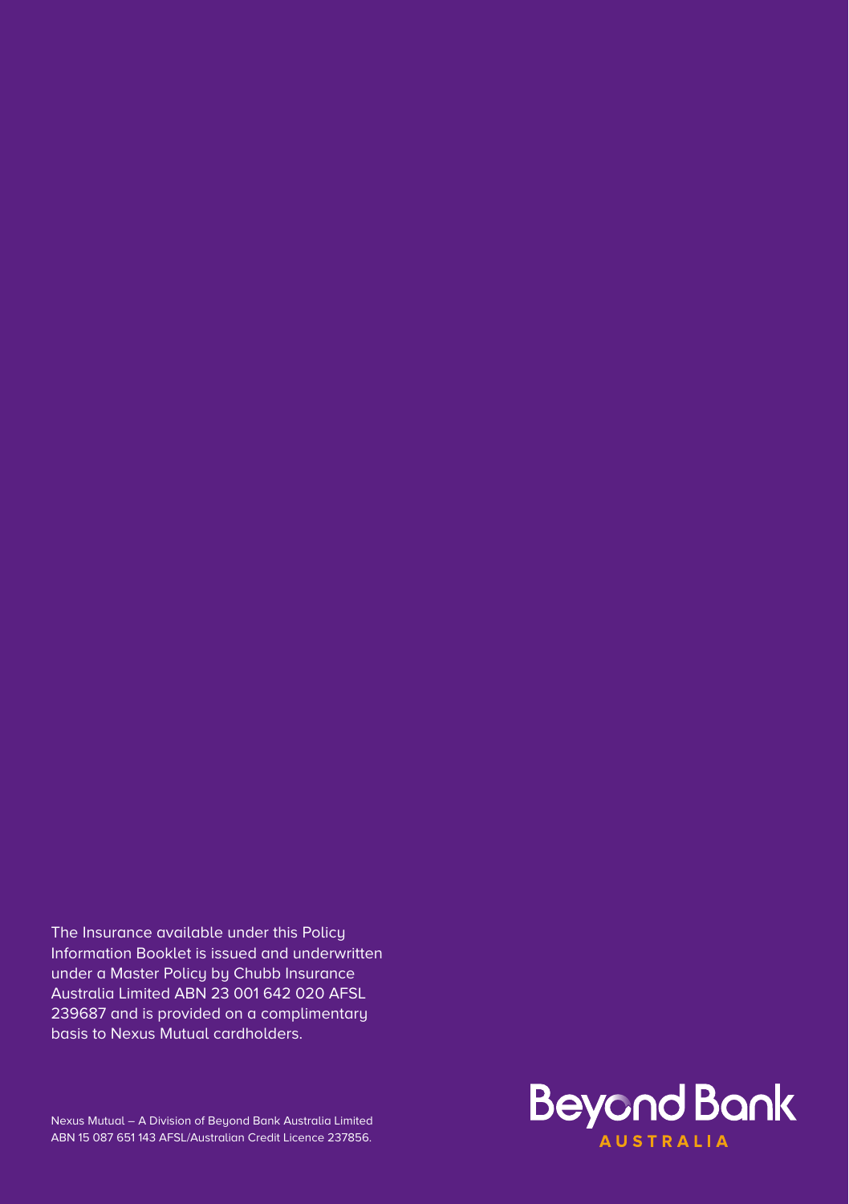The Insurance available under this Policy Information Booklet is issued and underwritten under a Master Policy by Chubb Insurance Australia Limited ABN 23 001 642 020 AFSL 239687 and is provided on a complimentary basis to Nexus Mutual cardholders.

Nexus Mutual – A Division of Beyond Bank Australia Limited ABN 15 087 651 143 AFSL/Australian Credit Licence 237856.

Beyond Bank AUSTRALIA